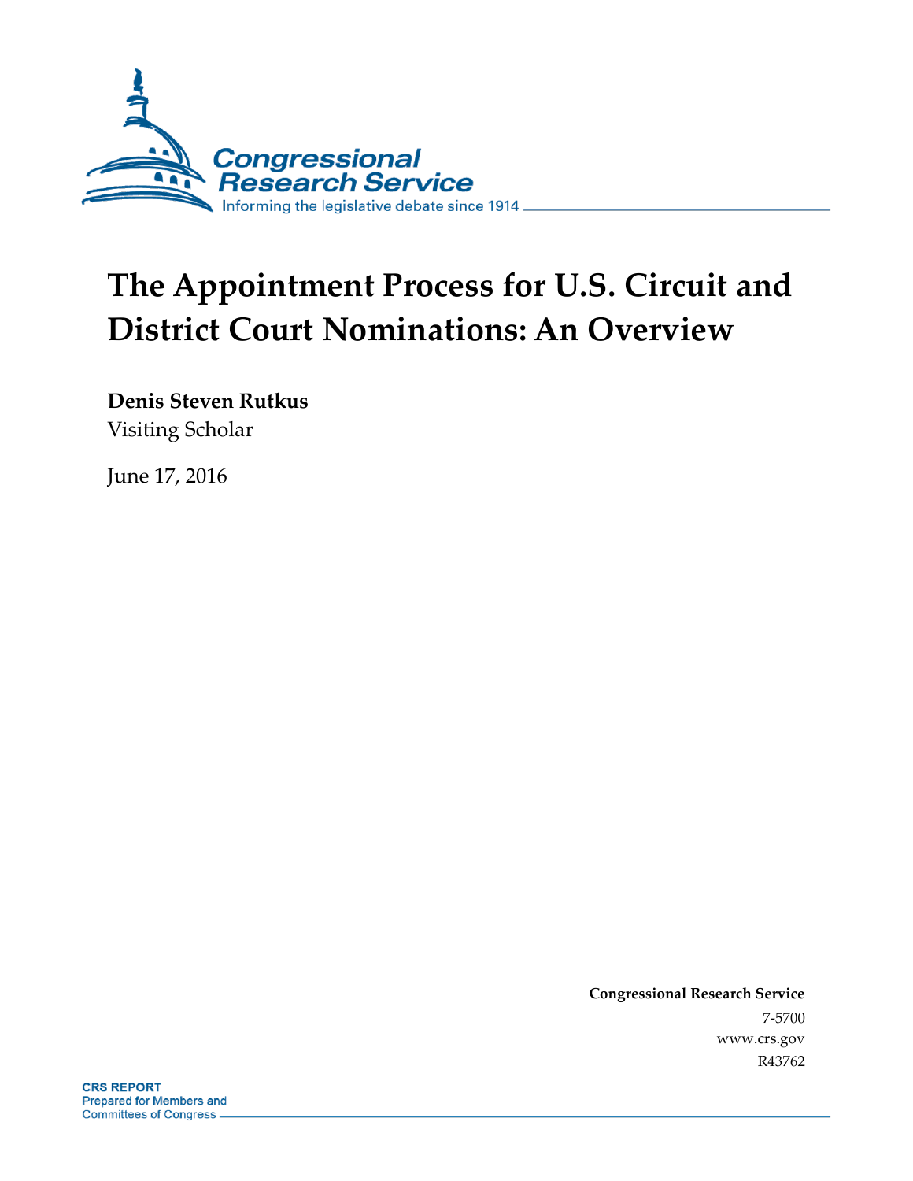# The Appointment Process for U.S. Circuit and District Court Nominations: An Overview

**Denis Steven Rutkus**

Visiting Scholar

June 17, 2016

**Congressional Research Service**

7-5700

www.crs.gov

R43762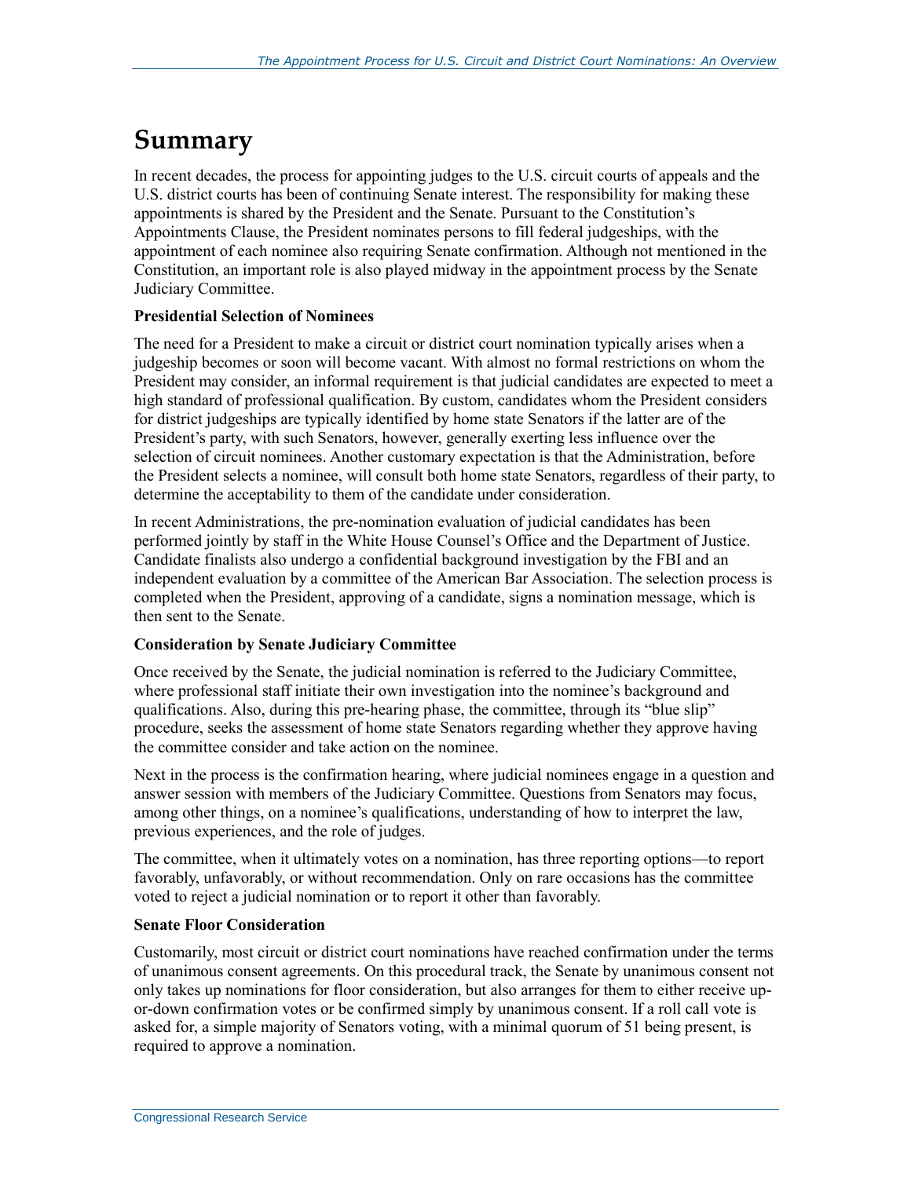# Summary

In recent decades, the process for appointing judges to the U.S. circuit courts of appeals and the U.S. district courts has been of continuing Senate interest. The responsibility for making these appointments is shared by the President and the Senate. Pursuant to the Constitution's Appointments Clause, the President nominates persons to fill federal judgeships, with the appointment of each nominee also requiring Senate confirmation. Although not mentioned in the Constitution, an important role is also played midway in the appointment process by the Senate Judiciary Committee.

**Presidential Selection of Nominees**

The need for a President to make a circuit or district court nomination typically arises when a judgeship becomes or soon will become vacant. With almost no formal restrictions on whom the President may consider, an informal requirement is that judicial candidates are expected to meet a high standard of professional qualification. By custom, candidates whom the President considers for district judgeships are typically identified by home state Senators if the latter are of the President's party, with such Senators, however, generally exerting less influence over the selection of circuit nominees. Another customary expectation is that the Administration, before the President selects a nominee, will consult both home state Senators, regardless of their party, to determine the acceptability to them of the candidate under consideration.

In recent Administrations, the pre-nomination evaluation of judicial candidates has been performed jointly by staff in the White House Counsel's Office and the Department of Justice. Candidate finalists also undergo a confidential background investigation by the FBI and an independent evaluation by a committee of the American Bar Association. The selection process is completed when the President, approving of a candidate, signs a nomination message, which is then sent to the Senate.

**Consideration by Senate Judiciary Committee**

Once received by the Senate, the judicial nomination is referred to the Judiciary Committee, where professional staff initiate their own investigation into the nominee's background and qualifications. Also, during this pre-hearing phase, the committee, through its "blue slip" procedure, seeks the assessment of home state Senators regarding whether they approve having the committee consider and take action on the nominee.

Next in the process is the confirmation hearing, where judicial nominees engage in a question and answer session with members of the Judiciary Committee. Questions from Senators may focus, among other things, on a nominee's qualifications, understanding of how to interpret the law, previous experiences, and the role of judges.

The committee, when it ultimately votes on a nomination, has three reporting options—to report favorably, unfavorably, or without recommendation. Only on rare occasions has the committee voted to reject a judicial nomination or to report it other than favorably.

**Senate Floor Consideration**

Customarily, most circuit or district court nominations have reached confirmation under the terms of unanimous consent agreements. On this procedural track, the Senate by unanimous consent not only takes up nominations for floor consideration, but also arranges for them to either receive up-or-down confirmation votes or be confirmed simply by unanimous consent. If a roll call vote is asked for, a simple majority of Senators voting, with a minimal quorum of 51 being present, is required to approve a nomination.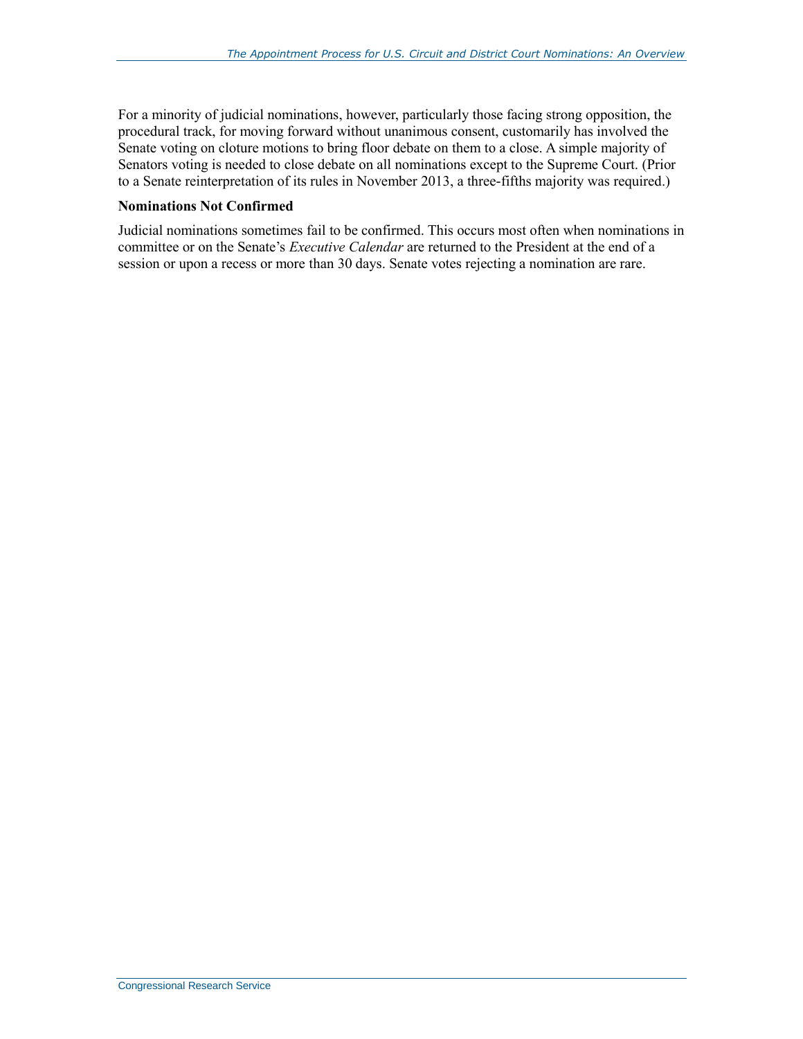For a minority of judicial nominations, however, particularly those facing strong opposition, the procedural track, for moving forward without unanimous consent, customarily has involved the Senate voting on cloture motions to bring floor debate on them to a close. A simple majority of Senators voting is needed to close debate on all nominations except to the Supreme Court. (Prior to a Senate reinterpretation of its rules in November 2013, a three-fifths majority was required.)

**Nominations Not Confirmed**

Judicial nominations sometimes fail to be confirmed. This occurs most often when nominations in committee or on the Senate's *Executive Calendar* are returned to the President at the end of a session or upon a recess or more than 30 days. Senate votes rejecting a nomination are rare.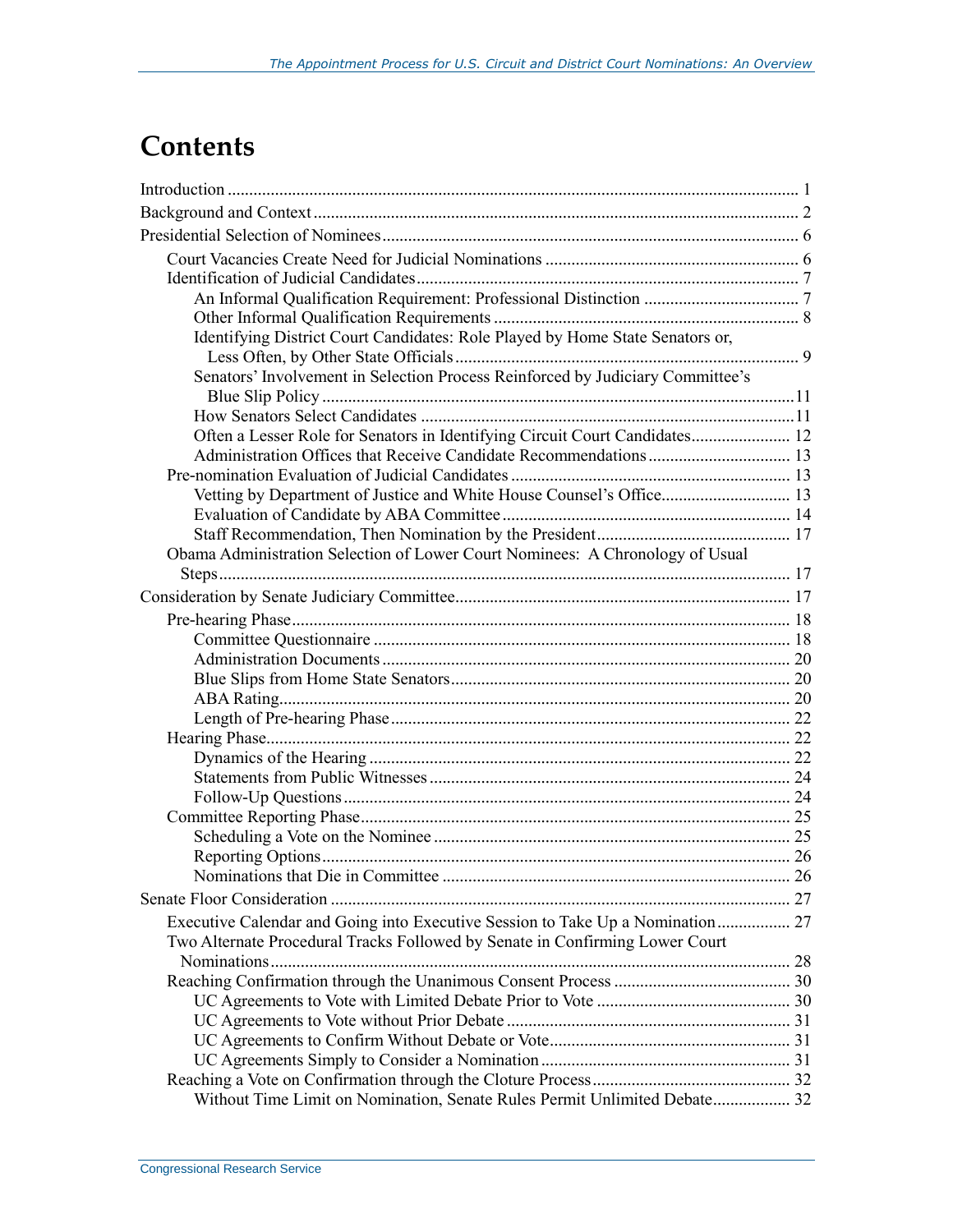# Contents

Introduction ..... 1

Background and Context ..... 2

Presidential Selection of Nominees ..... 6

- Court Vacancies Create Need for Judicial Nominations ..... 6
- Identification of Judicial Candidates ..... 7
  - An Informal Qualification Requirement: Professional Distinction ..... 7
  - Other Informal Qualification Requirements ..... 8
  - Identifying District Court Candidates: Role Played by Home State Senators or, Less Often, by Other State Officials ..... 9
  - Senators' Involvement in Selection Process Reinforced by Judiciary Committee's Blue Slip Policy ..... 11
  - How Senators Select Candidates ..... 11
  - Often a Lesser Role for Senators in Identifying Circuit Court Candidates ..... 12
  - Administration Offices that Receive Candidate Recommendations ..... 13
- Pre-nomination Evaluation of Judicial Candidates ..... 13
  - Vetting by Department of Justice and White House Counsel's Office ..... 13
  - Evaluation of Candidate by ABA Committee ..... 14
  - Staff Recommendation, Then Nomination by the President ..... 17
- Obama Administration Selection of Lower Court Nominees: A Chronology of Usual Steps ..... 17

Consideration by Senate Judiciary Committee ..... 17

- Pre-hearing Phase ..... 18
  - Committee Questionnaire ..... 18
  - Administration Documents ..... 20
  - Blue Slips from Home State Senators ..... 20
  - ABA Rating ..... 20
  - Length of Pre-hearing Phase ..... 22
- Hearing Phase ..... 22
  - Dynamics of the Hearing ..... 22
  - Statements from Public Witnesses ..... 24
  - Follow-Up Questions ..... 24
- Committee Reporting Phase ..... 25
  - Scheduling a Vote on the Nominee ..... 25
  - Reporting Options ..... 26
  - Nominations that Die in Committee ..... 26

Senate Floor Consideration ..... 27

- Executive Calendar and Going into Executive Session to Take Up a Nomination ..... 27
- Two Alternate Procedural Tracks Followed by Senate in Confirming Lower Court Nominations ..... 28
- Reaching Confirmation through the Unanimous Consent Process ..... 30
  - UC Agreements to Vote with Limited Debate Prior to Vote ..... 30
  - UC Agreements to Vote without Prior Debate ..... 31
  - UC Agreements to Confirm Without Debate or Vote ..... 31
  - UC Agreements Simply to Consider a Nomination ..... 31
- Reaching a Vote on Confirmation through the Cloture Process ..... 32
  - Without Time Limit on Nomination, Senate Rules Permit Unlimited Debate ..... 32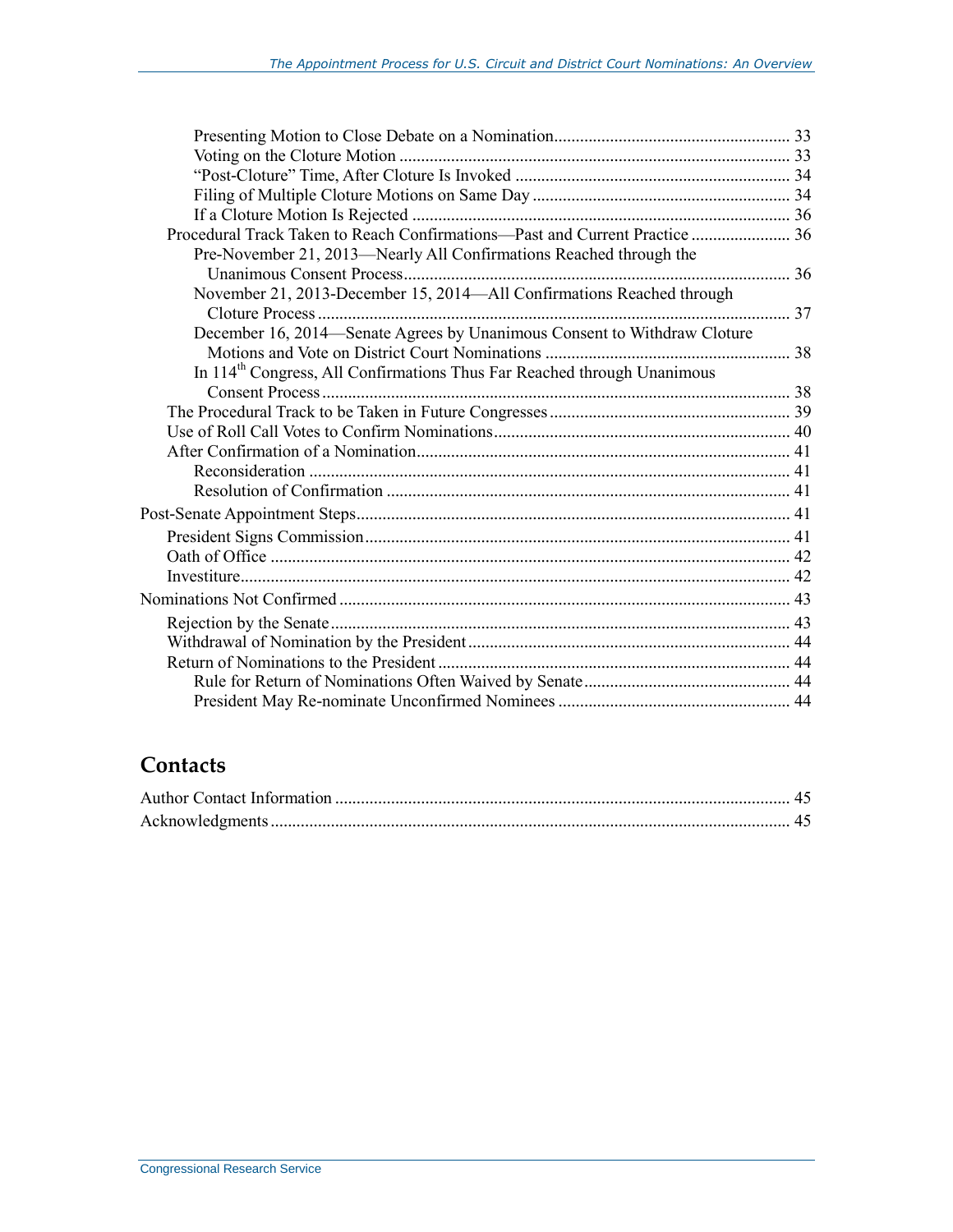Presenting Motion to Close Debate on a Nomination ........ 33
Voting on the Cloture Motion ........ 33
"Post-Cloture" Time, After Cloture Is Invoked ........ 34
Filing of Multiple Cloture Motions on Same Day ........ 34
If a Cloture Motion Is Rejected ........ 36
Procedural Track Taken to Reach Confirmations—Past and Current Practice ........ 36
Pre-November 21, 2013—Nearly All Confirmations Reached through the Unanimous Consent Process ........ 36
November 21, 2013-December 15, 2014—All Confirmations Reached through Cloture Process ........ 37
December 16, 2014—Senate Agrees by Unanimous Consent to Withdraw Cloture Motions and Vote on District Court Nominations ........ 38
In 114th Congress, All Confirmations Thus Far Reached through Unanimous Consent Process ........ 38
The Procedural Track to be Taken in Future Congresses ........ 39
Use of Roll Call Votes to Confirm Nominations ........ 40
After Confirmation of a Nomination ........ 41
Reconsideration ........ 41
Resolution of Confirmation ........ 41
Post-Senate Appointment Steps ........ 41
President Signs Commission ........ 41
Oath of Office ........ 42
Investiture ........ 42
Nominations Not Confirmed ........ 43
Rejection by the Senate ........ 43
Withdrawal of Nomination by the President ........ 44
Return of Nominations to the President ........ 44
Rule for Return of Nominations Often Waived by Senate ........ 44
President May Re-nominate Unconfirmed Nominees ........ 44

## Contacts

Author Contact Information ........ 45
Acknowledgments ........ 45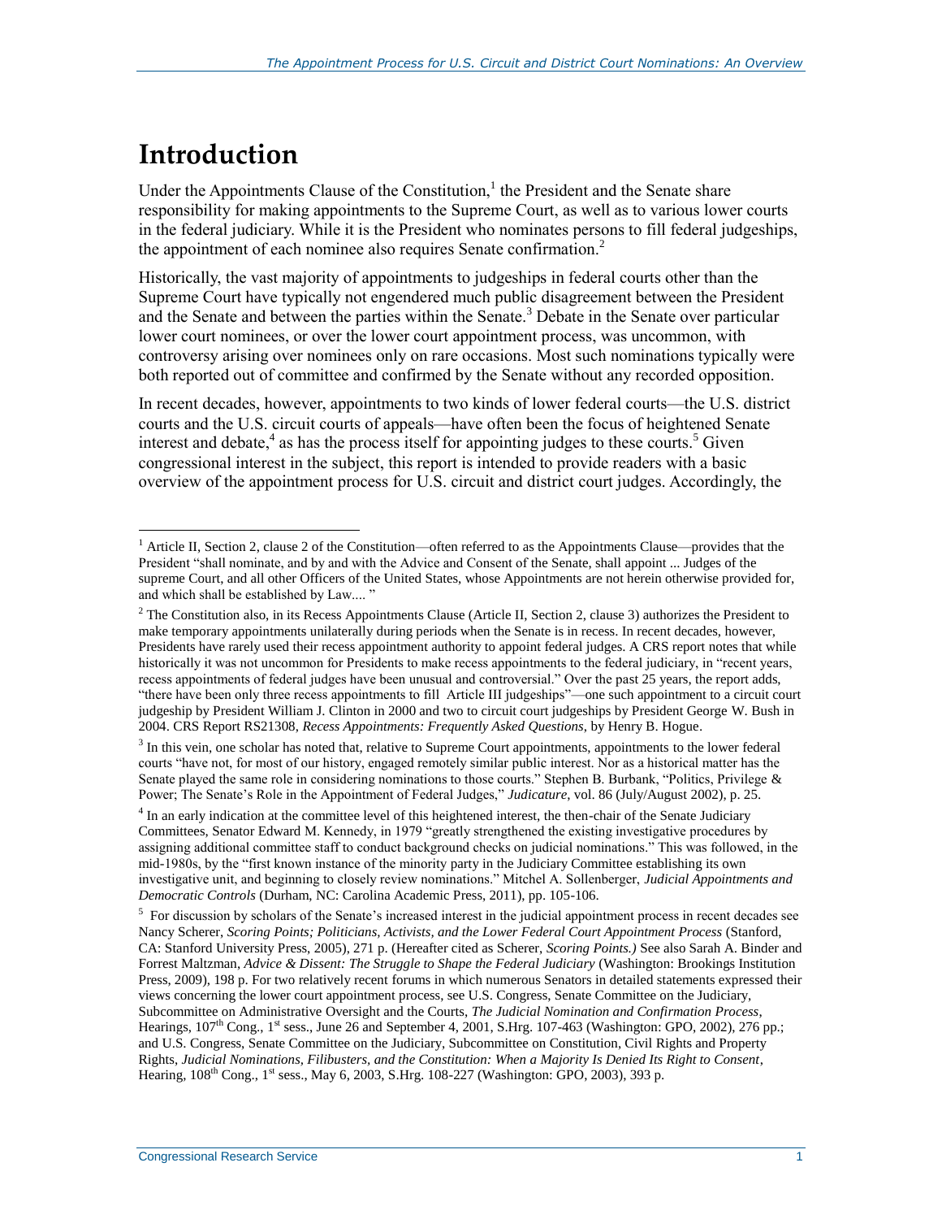# Introduction

Under the Appointments Clause of the Constitution,[1] the President and the Senate share responsibility for making appointments to the Supreme Court, as well as to various lower courts in the federal judiciary. While it is the President who nominates persons to fill federal judgeships, the appointment of each nominee also requires Senate confirmation.[2]

Historically, the vast majority of appointments to judgeships in federal courts other than the Supreme Court have typically not engendered much public disagreement between the President and the Senate and between the parties within the Senate.[3] Debate in the Senate over particular lower court nominees, or over the lower court appointment process, was uncommon, with controversy arising over nominees only on rare occasions. Most such nominations typically were both reported out of committee and confirmed by the Senate without any recorded opposition.

In recent decades, however, appointments to two kinds of lower federal courts—the U.S. district courts and the U.S. circuit courts of appeals—have often been the focus of heightened Senate interest and debate,[4] as has the process itself for appointing judges to these courts.[5] Given congressional interest in the subject, this report is intended to provide readers with a basic overview of the appointment process for U.S. circuit and district court judges. Accordingly, the

---

[1] Article II, Section 2, clause 2 of the Constitution—often referred to as the Appointments Clause—provides that the President "shall nominate, and by and with the Advice and Consent of the Senate, shall appoint ... Judges of the supreme Court, and all other Officers of the United States, whose Appointments are not herein otherwise provided for, and which shall be established by Law.... "

[2] The Constitution also, in its Recess Appointments Clause (Article II, Section 2, clause 3) authorizes the President to make temporary appointments unilaterally during periods when the Senate is in recess. In recent decades, however, Presidents have rarely used their recess appointment authority to appoint federal judges. A CRS report notes that while historically it was not uncommon for Presidents to make recess appointments to the federal judiciary, in "recent years, recess appointments of federal judges have been unusual and controversial." Over the past 25 years, the report adds, "there have been only three recess appointments to fill Article III judgeships"—one such appointment to a circuit court judgeship by President William J. Clinton in 2000 and two to circuit court judgeships by President George W. Bush in 2004. CRS Report RS21308, *Recess Appointments: Frequently Asked Questions*, by Henry B. Hogue.

[3] In this vein, one scholar has noted that, relative to Supreme Court appointments, appointments to the lower federal courts "have not, for most of our history, engaged remotely similar public interest. Nor as a historical matter has the Senate played the same role in considering nominations to those courts." Stephen B. Burbank, "Politics, Privilege & Power; The Senate's Role in the Appointment of Federal Judges," *Judicature*, vol. 86 (July/August 2002), p. 25.

[4] In an early indication at the committee level of this heightened interest, the then-chair of the Senate Judiciary Committees, Senator Edward M. Kennedy, in 1979 "greatly strengthened the existing investigative procedures by assigning additional committee staff to conduct background checks on judicial nominations." This was followed, in the mid-1980s, by the "first known instance of the minority party in the Judiciary Committee establishing its own investigative unit, and beginning to closely review nominations." Mitchel A. Sollenberger, *Judicial Appointments and Democratic Controls* (Durham, NC: Carolina Academic Press, 2011), pp. 105-106.

[5] For discussion by scholars of the Senate's increased interest in the judicial appointment process in recent decades see Nancy Scherer, *Scoring Points; Politicians, Activists, and the Lower Federal Court Appointment Process* (Stanford, CA: Stanford University Press, 2005), 271 p. (Hereafter cited as Scherer, *Scoring Points.)* See also Sarah A. Binder and Forrest Maltzman, *Advice & Dissent: The Struggle to Shape the Federal Judiciary* (Washington: Brookings Institution Press, 2009), 198 p. For two relatively recent forums in which numerous Senators in detailed statements expressed their views concerning the lower court appointment process, see U.S. Congress, Senate Committee on the Judiciary, Subcommittee on Administrative Oversight and the Courts, *The Judicial Nomination and Confirmation Process*, Hearings, 107th Cong., 1st sess., June 26 and September 4, 2001, S.Hrg. 107-463 (Washington: GPO, 2002), 276 pp.; and U.S. Congress, Senate Committee on the Judiciary, Subcommittee on Constitution, Civil Rights and Property Rights, *Judicial Nominations, Filibusters, and the Constitution: When a Majority Is Denied Its Right to Consent*, Hearing, 108th Cong., 1st sess., May 6, 2003, S.Hrg. 108-227 (Washington: GPO, 2003), 393 p.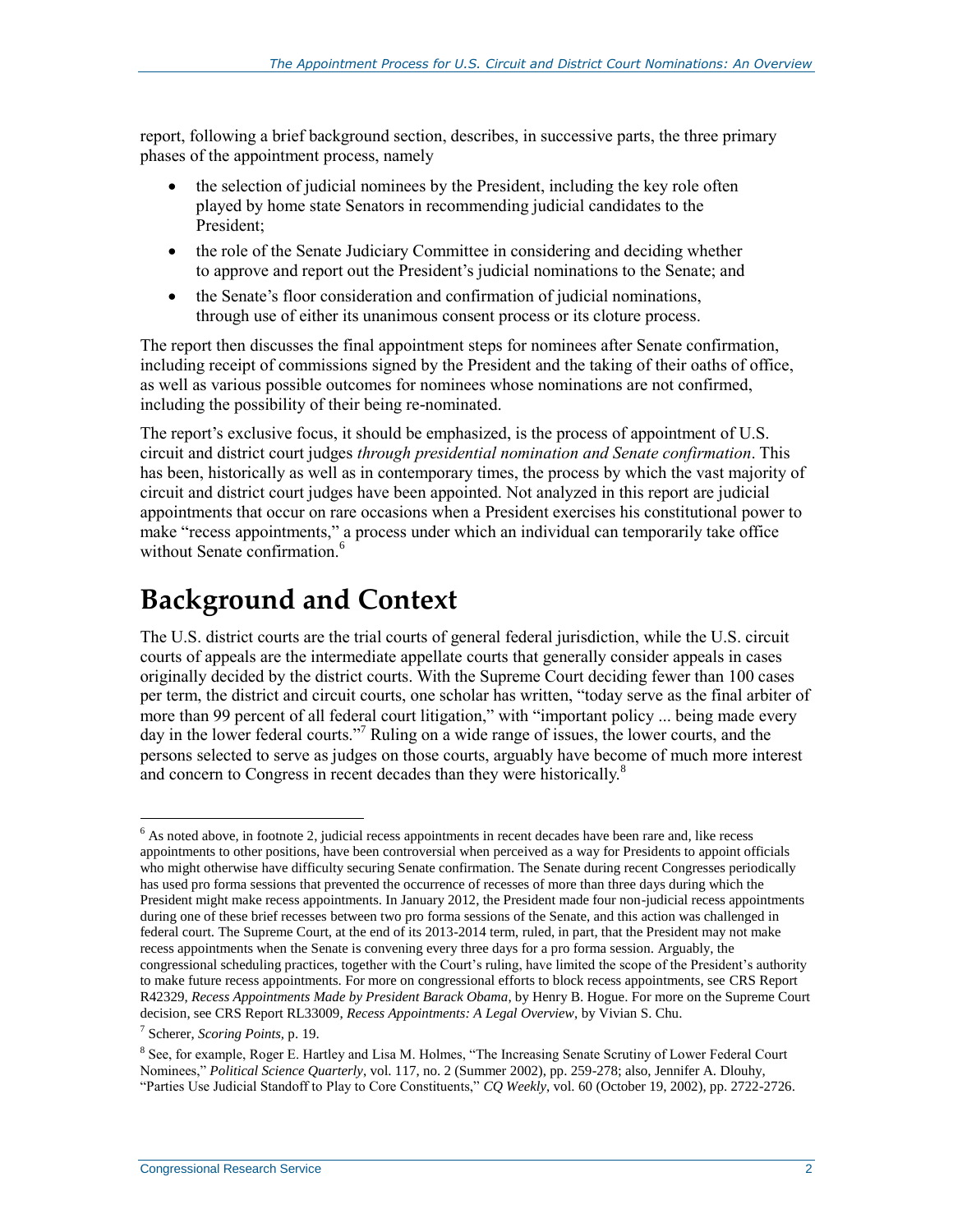report, following a brief background section, describes, in successive parts, the three primary phases of the appointment process, namely

- the selection of judicial nominees by the President, including the key role often played by home state Senators in recommending judicial candidates to the President;
- the role of the Senate Judiciary Committee in considering and deciding whether to approve and report out the President's judicial nominations to the Senate; and
- the Senate's floor consideration and confirmation of judicial nominations, through use of either its unanimous consent process or its cloture process.

The report then discusses the final appointment steps for nominees after Senate confirmation, including receipt of commissions signed by the President and the taking of their oaths of office, as well as various possible outcomes for nominees whose nominations are not confirmed, including the possibility of their being re-nominated.

The report's exclusive focus, it should be emphasized, is the process of appointment of U.S. circuit and district court judges *through presidential nomination and Senate confirmation*. This has been, historically as well as in contemporary times, the process by which the vast majority of circuit and district court judges have been appointed. Not analyzed in this report are judicial appointments that occur on rare occasions when a President exercises his constitutional power to make "recess appointments," a process under which an individual can temporarily take office without Senate confirmation.[6]

# Background and Context

The U.S. district courts are the trial courts of general federal jurisdiction, while the U.S. circuit courts of appeals are the intermediate appellate courts that generally consider appeals in cases originally decided by the district courts. With the Supreme Court deciding fewer than 100 cases per term, the district and circuit courts, one scholar has written, "today serve as the final arbiter of more than 99 percent of all federal court litigation," with "important policy ... being made every day in the lower federal courts."[7] Ruling on a wide range of issues, the lower courts, and the persons selected to serve as judges on those courts, arguably have become of much more interest and concern to Congress in recent decades than they were historically.[8]

---

[6] As noted above, in footnote 2, judicial recess appointments in recent decades have been rare and, like recess appointments to other positions, have been controversial when perceived as a way for Presidents to appoint officials who might otherwise have difficulty securing Senate confirmation. The Senate during recent Congresses periodically has used pro forma sessions that prevented the occurrence of recesses of more than three days during which the President might make recess appointments. In January 2012, the President made four non-judicial recess appointments during one of these brief recesses between two pro forma sessions of the Senate, and this action was challenged in federal court. The Supreme Court, at the end of its 2013-2014 term, ruled, in part, that the President may not make recess appointments when the Senate is convening every three days for a pro forma session. Arguably, the congressional scheduling practices, together with the Court's ruling, have limited the scope of the President's authority to make future recess appointments. For more on congressional efforts to block recess appointments, see CRS Report R42329, *Recess Appointments Made by President Barack Obama*, by Henry B. Hogue. For more on the Supreme Court decision, see CRS Report RL33009, *Recess Appointments: A Legal Overview*, by Vivian S. Chu.

[7] Scherer, *Scoring Points*, p. 19.

[8] See, for example, Roger E. Hartley and Lisa M. Holmes, "The Increasing Senate Scrutiny of Lower Federal Court Nominees," *Political Science Quarterly*, vol. 117, no. 2 (Summer 2002), pp. 259-278; also, Jennifer A. Dlouhy, "Parties Use Judicial Standoff to Play to Core Constituents," *CQ Weekly*, vol. 60 (October 19, 2002), pp. 2722-2726.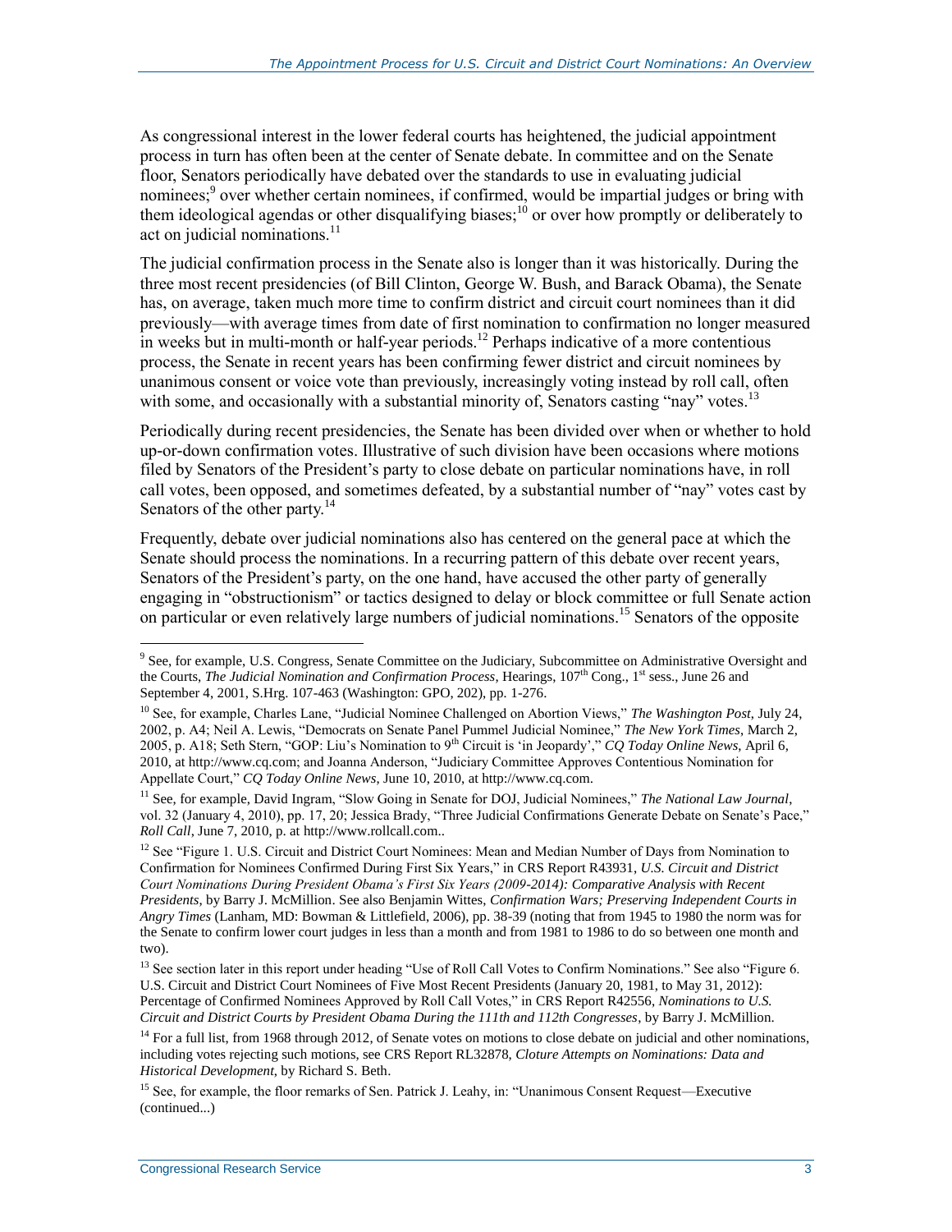As congressional interest in the lower federal courts has heightened, the judicial appointment process in turn has often been at the center of Senate debate. In committee and on the Senate floor, Senators periodically have debated over the standards to use in evaluating judicial nominees;[9] over whether certain nominees, if confirmed, would be impartial judges or bring with them ideological agendas or other disqualifying biases;[10] or over how promptly or deliberately to act on judicial nominations.[11]

The judicial confirmation process in the Senate also is longer than it was historically. During the three most recent presidencies (of Bill Clinton, George W. Bush, and Barack Obama), the Senate has, on average, taken much more time to confirm district and circuit court nominees than it did previously—with average times from date of first nomination to confirmation no longer measured in weeks but in multi-month or half-year periods.[12] Perhaps indicative of a more contentious process, the Senate in recent years has been confirming fewer district and circuit nominees by unanimous consent or voice vote than previously, increasingly voting instead by roll call, often with some, and occasionally with a substantial minority of, Senators casting "nay" votes.[13]

Periodically during recent presidencies, the Senate has been divided over when or whether to hold up-or-down confirmation votes. Illustrative of such division have been occasions where motions filed by Senators of the President's party to close debate on particular nominations have, in roll call votes, been opposed, and sometimes defeated, by a substantial number of "nay" votes cast by Senators of the other party.[14]

Frequently, debate over judicial nominations also has centered on the general pace at which the Senate should process the nominations. In a recurring pattern of this debate over recent years, Senators of the President's party, on the one hand, have accused the other party of generally engaging in "obstructionism" or tactics designed to delay or block committee or full Senate action on particular or even relatively large numbers of judicial nominations.[15] Senators of the opposite

---

[9] See, for example, U.S. Congress, Senate Committee on the Judiciary, Subcommittee on Administrative Oversight and the Courts, *The Judicial Nomination and Confirmation Process*, Hearings, 107th Cong., 1st sess., June 26 and September 4, 2001, S.Hrg. 107-463 (Washington: GPO, 202), pp. 1-276.

[10] See, for example, Charles Lane, "Judicial Nominee Challenged on Abortion Views," *The Washington Post*, July 24, 2002, p. A4; Neil A. Lewis, "Democrats on Senate Panel Pummel Judicial Nominee," *The New York Times*, March 2, 2005, p. A18; Seth Stern, "GOP: Liu's Nomination to 9th Circuit is 'in Jeopardy'," *CQ Today Online News*, April 6, 2010, at http://www.cq.com; and Joanna Anderson, "Judiciary Committee Approves Contentious Nomination for Appellate Court," *CQ Today Online News*, June 10, 2010, at http://www.cq.com.

[11] See, for example, David Ingram, "Slow Going in Senate for DOJ, Judicial Nominees," *The National Law Journal*, vol. 32 (January 4, 2010), pp. 17, 20; Jessica Brady, "Three Judicial Confirmations Generate Debate on Senate's Pace," *Roll Call*, June 7, 2010, p. at http://www.rollcall.com..

[12] See "Figure 1. U.S. Circuit and District Court Nominees: Mean and Median Number of Days from Nomination to Confirmation for Nominees Confirmed During First Six Years," in CRS Report R43931, *U.S. Circuit and District Court Nominations During President Obama's First Six Years (2009-2014): Comparative Analysis with Recent Presidents*, by Barry J. McMillion. See also Benjamin Wittes, *Confirmation Wars; Preserving Independent Courts in Angry Times* (Lanham, MD: Bowman & Littlefield, 2006), pp. 38-39 (noting that from 1945 to 1980 the norm was for the Senate to confirm lower court judges in less than a month and from 1981 to 1986 to do so between one month and two).

[13] See section later in this report under heading "Use of Roll Call Votes to Confirm Nominations." See also "Figure 6. U.S. Circuit and District Court Nominees of Five Most Recent Presidents (January 20, 1981, to May 31, 2012): Percentage of Confirmed Nominees Approved by Roll Call Votes," in CRS Report R42556, *Nominations to U.S. Circuit and District Courts by President Obama During the 111th and 112th Congresses*, by Barry J. McMillion.

[14] For a full list, from 1968 through 2012, of Senate votes on motions to close debate on judicial and other nominations, including votes rejecting such motions, see CRS Report RL32878, *Cloture Attempts on Nominations: Data and Historical Development*, by Richard S. Beth.

[15] See, for example, the floor remarks of Sen. Patrick J. Leahy, in: "Unanimous Consent Request—Executive (continued...)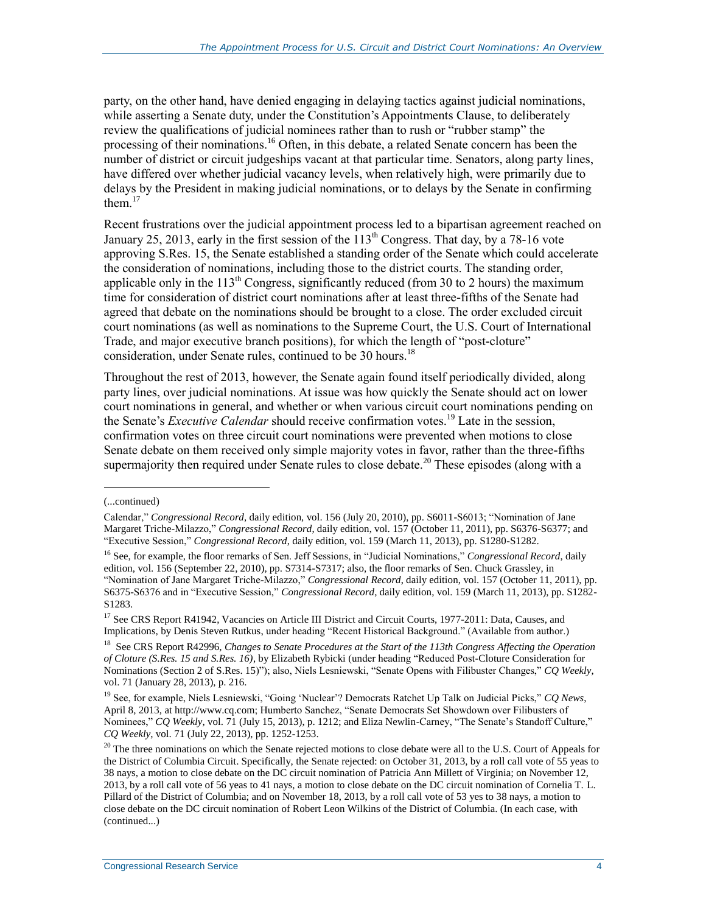party, on the other hand, have denied engaging in delaying tactics against judicial nominations, while asserting a Senate duty, under the Constitution's Appointments Clause, to deliberately review the qualifications of judicial nominees rather than to rush or "rubber stamp" the processing of their nominations.[16] Often, in this debate, a related Senate concern has been the number of district or circuit judgeships vacant at that particular time. Senators, along party lines, have differed over whether judicial vacancy levels, when relatively high, were primarily due to delays by the President in making judicial nominations, or to delays by the Senate in confirming them.[17]

Recent frustrations over the judicial appointment process led to a bipartisan agreement reached on January 25, 2013, early in the first session of the 113th Congress. That day, by a 78-16 vote approving S.Res. 15, the Senate established a standing order of the Senate which could accelerate the consideration of nominations, including those to the district courts. The standing order, applicable only in the 113th Congress, significantly reduced (from 30 to 2 hours) the maximum time for consideration of district court nominations after at least three-fifths of the Senate had agreed that debate on the nominations should be brought to a close. The order excluded circuit court nominations (as well as nominations to the Supreme Court, the U.S. Court of International Trade, and major executive branch positions), for which the length of "post-cloture" consideration, under Senate rules, continued to be 30 hours.[18]

Throughout the rest of 2013, however, the Senate again found itself periodically divided, along party lines, over judicial nominations. At issue was how quickly the Senate should act on lower court nominations in general, and whether or when various circuit court nominations pending on the Senate's *Executive Calendar* should receive confirmation votes.[19] Late in the session, confirmation votes on three circuit court nominations were prevented when motions to close Senate debate on them received only simple majority votes in favor, rather than the three-fifths supermajority then required under Senate rules to close debate.[20] These episodes (along with a

---

(...continued)

Calendar," *Congressional Record*, daily edition, vol. 156 (July 20, 2010), pp. S6011-S6013; "Nomination of Jane Margaret Triche-Milazzo," *Congressional Record*, daily edition, vol. 157 (October 11, 2011), pp. S6376-S6377; and "Executive Session," *Congressional Record*, daily edition, vol. 159 (March 11, 2013), pp. S1280-S1282.

[16] See, for example, the floor remarks of Sen. Jeff Sessions, in "Judicial Nominations," *Congressional Record*, daily edition, vol. 156 (September 22, 2010), pp. S7314-S7317; also, the floor remarks of Sen. Chuck Grassley, in "Nomination of Jane Margaret Triche-Milazzo," *Congressional Record*, daily edition, vol. 157 (October 11, 2011), pp. S6375-S6376 and in "Executive Session," *Congressional Record*, daily edition, vol. 159 (March 11, 2013), pp. S1282-S1283.

[17] See CRS Report R41942, Vacancies on Article III District and Circuit Courts, 1977-2011: Data, Causes, and Implications, by Denis Steven Rutkus, under heading "Recent Historical Background." (Available from author.)

[18] See CRS Report R42996, *Changes to Senate Procedures at the Start of the 113th Congress Affecting the Operation of Cloture (S.Res. 15 and S.Res. 16)*, by Elizabeth Rybicki (under heading "Reduced Post-Cloture Consideration for Nominations (Section 2 of S.Res. 15)"); also, Niels Lesniewski, "Senate Opens with Filibuster Changes," *CQ Weekly*, vol. 71 (January 28, 2013), p. 216.

[19] See, for example, Niels Lesniewski, "Going 'Nuclear'? Democrats Ratchet Up Talk on Judicial Picks," *CQ News*, April 8, 2013, at http://www.cq.com; Humberto Sanchez, "Senate Democrats Set Showdown over Filibusters of Nominees," *CQ Weekly*, vol. 71 (July 15, 2013), p. 1212; and Eliza Newlin-Carney, "The Senate's Standoff Culture," *CQ Weekly*, vol. 71 (July 22, 2013), pp. 1252-1253.

[20] The three nominations on which the Senate rejected motions to close debate were all to the U.S. Court of Appeals for the District of Columbia Circuit. Specifically, the Senate rejected: on October 31, 2013, by a roll call vote of 55 yeas to 38 nays, a motion to close debate on the DC circuit nomination of Patricia Ann Millett of Virginia; on November 12, 2013, by a roll call vote of 56 yeas to 41 nays, a motion to close debate on the DC circuit nomination of Cornelia T. L. Pillard of the District of Columbia; and on November 18, 2013, by a roll call vote of 53 yes to 38 nays, a motion to close debate on the DC circuit nomination of Robert Leon Wilkins of the District of Columbia. (In each case, with (continued...)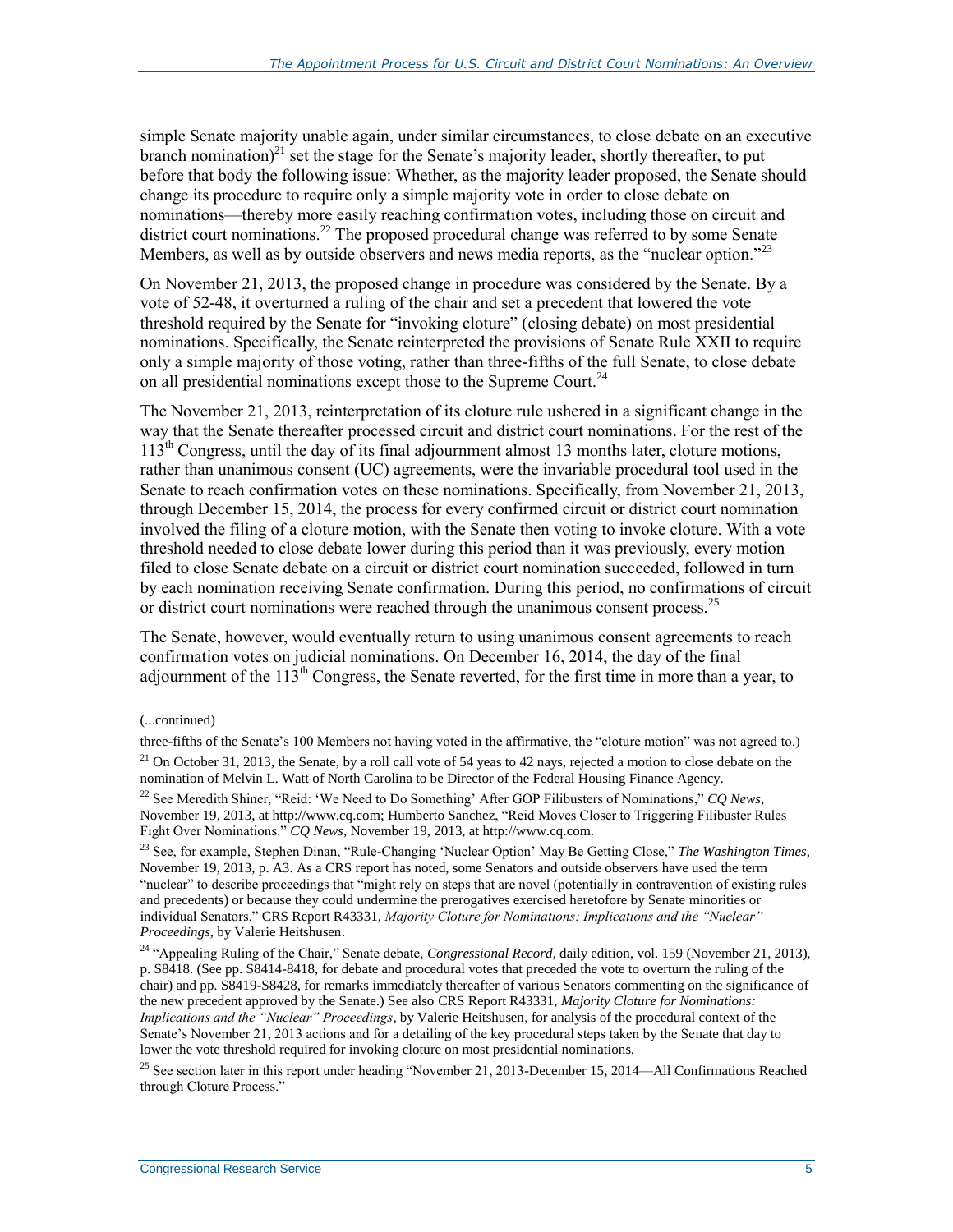simple Senate majority unable again, under similar circumstances, to close debate on an executive branch nomination)[21] set the stage for the Senate's majority leader, shortly thereafter, to put before that body the following issue: Whether, as the majority leader proposed, the Senate should change its procedure to require only a simple majority vote in order to close debate on nominations—thereby more easily reaching confirmation votes, including those on circuit and district court nominations.[22] The proposed procedural change was referred to by some Senate Members, as well as by outside observers and news media reports, as the "nuclear option."[23]

On November 21, 2013, the proposed change in procedure was considered by the Senate. By a vote of 52-48, it overturned a ruling of the chair and set a precedent that lowered the vote threshold required by the Senate for "invoking cloture" (closing debate) on most presidential nominations. Specifically, the Senate reinterpreted the provisions of Senate Rule XXII to require only a simple majority of those voting, rather than three-fifths of the full Senate, to close debate on all presidential nominations except those to the Supreme Court.[24]

The November 21, 2013, reinterpretation of its cloture rule ushered in a significant change in the way that the Senate thereafter processed circuit and district court nominations. For the rest of the 113th Congress, until the day of its final adjournment almost 13 months later, cloture motions, rather than unanimous consent (UC) agreements, were the invariable procedural tool used in the Senate to reach confirmation votes on these nominations. Specifically, from November 21, 2013, through December 15, 2014, the process for every confirmed circuit or district court nomination involved the filing of a cloture motion, with the Senate then voting to invoke cloture. With a vote threshold needed to close debate lower during this period than it was previously, every motion filed to close Senate debate on a circuit or district court nomination succeeded, followed in turn by each nomination receiving Senate confirmation. During this period, no confirmations of circuit or district court nominations were reached through the unanimous consent process.[25]

The Senate, however, would eventually return to using unanimous consent agreements to reach confirmation votes on judicial nominations. On December 16, 2014, the day of the final adjournment of the 113th Congress, the Senate reverted, for the first time in more than a year, to

---

(...continued)

three-fifths of the Senate's 100 Members not having voted in the affirmative, the "cloture motion" was not agreed to.)

[21] On October 31, 2013, the Senate, by a roll call vote of 54 yeas to 42 nays, rejected a motion to close debate on the nomination of Melvin L. Watt of North Carolina to be Director of the Federal Housing Finance Agency.

[22] See Meredith Shiner, "Reid: 'We Need to Do Something' After GOP Filibusters of Nominations," *CQ News*, November 19, 2013, at http://www.cq.com; Humberto Sanchez, "Reid Moves Closer to Triggering Filibuster Rules Fight Over Nominations." *CQ News*, November 19, 2013, at http://www.cq.com.

[23] See, for example, Stephen Dinan, "Rule-Changing 'Nuclear Option' May Be Getting Close," *The Washington Times*, November 19, 2013, p. A3. As a CRS report has noted, some Senators and outside observers have used the term "nuclear" to describe proceedings that "might rely on steps that are novel (potentially in contravention of existing rules and precedents) or because they could undermine the prerogatives exercised heretofore by Senate minorities or individual Senators." CRS Report R43331, *Majority Cloture for Nominations: Implications and the "Nuclear" Proceedings*, by Valerie Heitshusen.

[24] "Appealing Ruling of the Chair," Senate debate, *Congressional Record*, daily edition, vol. 159 (November 21, 2013), p. S8418. (See pp. S8414-8418, for debate and procedural votes that preceded the vote to overturn the ruling of the chair) and pp. S8419-S8428, for remarks immediately thereafter of various Senators commenting on the significance of the new precedent approved by the Senate.) See also CRS Report R43331, *Majority Cloture for Nominations: Implications and the "Nuclear" Proceedings*, by Valerie Heitshusen, for analysis of the procedural context of the Senate's November 21, 2013 actions and for a detailing of the key procedural steps taken by the Senate that day to lower the vote threshold required for invoking cloture on most presidential nominations.

[25] See section later in this report under heading "November 21, 2013-December 15, 2014—All Confirmations Reached through Cloture Process."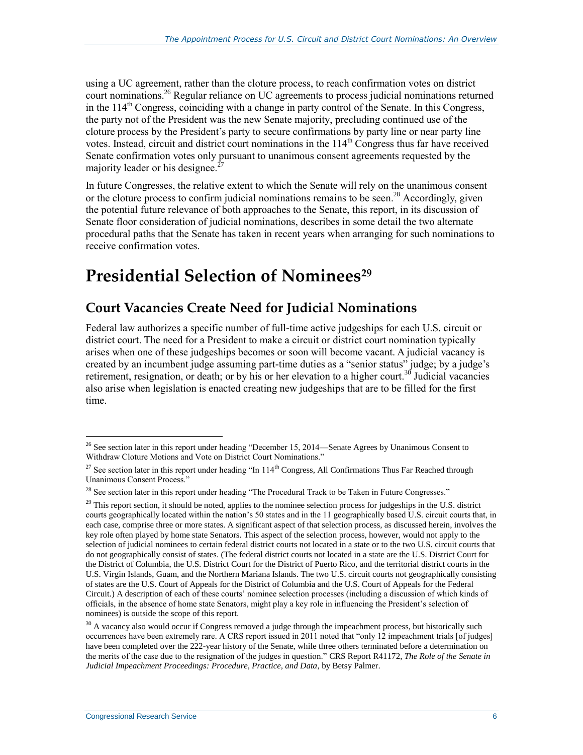using a UC agreement, rather than the cloture process, to reach confirmation votes on district court nominations.[26] Regular reliance on UC agreements to process judicial nominations returned in the 114th Congress, coinciding with a change in party control of the Senate. In this Congress, the party not of the President was the new Senate majority, precluding continued use of the cloture process by the President's party to secure confirmations by party line or near party line votes. Instead, circuit and district court nominations in the 114th Congress thus far have received Senate confirmation votes only pursuant to unanimous consent agreements requested by the majority leader or his designee.[27]

In future Congresses, the relative extent to which the Senate will rely on the unanimous consent or the cloture process to confirm judicial nominations remains to be seen.[28] Accordingly, given the potential future relevance of both approaches to the Senate, this report, in its discussion of Senate floor consideration of judicial nominations, describes in some detail the two alternate procedural paths that the Senate has taken in recent years when arranging for such nominations to receive confirmation votes.

# Presidential Selection of Nominees[29]

## Court Vacancies Create Need for Judicial Nominations

Federal law authorizes a specific number of full-time active judgeships for each U.S. circuit or district court. The need for a President to make a circuit or district court nomination typically arises when one of these judgeships becomes or soon will become vacant. A judicial vacancy is created by an incumbent judge assuming part-time duties as a "senior status" judge; by a judge's retirement, resignation, or death; or by his or her elevation to a higher court.[30] Judicial vacancies also arise when legislation is enacted creating new judgeships that are to be filled for the first time.

---

[26] See section later in this report under heading "December 15, 2014—Senate Agrees by Unanimous Consent to Withdraw Cloture Motions and Vote on District Court Nominations."

[27] See section later in this report under heading "In 114th Congress, All Confirmations Thus Far Reached through Unanimous Consent Process."

[28] See section later in this report under heading "The Procedural Track to be Taken in Future Congresses."

[29] This report section, it should be noted, applies to the nominee selection process for judgeships in the U.S. district courts geographically located within the nation's 50 states and in the 11 geographically based U.S. circuit courts that, in each case, comprise three or more states. A significant aspect of that selection process, as discussed herein, involves the key role often played by home state Senators. This aspect of the selection process, however, would not apply to the selection of judicial nominees to certain federal district courts not located in a state or to the two U.S. circuit courts that do not geographically consist of states. (The federal district courts not located in a state are the U.S. District Court for the District of Columbia, the U.S. District Court for the District of Puerto Rico, and the territorial district courts in the U.S. Virgin Islands, Guam, and the Northern Mariana Islands. The two U.S. circuit courts not geographically consisting of states are the U.S. Court of Appeals for the District of Columbia and the U.S. Court of Appeals for the Federal Circuit.) A description of each of these courts' nominee selection processes (including a discussion of which kinds of officials, in the absence of home state Senators, might play a key role in influencing the President's selection of nominees) is outside the scope of this report.

[30] A vacancy also would occur if Congress removed a judge through the impeachment process, but historically such occurrences have been extremely rare. A CRS report issued in 2011 noted that "only 12 impeachment trials [of judges] have been completed over the 222-year history of the Senate, while three others terminated before a determination on the merits of the case due to the resignation of the judges in question." CRS Report R41172, *The Role of the Senate in Judicial Impeachment Proceedings: Procedure, Practice, and Data*, by Betsy Palmer.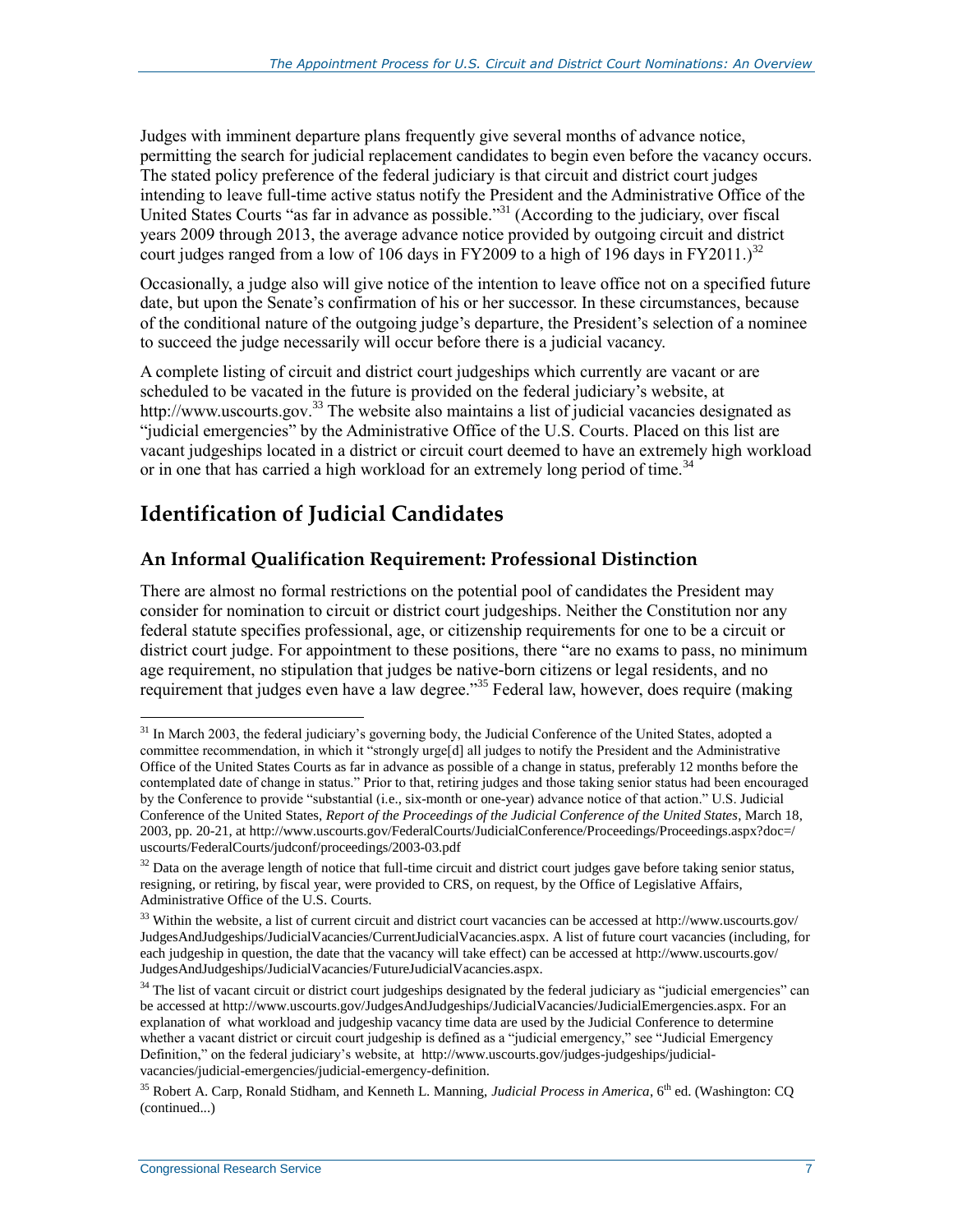Judges with imminent departure plans frequently give several months of advance notice, permitting the search for judicial replacement candidates to begin even before the vacancy occurs. The stated policy preference of the federal judiciary is that circuit and district court judges intending to leave full-time active status notify the President and the Administrative Office of the United States Courts "as far in advance as possible."[31] (According to the judiciary, over fiscal years 2009 through 2013, the average advance notice provided by outgoing circuit and district court judges ranged from a low of 106 days in FY2009 to a high of 196 days in FY2011.)[32]

Occasionally, a judge also will give notice of the intention to leave office not on a specified future date, but upon the Senate's confirmation of his or her successor. In these circumstances, because of the conditional nature of the outgoing judge's departure, the President's selection of a nominee to succeed the judge necessarily will occur before there is a judicial vacancy.

A complete listing of circuit and district court judgeships which currently are vacant or are scheduled to be vacated in the future is provided on the federal judiciary's website, at http://www.uscourts.gov.[33] The website also maintains a list of judicial vacancies designated as "judicial emergencies" by the Administrative Office of the U.S. Courts. Placed on this list are vacant judgeships located in a district or circuit court deemed to have an extremely high workload or in one that has carried a high workload for an extremely long period of time.[34]

## Identification of Judicial Candidates

### An Informal Qualification Requirement: Professional Distinction

There are almost no formal restrictions on the potential pool of candidates the President may consider for nomination to circuit or district court judgeships. Neither the Constitution nor any federal statute specifies professional, age, or citizenship requirements for one to be a circuit or district court judge. For appointment to these positions, there "are no exams to pass, no minimum age requirement, no stipulation that judges be native-born citizens or legal residents, and no requirement that judges even have a law degree."[35] Federal law, however, does require (making

---

[31] In March 2003, the federal judiciary's governing body, the Judicial Conference of the United States, adopted a committee recommendation, in which it "strongly urge[d] all judges to notify the President and the Administrative Office of the United States Courts as far in advance as possible of a change in status, preferably 12 months before the contemplated date of change in status." Prior to that, retiring judges and those taking senior status had been encouraged by the Conference to provide "substantial (i.e., six-month or one-year) advance notice of that action." U.S. Judicial Conference of the United States, *Report of the Proceedings of the Judicial Conference of the United States*, March 18, 2003, pp. 20-21, at http://www.uscourts.gov/FederalCourts/JudicialConference/Proceedings/Proceedings.aspx?doc=/uscourts/FederalCourts/judconf/proceedings/2003-03.pdf

[32] Data on the average length of notice that full-time circuit and district court judges gave before taking senior status, resigning, or retiring, by fiscal year, were provided to CRS, on request, by the Office of Legislative Affairs, Administrative Office of the U.S. Courts.

[33] Within the website, a list of current circuit and district court vacancies can be accessed at http://www.uscourts.gov/JudgesAndJudgeships/JudicialVacancies/CurrentJudicialVacancies.aspx. A list of future court vacancies (including, for each judgeship in question, the date that the vacancy will take effect) can be accessed at http://www.uscourts.gov/JudgesAndJudgeships/JudicialVacancies/FutureJudicialVacancies.aspx.

[34] The list of vacant circuit or district court judgeships designated by the federal judiciary as "judicial emergencies" can be accessed at http://www.uscourts.gov/JudgesAndJudgeships/JudicialVacancies/JudicialEmergencies.aspx. For an explanation of what workload and judgeship vacancy time data are used by the Judicial Conference to determine whether a vacant district or circuit court judgeship is defined as a "judicial emergency," see "Judicial Emergency Definition," on the federal judiciary's website, at http://www.uscourts.gov/judges-judgeships/judicial-vacancies/judicial-emergencies/judicial-emergency-definition.

[35] Robert A. Carp, Ronald Stidham, and Kenneth L. Manning, *Judicial Process in America*, 6th ed. (Washington: CQ (continued...)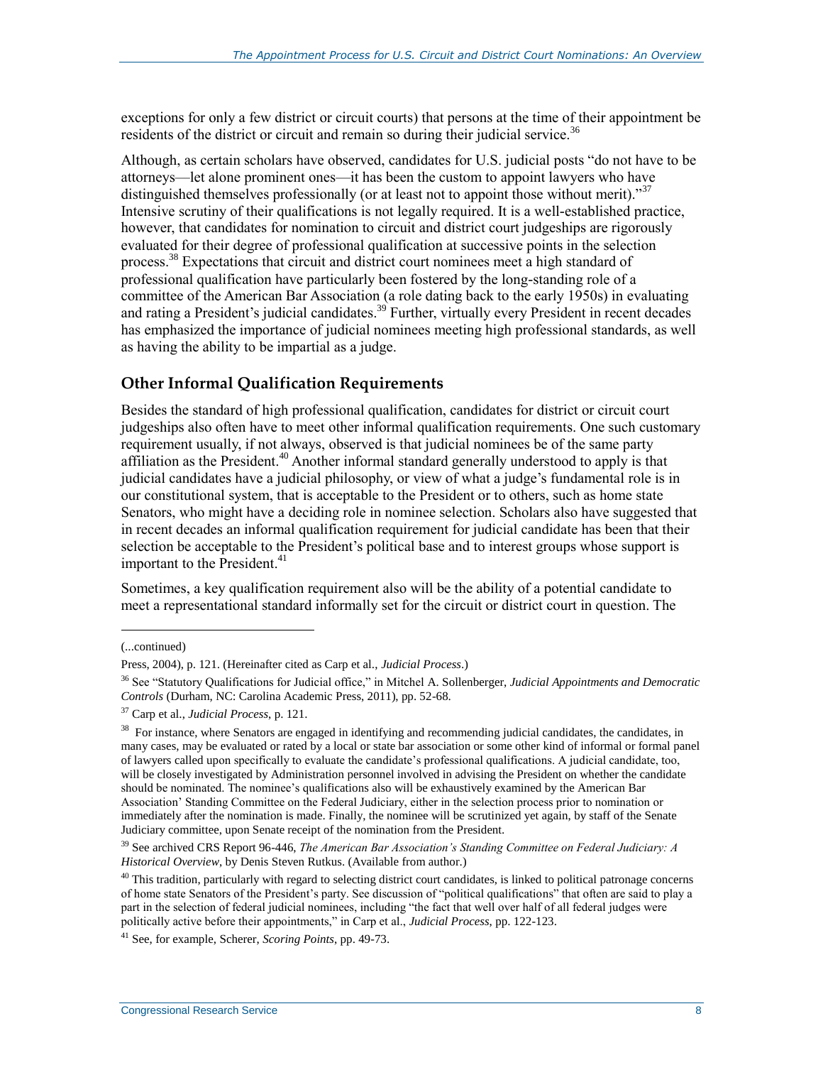exceptions for only a few district or circuit courts) that persons at the time of their appointment be residents of the district or circuit and remain so during their judicial service.[36]

Although, as certain scholars have observed, candidates for U.S. judicial posts "do not have to be attorneys—let alone prominent ones—it has been the custom to appoint lawyers who have distinguished themselves professionally (or at least not to appoint those without merit)."[37] Intensive scrutiny of their qualifications is not legally required. It is a well-established practice, however, that candidates for nomination to circuit and district court judgeships are rigorously evaluated for their degree of professional qualification at successive points in the selection process.[38] Expectations that circuit and district court nominees meet a high standard of professional qualification have particularly been fostered by the long-standing role of a committee of the American Bar Association (a role dating back to the early 1950s) in evaluating and rating a President's judicial candidates.[39] Further, virtually every President in recent decades has emphasized the importance of judicial nominees meeting high professional standards, as well as having the ability to be impartial as a judge.

### Other Informal Qualification Requirements

Besides the standard of high professional qualification, candidates for district or circuit court judgeships also often have to meet other informal qualification requirements. One such customary requirement usually, if not always, observed is that judicial nominees be of the same party affiliation as the President.[40] Another informal standard generally understood to apply is that judicial candidates have a judicial philosophy, or view of what a judge's fundamental role is in our constitutional system, that is acceptable to the President or to others, such as home state Senators, who might have a deciding role in nominee selection. Scholars also have suggested that in recent decades an informal qualification requirement for judicial candidate has been that their selection be acceptable to the President's political base and to interest groups whose support is important to the President.[41]

Sometimes, a key qualification requirement also will be the ability of a potential candidate to meet a representational standard informally set for the circuit or district court in question. The

---

(...continued)

Press, 2004), p. 121. (Hereinafter cited as Carp et al., *Judicial Process*.)

[36] See "Statutory Qualifications for Judicial office," in Mitchel A. Sollenberger, *Judicial Appointments and Democratic Controls* (Durham, NC: Carolina Academic Press, 2011), pp. 52-68.

[37] Carp et al., *Judicial Process*, p. 121.

[38] For instance, where Senators are engaged in identifying and recommending judicial candidates, the candidates, in many cases, may be evaluated or rated by a local or state bar association or some other kind of informal or formal panel of lawyers called upon specifically to evaluate the candidate's professional qualifications. A judicial candidate, too, will be closely investigated by Administration personnel involved in advising the President on whether the candidate should be nominated. The nominee's qualifications also will be exhaustively examined by the American Bar Association' Standing Committee on the Federal Judiciary, either in the selection process prior to nomination or immediately after the nomination is made. Finally, the nominee will be scrutinized yet again, by staff of the Senate Judiciary committee, upon Senate receipt of the nomination from the President.

[39] See archived CRS Report 96-446, *The American Bar Association's Standing Committee on Federal Judiciary: A Historical Overview*, by Denis Steven Rutkus. (Available from author.)

[40] This tradition, particularly with regard to selecting district court candidates, is linked to political patronage concerns of home state Senators of the President's party. See discussion of "political qualifications" that often are said to play a part in the selection of federal judicial nominees, including "the fact that well over half of all federal judges were politically active before their appointments," in Carp et al., *Judicial Process*, pp. 122-123.

[41] See, for example, Scherer, *Scoring Points*, pp. 49-73.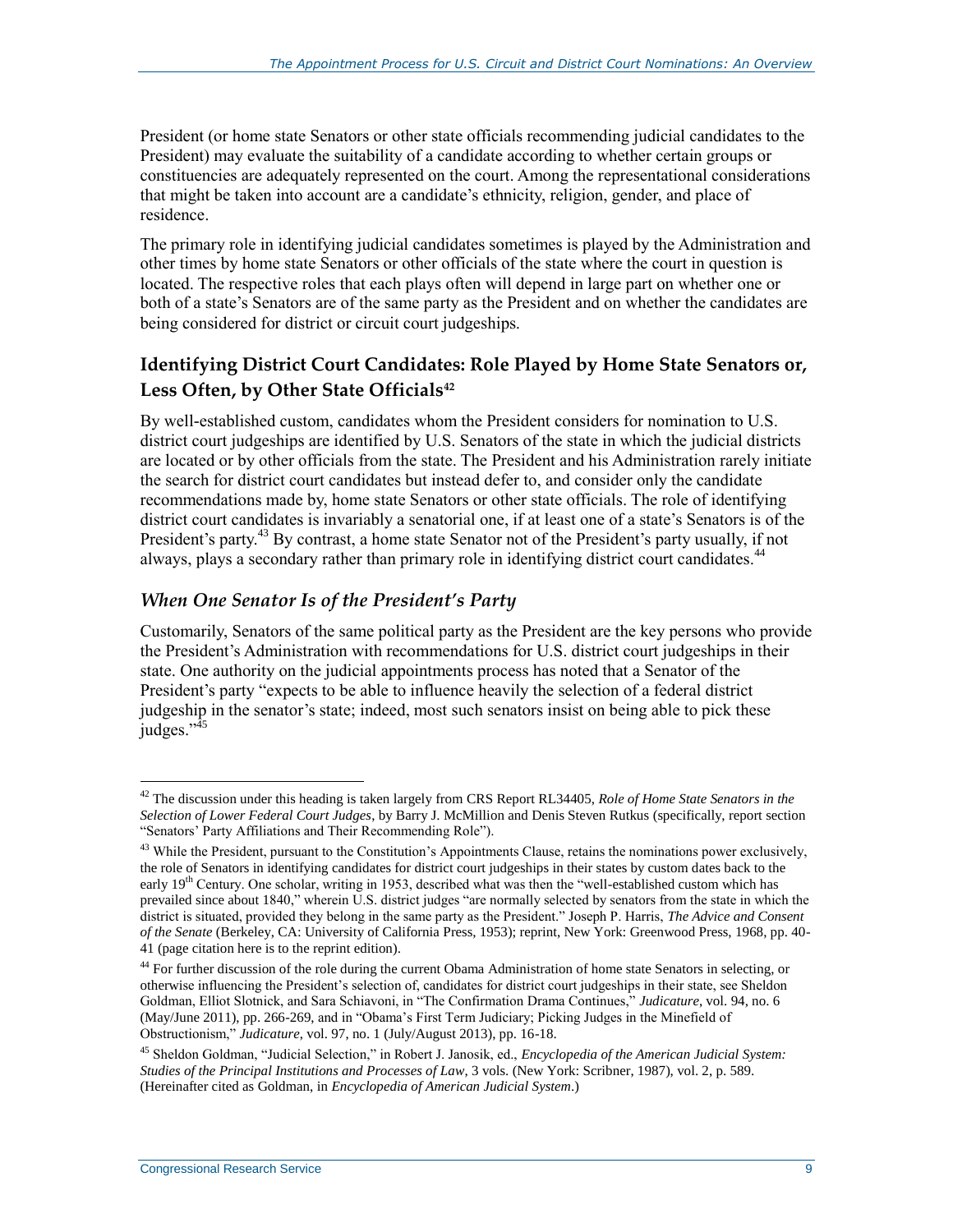President (or home state Senators or other state officials recommending judicial candidates to the President) may evaluate the suitability of a candidate according to whether certain groups or constituencies are adequately represented on the court. Among the representational considerations that might be taken into account are a candidate's ethnicity, religion, gender, and place of residence.

The primary role in identifying judicial candidates sometimes is played by the Administration and other times by home state Senators or other officials of the state where the court in question is located. The respective roles that each plays often will depend in large part on whether one or both of a state's Senators are of the same party as the President and on whether the candidates are being considered for district or circuit court judgeships.

## Identifying District Court Candidates: Role Played by Home State Senators or, Less Often, by Other State Officials[42]

By well-established custom, candidates whom the President considers for nomination to U.S. district court judgeships are identified by U.S. Senators of the state in which the judicial districts are located or by other officials from the state. The President and his Administration rarely initiate the search for district court candidates but instead defer to, and consider only the candidate recommendations made by, home state Senators or other state officials. The role of identifying district court candidates is invariably a senatorial one, if at least one of a state's Senators is of the President's party.[43] By contrast, a home state Senator not of the President's party usually, if not always, plays a secondary rather than primary role in identifying district court candidates.[44]

### *When One Senator Is of the President's Party*

Customarily, Senators of the same political party as the President are the key persons who provide the President's Administration with recommendations for U.S. district court judgeships in their state. One authority on the judicial appointments process has noted that a Senator of the President's party "expects to be able to influence heavily the selection of a federal district judgeship in the senator's state; indeed, most such senators insist on being able to pick these judges."[45]

---

[42] The discussion under this heading is taken largely from CRS Report RL34405, *Role of Home State Senators in the Selection of Lower Federal Court Judges*, by Barry J. McMillion and Denis Steven Rutkus (specifically, report section "Senators' Party Affiliations and Their Recommending Role").

[43] While the President, pursuant to the Constitution's Appointments Clause, retains the nominations power exclusively, the role of Senators in identifying candidates for district court judgeships in their states by custom dates back to the early 19th Century. One scholar, writing in 1953, described what was then the "well-established custom which has prevailed since about 1840," wherein U.S. district judges "are normally selected by senators from the state in which the district is situated, provided they belong in the same party as the President." Joseph P. Harris, *The Advice and Consent of the Senate* (Berkeley, CA: University of California Press, 1953); reprint, New York: Greenwood Press, 1968, pp. 40-41 (page citation here is to the reprint edition).

[44] For further discussion of the role during the current Obama Administration of home state Senators in selecting, or otherwise influencing the President's selection of, candidates for district court judgeships in their state, see Sheldon Goldman, Elliot Slotnick, and Sara Schiavoni, in "The Confirmation Drama Continues," *Judicature*, vol. 94, no. 6 (May/June 2011), pp. 266-269, and in "Obama's First Term Judiciary; Picking Judges in the Minefield of Obstructionism," *Judicature*, vol. 97, no. 1 (July/August 2013), pp. 16-18.

[45] Sheldon Goldman, "Judicial Selection," in Robert J. Janosik, ed., *Encyclopedia of the American Judicial System: Studies of the Principal Institutions and Processes of Law*, 3 vols. (New York: Scribner, 1987), vol. 2, p. 589. (Hereinafter cited as Goldman, in *Encyclopedia of American Judicial System*.)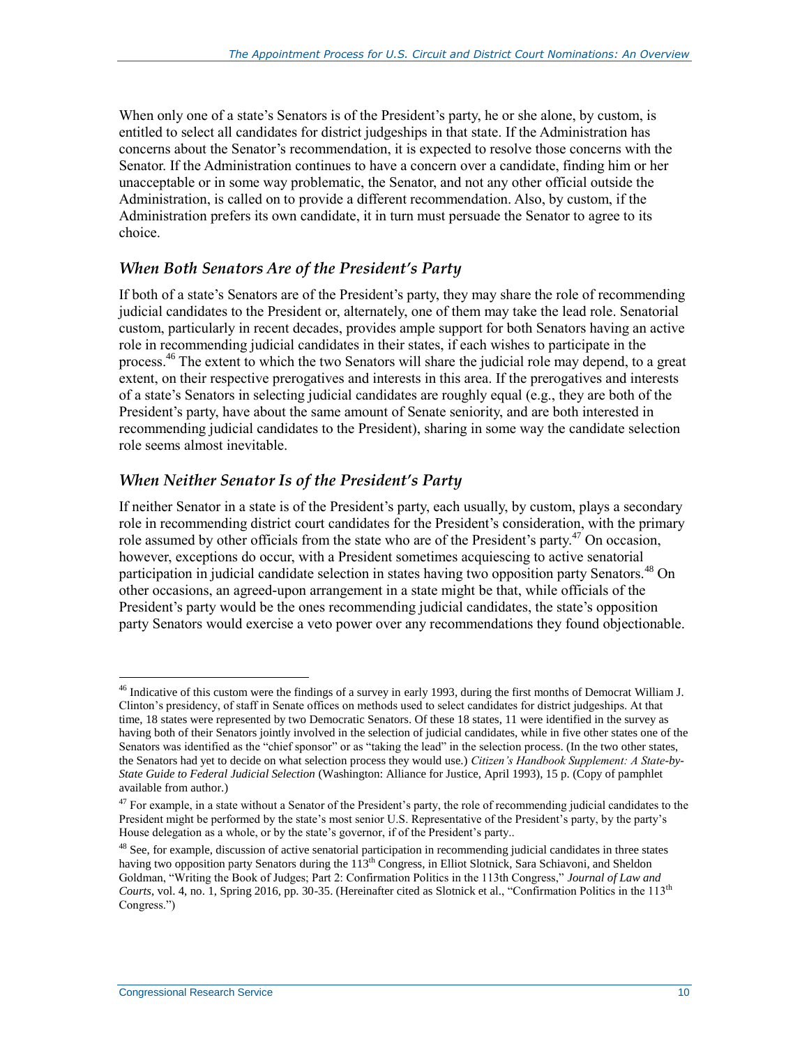When only one of a state's Senators is of the President's party, he or she alone, by custom, is entitled to select all candidates for district judgeships in that state. If the Administration has concerns about the Senator's recommendation, it is expected to resolve those concerns with the Senator. If the Administration continues to have a concern over a candidate, finding him or her unacceptable or in some way problematic, the Senator, and not any other official outside the Administration, is called on to provide a different recommendation. Also, by custom, if the Administration prefers its own candidate, it in turn must persuade the Senator to agree to its choice.

### *When Both Senators Are of the President's Party*

If both of a state's Senators are of the President's party, they may share the role of recommending judicial candidates to the President or, alternately, one of them may take the lead role. Senatorial custom, particularly in recent decades, provides ample support for both Senators having an active role in recommending judicial candidates in their states, if each wishes to participate in the process.[46] The extent to which the two Senators will share the judicial role may depend, to a great extent, on their respective prerogatives and interests in this area. If the prerogatives and interests of a state's Senators in selecting judicial candidates are roughly equal (e.g., they are both of the President's party, have about the same amount of Senate seniority, and are both interested in recommending judicial candidates to the President), sharing in some way the candidate selection role seems almost inevitable.

### *When Neither Senator Is of the President's Party*

If neither Senator in a state is of the President's party, each usually, by custom, plays a secondary role in recommending district court candidates for the President's consideration, with the primary role assumed by other officials from the state who are of the President's party.[47] On occasion, however, exceptions do occur, with a President sometimes acquiescing to active senatorial participation in judicial candidate selection in states having two opposition party Senators.[48] On other occasions, an agreed-upon arrangement in a state might be that, while officials of the President's party would be the ones recommending judicial candidates, the state's opposition party Senators would exercise a veto power over any recommendations they found objectionable.

---

[46] Indicative of this custom were the findings of a survey in early 1993, during the first months of Democrat William J. Clinton's presidency, of staff in Senate offices on methods used to select candidates for district judgeships. At that time, 18 states were represented by two Democratic Senators. Of these 18 states, 11 were identified in the survey as having both of their Senators jointly involved in the selection of judicial candidates, while in five other states one of the Senators was identified as the "chief sponsor" or as "taking the lead" in the selection process. (In the two other states, the Senators had yet to decide on what selection process they would use.) *Citizen's Handbook Supplement: A State-by-State Guide to Federal Judicial Selection* (Washington: Alliance for Justice, April 1993), 15 p. (Copy of pamphlet available from author.)

[47] For example, in a state without a Senator of the President's party, the role of recommending judicial candidates to the President might be performed by the state's most senior U.S. Representative of the President's party, by the party's House delegation as a whole, or by the state's governor, if of the President's party..

[48] See, for example, discussion of active senatorial participation in recommending judicial candidates in three states having two opposition party Senators during the 113th Congress, in Elliot Slotnick, Sara Schiavoni, and Sheldon Goldman, "Writing the Book of Judges; Part 2: Confirmation Politics in the 113th Congress," *Journal of Law and Courts*, vol. 4, no. 1, Spring 2016, pp. 30-35. (Hereinafter cited as Slotnick et al., "Confirmation Politics in the 113th Congress.")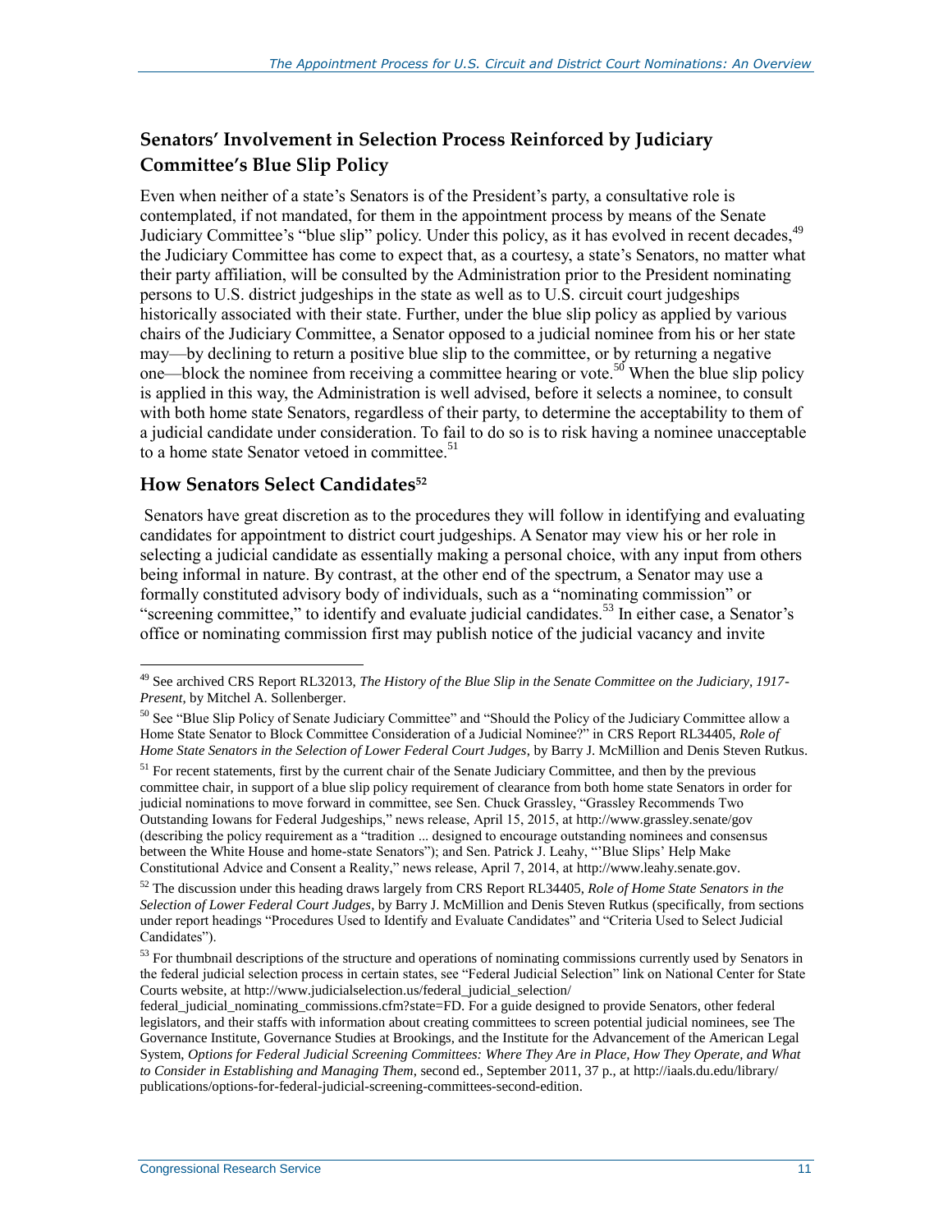## Senators' Involvement in Selection Process Reinforced by Judiciary Committee's Blue Slip Policy

Even when neither of a state's Senators is of the President's party, a consultative role is contemplated, if not mandated, for them in the appointment process by means of the Senate Judiciary Committee's "blue slip" policy. Under this policy, as it has evolved in recent decades,[49] the Judiciary Committee has come to expect that, as a courtesy, a state's Senators, no matter what their party affiliation, will be consulted by the Administration prior to the President nominating persons to U.S. district judgeships in the state as well as to U.S. circuit court judgeships historically associated with their state. Further, under the blue slip policy as applied by various chairs of the Judiciary Committee, a Senator opposed to a judicial nominee from his or her state may—by declining to return a positive blue slip to the committee, or by returning a negative one—block the nominee from receiving a committee hearing or vote.[50] When the blue slip policy is applied in this way, the Administration is well advised, before it selects a nominee, to consult with both home state Senators, regardless of their party, to determine the acceptability to them of a judicial candidate under consideration. To fail to do so is to risk having a nominee unacceptable to a home state Senator vetoed in committee.[51]

## How Senators Select Candidates[52]

Senators have great discretion as to the procedures they will follow in identifying and evaluating candidates for appointment to district court judgeships. A Senator may view his or her role in selecting a judicial candidate as essentially making a personal choice, with any input from others being informal in nature. By contrast, at the other end of the spectrum, a Senator may use a formally constituted advisory body of individuals, such as a "nominating commission" or "screening committee," to identify and evaluate judicial candidates.[53] In either case, a Senator's office or nominating commission first may publish notice of the judicial vacancy and invite

---

[49] See archived CRS Report RL32013, *The History of the Blue Slip in the Senate Committee on the Judiciary, 1917-Present*, by Mitchel A. Sollenberger.

[50] See "Blue Slip Policy of Senate Judiciary Committee" and "Should the Policy of the Judiciary Committee allow a Home State Senator to Block Committee Consideration of a Judicial Nominee?" in CRS Report RL34405, *Role of Home State Senators in the Selection of Lower Federal Court Judges*, by Barry J. McMillion and Denis Steven Rutkus.

[51] For recent statements, first by the current chair of the Senate Judiciary Committee, and then by the previous committee chair, in support of a blue slip policy requirement of clearance from both home state Senators in order for judicial nominations to move forward in committee, see Sen. Chuck Grassley, "Grassley Recommends Two Outstanding Iowans for Federal Judgeships," news release, April 15, 2015, at http://www.grassley.senate/gov (describing the policy requirement as a "tradition ... designed to encourage outstanding nominees and consensus between the White House and home-state Senators"); and Sen. Patrick J. Leahy, "'Blue Slips' Help Make Constitutional Advice and Consent a Reality," news release, April 7, 2014, at http://www.leahy.senate.gov.

[52] The discussion under this heading draws largely from CRS Report RL34405, *Role of Home State Senators in the Selection of Lower Federal Court Judges*, by Barry J. McMillion and Denis Steven Rutkus (specifically, from sections under report headings "Procedures Used to Identify and Evaluate Candidates" and "Criteria Used to Select Judicial Candidates").

[53] For thumbnail descriptions of the structure and operations of nominating commissions currently used by Senators in the federal judicial selection process in certain states, see "Federal Judicial Selection" link on National Center for State Courts website, at http://www.judicialselection.us/federal_judicial_selection/federal_judicial_nominating_commissions.cfm?state=FD. For a guide designed to provide Senators, other federal legislators, and their staffs with information about creating committees to screen potential judicial nominees, see The Governance Institute, Governance Studies at Brookings, and the Institute for the Advancement of the American Legal System, *Options for Federal Judicial Screening Committees: Where They Are in Place, How They Operate, and What to Consider in Establishing and Managing Them*, second ed., September 2011, 37 p., at http://iaals.du.edu/library/publications/options-for-federal-judicial-screening-committees-second-edition.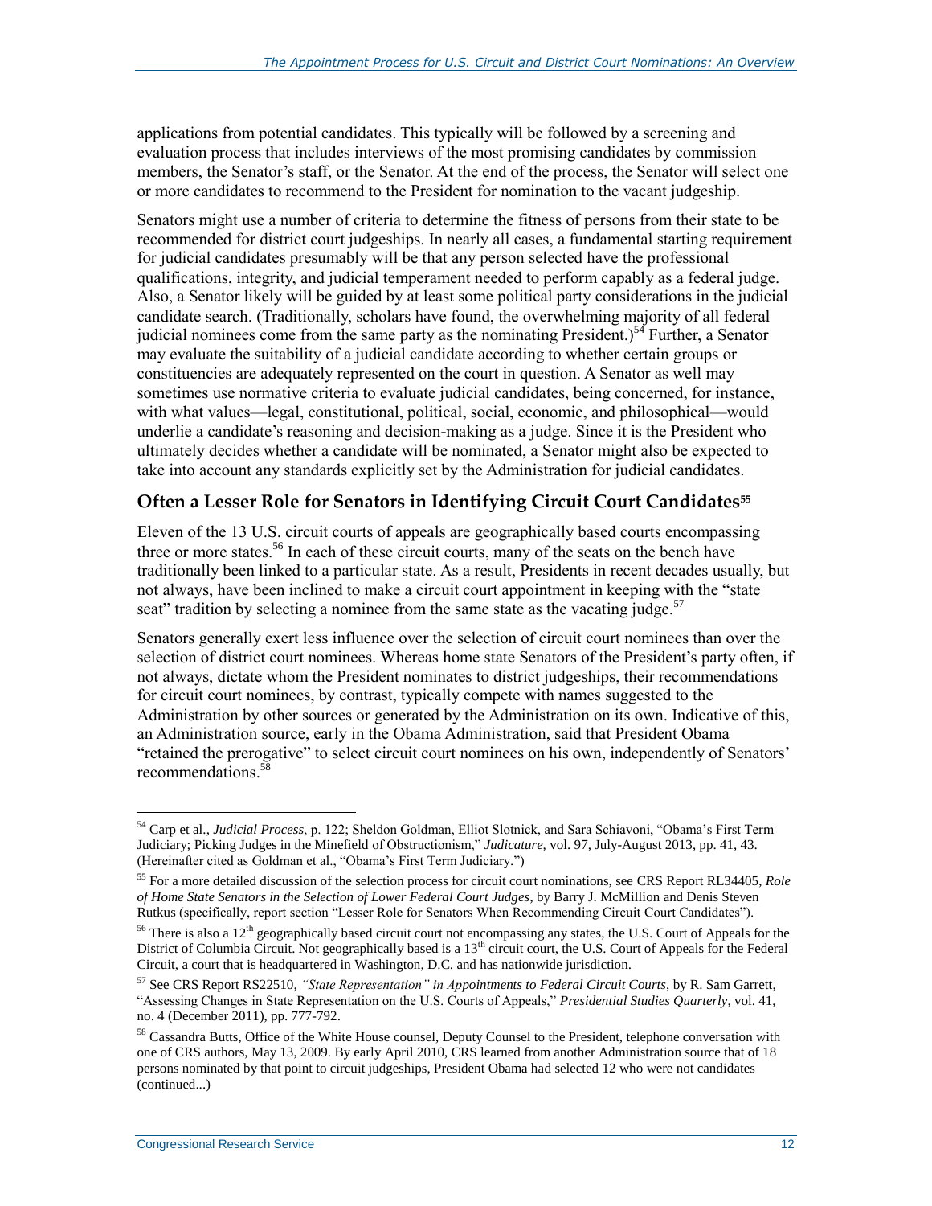applications from potential candidates. This typically will be followed by a screening and evaluation process that includes interviews of the most promising candidates by commission members, the Senator's staff, or the Senator. At the end of the process, the Senator will select one or more candidates to recommend to the President for nomination to the vacant judgeship.

Senators might use a number of criteria to determine the fitness of persons from their state to be recommended for district court judgeships. In nearly all cases, a fundamental starting requirement for judicial candidates presumably will be that any person selected have the professional qualifications, integrity, and judicial temperament needed to perform capably as a federal judge. Also, a Senator likely will be guided by at least some political party considerations in the judicial candidate search. (Traditionally, scholars have found, the overwhelming majority of all federal judicial nominees come from the same party as the nominating President.)[54] Further, a Senator may evaluate the suitability of a judicial candidate according to whether certain groups or constituencies are adequately represented on the court in question. A Senator as well may sometimes use normative criteria to evaluate judicial candidates, being concerned, for instance, with what values—legal, constitutional, political, social, economic, and philosophical—would underlie a candidate's reasoning and decision-making as a judge. Since it is the President who ultimately decides whether a candidate will be nominated, a Senator might also be expected to take into account any standards explicitly set by the Administration for judicial candidates.

## Often a Lesser Role for Senators in Identifying Circuit Court Candidates[55]

Eleven of the 13 U.S. circuit courts of appeals are geographically based courts encompassing three or more states.[56] In each of these circuit courts, many of the seats on the bench have traditionally been linked to a particular state. As a result, Presidents in recent decades usually, but not always, have been inclined to make a circuit court appointment in keeping with the "state seat" tradition by selecting a nominee from the same state as the vacating judge.[57]

Senators generally exert less influence over the selection of circuit court nominees than over the selection of district court nominees. Whereas home state Senators of the President's party often, if not always, dictate whom the President nominates to district judgeships, their recommendations for circuit court nominees, by contrast, typically compete with names suggested to the Administration by other sources or generated by the Administration on its own. Indicative of this, an Administration source, early in the Obama Administration, said that President Obama "retained the prerogative" to select circuit court nominees on his own, independently of Senators' recommendations.[58]

---

[54] Carp et al., *Judicial Process*, p. 122; Sheldon Goldman, Elliot Slotnick, and Sara Schiavoni, "Obama's First Term Judiciary; Picking Judges in the Minefield of Obstructionism," *Judicature,* vol. 97, July-August 2013, pp. 41, 43. (Hereinafter cited as Goldman et al., "Obama's First Term Judiciary.")

[55] For a more detailed discussion of the selection process for circuit court nominations, see CRS Report RL34405, *Role of Home State Senators in the Selection of Lower Federal Court Judges*, by Barry J. McMillion and Denis Steven Rutkus (specifically, report section "Lesser Role for Senators When Recommending Circuit Court Candidates").

[56] There is also a 12th geographically based circuit court not encompassing any states, the U.S. Court of Appeals for the District of Columbia Circuit. Not geographically based is a 13th circuit court, the U.S. Court of Appeals for the Federal Circuit, a court that is headquartered in Washington, D.C. and has nationwide jurisdiction.

[57] See CRS Report RS22510, *"State Representation" in Appointments to Federal Circuit Courts*, by R. Sam Garrett, "Assessing Changes in State Representation on the U.S. Courts of Appeals," *Presidential Studies Quarterly*, vol. 41, no. 4 (December 2011), pp. 777-792.

[58] Cassandra Butts, Office of the White House counsel, Deputy Counsel to the President, telephone conversation with one of CRS authors, May 13, 2009. By early April 2010, CRS learned from another Administration source that of 18 persons nominated by that point to circuit judgeships, President Obama had selected 12 who were not candidates (continued...)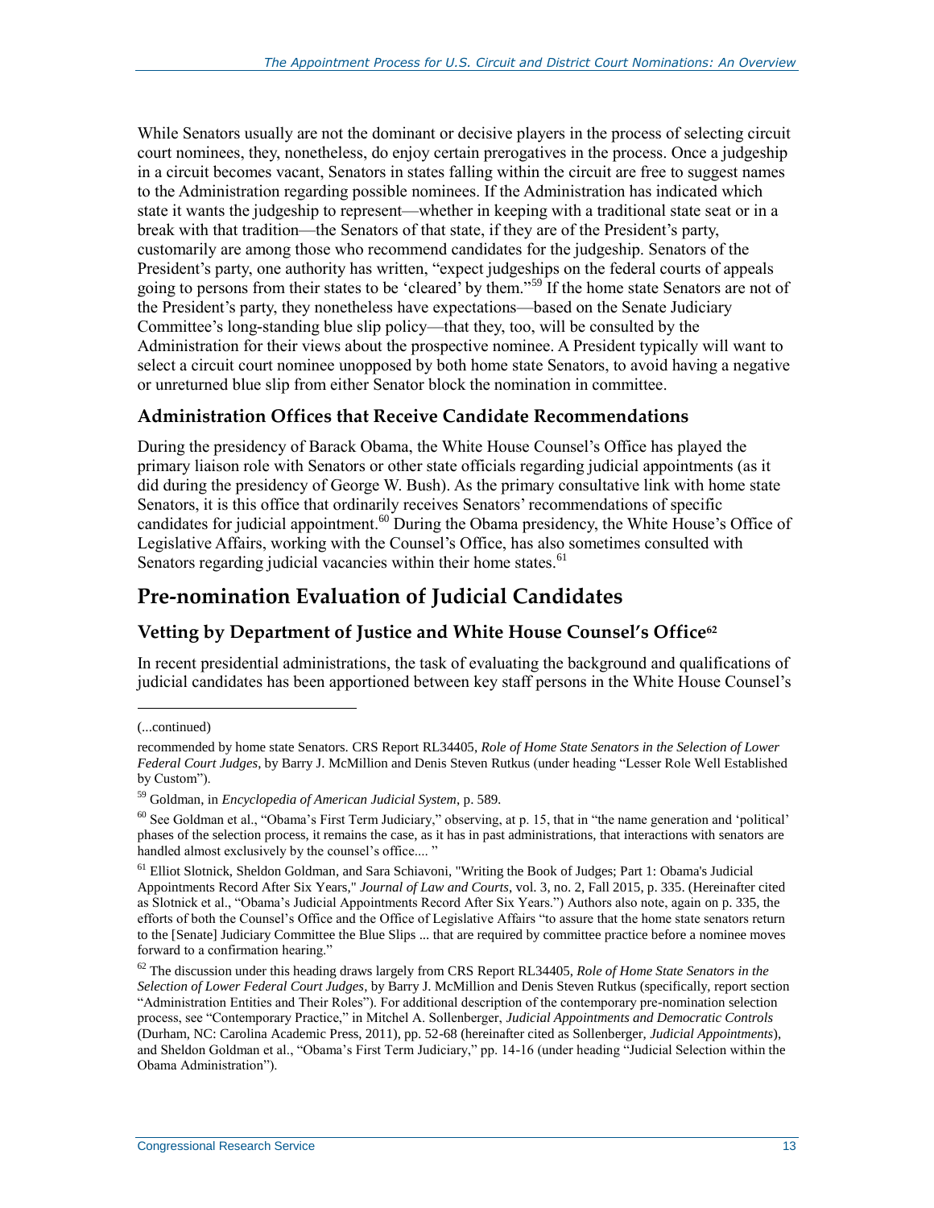While Senators usually are not the dominant or decisive players in the process of selecting circuit court nominees, they, nonetheless, do enjoy certain prerogatives in the process. Once a judgeship in a circuit becomes vacant, Senators in states falling within the circuit are free to suggest names to the Administration regarding possible nominees. If the Administration has indicated which state it wants the judgeship to represent—whether in keeping with a traditional state seat or in a break with that tradition—the Senators of that state, if they are of the President's party, customarily are among those who recommend candidates for the judgeship. Senators of the President's party, one authority has written, "expect judgeships on the federal courts of appeals going to persons from their states to be 'cleared' by them."[59] If the home state Senators are not of the President's party, they nonetheless have expectations—based on the Senate Judiciary Committee's long-standing blue slip policy—that they, too, will be consulted by the Administration for their views about the prospective nominee. A President typically will want to select a circuit court nominee unopposed by both home state Senators, to avoid having a negative or unreturned blue slip from either Senator block the nomination in committee.

### Administration Offices that Receive Candidate Recommendations

During the presidency of Barack Obama, the White House Counsel's Office has played the primary liaison role with Senators or other state officials regarding judicial appointments (as it did during the presidency of George W. Bush). As the primary consultative link with home state Senators, it is this office that ordinarily receives Senators' recommendations of specific candidates for judicial appointment.[60] During the Obama presidency, the White House's Office of Legislative Affairs, working with the Counsel's Office, has also sometimes consulted with Senators regarding judicial vacancies within their home states.[61]

## Pre-nomination Evaluation of Judicial Candidates

### Vetting by Department of Justice and White House Counsel's Office[62]

In recent presidential administrations, the task of evaluating the background and qualifications of judicial candidates has been apportioned between key staff persons in the White House Counsel's

---

(...continued)

recommended by home state Senators. CRS Report RL34405, *Role of Home State Senators in the Selection of Lower Federal Court Judges*, by Barry J. McMillion and Denis Steven Rutkus (under heading "Lesser Role Well Established by Custom").

[59] Goldman, in *Encyclopedia of American Judicial System*, p. 589.

[60] See Goldman et al., "Obama's First Term Judiciary," observing, at p. 15, that in "the name generation and 'political' phases of the selection process, it remains the case, as it has in past administrations, that interactions with senators are handled almost exclusively by the counsel's office.... "

[61] Elliot Slotnick, Sheldon Goldman, and Sara Schiavoni, "Writing the Book of Judges; Part 1: Obama's Judicial Appointments Record After Six Years," *Journal of Law and Courts*, vol. 3, no. 2, Fall 2015, p. 335. (Hereinafter cited as Slotnick et al., "Obama's Judicial Appointments Record After Six Years.") Authors also note, again on p. 335, the efforts of both the Counsel's Office and the Office of Legislative Affairs "to assure that the home state senators return to the [Senate] Judiciary Committee the Blue Slips ... that are required by committee practice before a nominee moves forward to a confirmation hearing."

[62] The discussion under this heading draws largely from CRS Report RL34405, *Role of Home State Senators in the Selection of Lower Federal Court Judges*, by Barry J. McMillion and Denis Steven Rutkus (specifically, report section "Administration Entities and Their Roles"). For additional description of the contemporary pre-nomination selection process, see "Contemporary Practice," in Mitchel A. Sollenberger, *Judicial Appointments and Democratic Controls* (Durham, NC: Carolina Academic Press, 2011), pp. 52-68 (hereinafter cited as Sollenberger, *Judicial Appointments*), and Sheldon Goldman et al., "Obama's First Term Judiciary," pp. 14-16 (under heading "Judicial Selection within the Obama Administration").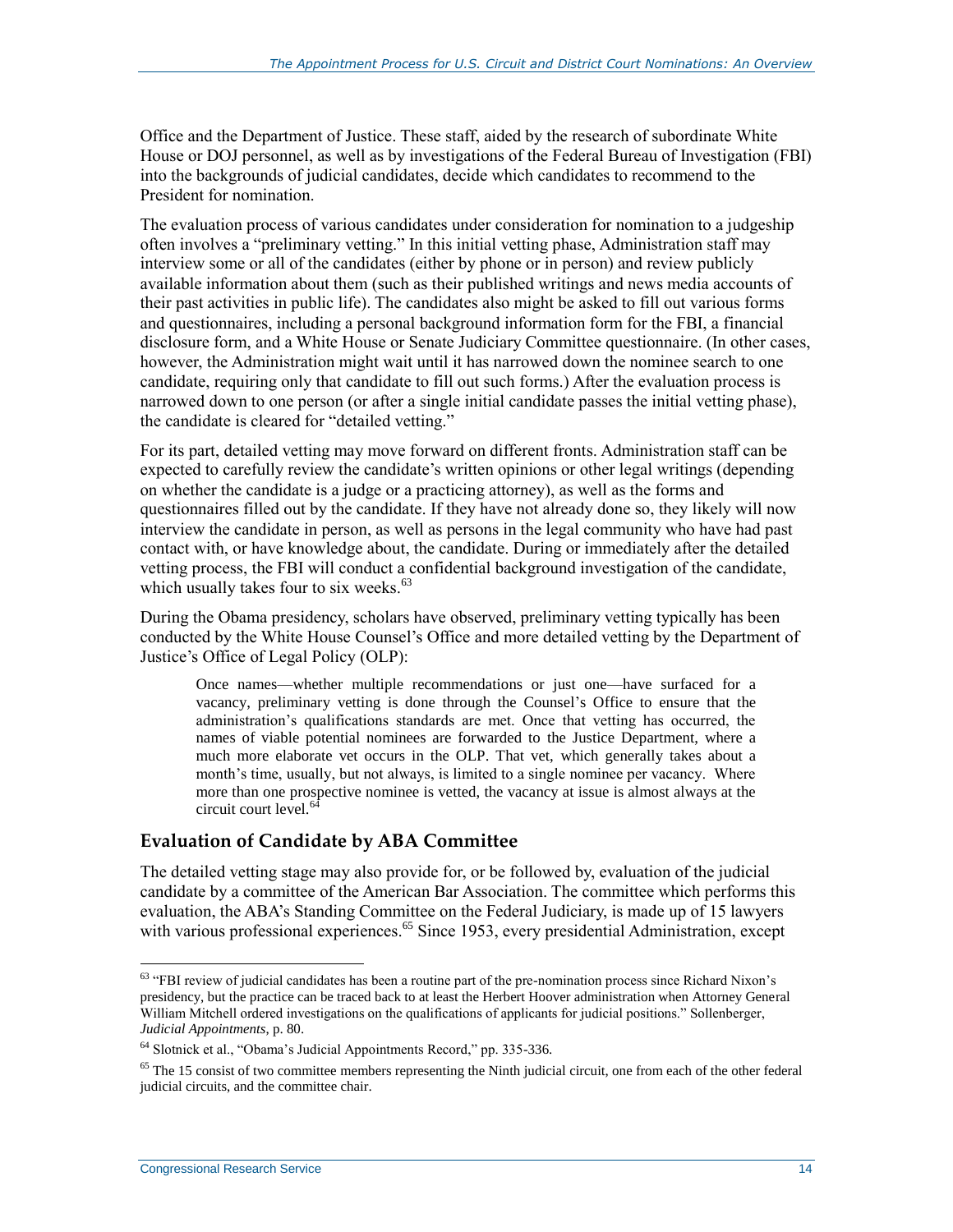Office and the Department of Justice. These staff, aided by the research of subordinate White House or DOJ personnel, as well as by investigations of the Federal Bureau of Investigation (FBI) into the backgrounds of judicial candidates, decide which candidates to recommend to the President for nomination.

The evaluation process of various candidates under consideration for nomination to a judgeship often involves a "preliminary vetting." In this initial vetting phase, Administration staff may interview some or all of the candidates (either by phone or in person) and review publicly available information about them (such as their published writings and news media accounts of their past activities in public life). The candidates also might be asked to fill out various forms and questionnaires, including a personal background information form for the FBI, a financial disclosure form, and a White House or Senate Judiciary Committee questionnaire. (In other cases, however, the Administration might wait until it has narrowed down the nominee search to one candidate, requiring only that candidate to fill out such forms.) After the evaluation process is narrowed down to one person (or after a single initial candidate passes the initial vetting phase), the candidate is cleared for "detailed vetting."

For its part, detailed vetting may move forward on different fronts. Administration staff can be expected to carefully review the candidate's written opinions or other legal writings (depending on whether the candidate is a judge or a practicing attorney), as well as the forms and questionnaires filled out by the candidate. If they have not already done so, they likely will now interview the candidate in person, as well as persons in the legal community who have had past contact with, or have knowledge about, the candidate. During or immediately after the detailed vetting process, the FBI will conduct a confidential background investigation of the candidate, which usually takes four to six weeks.[63]

During the Obama presidency, scholars have observed, preliminary vetting typically has been conducted by the White House Counsel's Office and more detailed vetting by the Department of Justice's Office of Legal Policy (OLP):

> Once names—whether multiple recommendations or just one—have surfaced for a vacancy, preliminary vetting is done through the Counsel's Office to ensure that the administration's qualifications standards are met. Once that vetting has occurred, the names of viable potential nominees are forwarded to the Justice Department, where a much more elaborate vet occurs in the OLP. That vet, which generally takes about a month's time, usually, but not always, is limited to a single nominee per vacancy. Where more than one prospective nominee is vetted, the vacancy at issue is almost always at the circuit court level.[64]

### Evaluation of Candidate by ABA Committee

The detailed vetting stage may also provide for, or be followed by, evaluation of the judicial candidate by a committee of the American Bar Association. The committee which performs this evaluation, the ABA's Standing Committee on the Federal Judiciary, is made up of 15 lawyers with various professional experiences.[65] Since 1953, every presidential Administration, except

---

[63] "FBI review of judicial candidates has been a routine part of the pre-nomination process since Richard Nixon's presidency, but the practice can be traced back to at least the Herbert Hoover administration when Attorney General William Mitchell ordered investigations on the qualifications of applicants for judicial positions." Sollenberger, *Judicial Appointments*, p. 80.

[64] Slotnick et al., "Obama's Judicial Appointments Record," pp. 335-336.

[65] The 15 consist of two committee members representing the Ninth judicial circuit, one from each of the other federal judicial circuits, and the committee chair.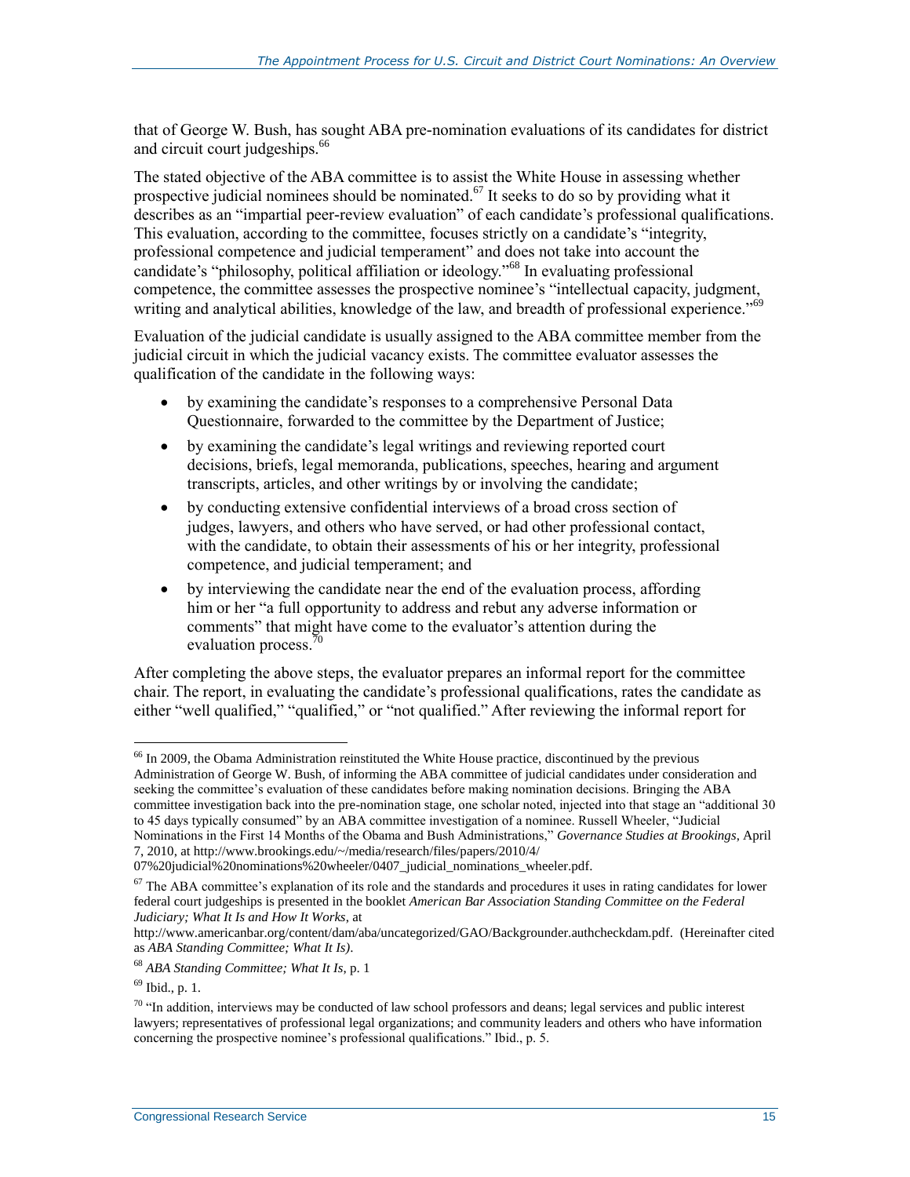that of George W. Bush, has sought ABA pre-nomination evaluations of its candidates for district and circuit court judgeships.[66]

The stated objective of the ABA committee is to assist the White House in assessing whether prospective judicial nominees should be nominated.[67] It seeks to do so by providing what it describes as an "impartial peer-review evaluation" of each candidate's professional qualifications. This evaluation, according to the committee, focuses strictly on a candidate's "integrity, professional competence and judicial temperament" and does not take into account the candidate's "philosophy, political affiliation or ideology."[68] In evaluating professional competence, the committee assesses the prospective nominee's "intellectual capacity, judgment, writing and analytical abilities, knowledge of the law, and breadth of professional experience."[69]

Evaluation of the judicial candidate is usually assigned to the ABA committee member from the judicial circuit in which the judicial vacancy exists. The committee evaluator assesses the qualification of the candidate in the following ways:

- by examining the candidate's responses to a comprehensive Personal Data Questionnaire, forwarded to the committee by the Department of Justice;
- by examining the candidate's legal writings and reviewing reported court decisions, briefs, legal memoranda, publications, speeches, hearing and argument transcripts, articles, and other writings by or involving the candidate;
- by conducting extensive confidential interviews of a broad cross section of judges, lawyers, and others who have served, or had other professional contact, with the candidate, to obtain their assessments of his or her integrity, professional competence, and judicial temperament; and
- by interviewing the candidate near the end of the evaluation process, affording him or her "a full opportunity to address and rebut any adverse information or comments" that might have come to the evaluator's attention during the evaluation process.[70]

After completing the above steps, the evaluator prepares an informal report for the committee chair. The report, in evaluating the candidate's professional qualifications, rates the candidate as either "well qualified," "qualified," or "not qualified." After reviewing the informal report for

---

[66] In 2009, the Obama Administration reinstituted the White House practice, discontinued by the previous Administration of George W. Bush, of informing the ABA committee of judicial candidates under consideration and seeking the committee's evaluation of these candidates before making nomination decisions. Bringing the ABA committee investigation back into the pre-nomination stage, one scholar noted, injected into that stage an "additional 30 to 45 days typically consumed" by an ABA committee investigation of a nominee. Russell Wheeler, "Judicial Nominations in the First 14 Months of the Obama and Bush Administrations," *Governance Studies at Brookings*, April 7, 2010, at http://www.brookings.edu/~/media/research/files/papers/2010/4/07%20judicial%20nominations%20wheeler/0407_judicial_nominations_wheeler.pdf.

[67] The ABA committee's explanation of its role and the standards and procedures it uses in rating candidates for lower federal court judgeships is presented in the booklet *American Bar Association Standing Committee on the Federal Judiciary; What It Is and How It Works*, at http://www.americanbar.org/content/dam/aba/uncategorized/GAO/Backgrounder.authcheckdam.pdf. (Hereinafter cited as *ABA Standing Committee; What It Is)*.

[68] *ABA Standing Committee; What It Is*, p. 1

[69] Ibid., p. 1.

[70] "In addition, interviews may be conducted of law school professors and deans; legal services and public interest lawyers; representatives of professional legal organizations; and community leaders and others who have information concerning the prospective nominee's professional qualifications." Ibid., p. 5.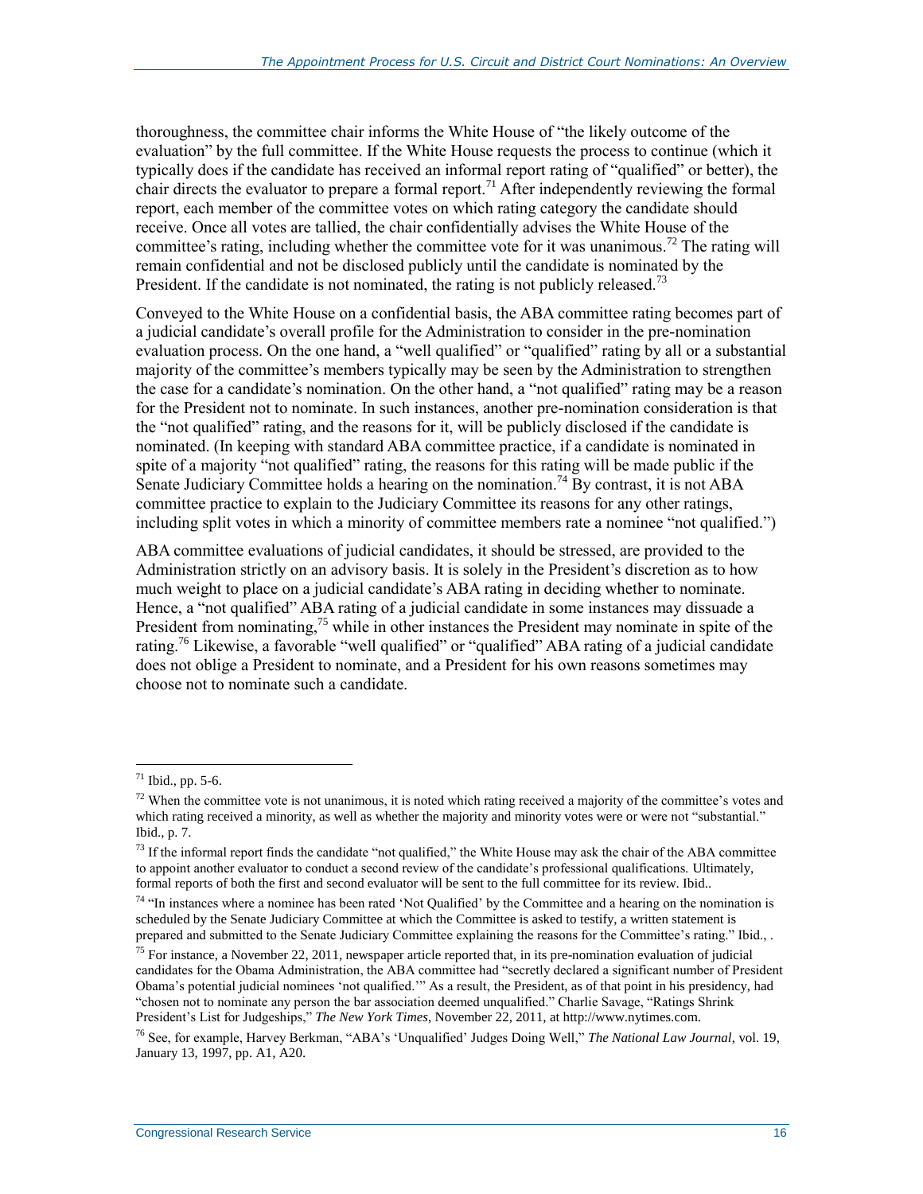thoroughness, the committee chair informs the White House of "the likely outcome of the evaluation" by the full committee. If the White House requests the process to continue (which it typically does if the candidate has received an informal report rating of "qualified" or better), the chair directs the evaluator to prepare a formal report.[71] After independently reviewing the formal report, each member of the committee votes on which rating category the candidate should receive. Once all votes are tallied, the chair confidentially advises the White House of the committee's rating, including whether the committee vote for it was unanimous.[72] The rating will remain confidential and not be disclosed publicly until the candidate is nominated by the President. If the candidate is not nominated, the rating is not publicly released.[73]

Conveyed to the White House on a confidential basis, the ABA committee rating becomes part of a judicial candidate's overall profile for the Administration to consider in the pre-nomination evaluation process. On the one hand, a "well qualified" or "qualified" rating by all or a substantial majority of the committee's members typically may be seen by the Administration to strengthen the case for a candidate's nomination. On the other hand, a "not qualified" rating may be a reason for the President not to nominate. In such instances, another pre-nomination consideration is that the "not qualified" rating, and the reasons for it, will be publicly disclosed if the candidate is nominated. (In keeping with standard ABA committee practice, if a candidate is nominated in spite of a majority "not qualified" rating, the reasons for this rating will be made public if the Senate Judiciary Committee holds a hearing on the nomination.[74] By contrast, it is not ABA committee practice to explain to the Judiciary Committee its reasons for any other ratings, including split votes in which a minority of committee members rate a nominee "not qualified.")

ABA committee evaluations of judicial candidates, it should be stressed, are provided to the Administration strictly on an advisory basis. It is solely in the President's discretion as to how much weight to place on a judicial candidate's ABA rating in deciding whether to nominate. Hence, a "not qualified" ABA rating of a judicial candidate in some instances may dissuade a President from nominating,[75] while in other instances the President may nominate in spite of the rating.[76] Likewise, a favorable "well qualified" or "qualified" ABA rating of a judicial candidate does not oblige a President to nominate, and a President for his own reasons sometimes may choose not to nominate such a candidate.

---

[71] Ibid., pp. 5-6.

[72] When the committee vote is not unanimous, it is noted which rating received a majority of the committee's votes and which rating received a minority, as well as whether the majority and minority votes were or were not "substantial." Ibid., p. 7.

[73] If the informal report finds the candidate "not qualified," the White House may ask the chair of the ABA committee to appoint another evaluator to conduct a second review of the candidate's professional qualifications. Ultimately, formal reports of both the first and second evaluator will be sent to the full committee for its review. Ibid..

[74] "In instances where a nominee has been rated 'Not Qualified' by the Committee and a hearing on the nomination is scheduled by the Senate Judiciary Committee at which the Committee is asked to testify, a written statement is prepared and submitted to the Senate Judiciary Committee explaining the reasons for the Committee's rating." Ibid., .

[75] For instance, a November 22, 2011, newspaper article reported that, in its pre-nomination evaluation of judicial candidates for the Obama Administration, the ABA committee had "secretly declared a significant number of President Obama's potential judicial nominees 'not qualified.'" As a result, the President, as of that point in his presidency, had "chosen not to nominate any person the bar association deemed unqualified." Charlie Savage, "Ratings Shrink President's List for Judgeships," *The New York Times*, November 22, 2011, at http://www.nytimes.com.

[76] See, for example, Harvey Berkman, "ABA's 'Unqualified' Judges Doing Well," *The National Law Journal*, vol. 19, January 13, 1997, pp. A1, A20.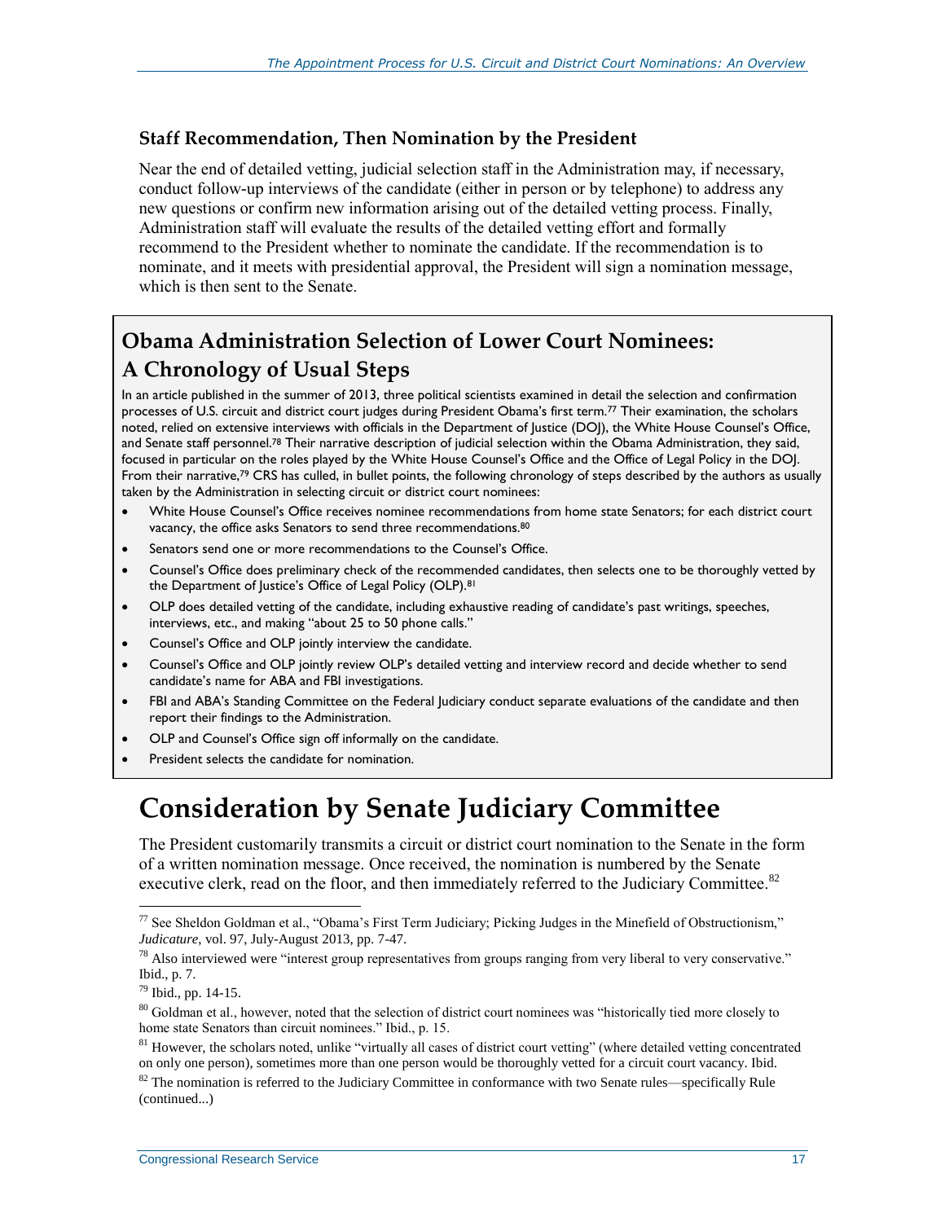### Staff Recommendation, Then Nomination by the President

Near the end of detailed vetting, judicial selection staff in the Administration may, if necessary, conduct follow-up interviews of the candidate (either in person or by telephone) to address any new questions or confirm new information arising out of the detailed vetting process. Finally, Administration staff will evaluate the results of the detailed vetting effort and formally recommend to the President whether to nominate the candidate. If the recommendation is to nominate, and it meets with presidential approval, the President will sign a nomination message, which is then sent to the Senate.

> **Obama Administration Selection of Lower Court Nominees: A Chronology of Usual Steps**
>
> In an article published in the summer of 2013, three political scientists examined in detail the selection and confirmation processes of U.S. circuit and district court judges during President Obama's first term.[77] Their examination, the scholars noted, relied on extensive interviews with officials in the Department of Justice (DOJ), the White House Counsel's Office, and Senate staff personnel.[78] Their narrative description of judicial selection within the Obama Administration, they said, focused in particular on the roles played by the White House Counsel's Office and the Office of Legal Policy in the DOJ. From their narrative,[79] CRS has culled, in bullet points, the following chronology of steps described by the authors as usually taken by the Administration in selecting circuit or district court nominees:
>
> - White House Counsel's Office receives nominee recommendations from home state Senators; for each district court vacancy, the office asks Senators to send three recommendations.[80]
> - Senators send one or more recommendations to the Counsel's Office.
> - Counsel's Office does preliminary check of the recommended candidates, then selects one to be thoroughly vetted by the Department of Justice's Office of Legal Policy (OLP).[81]
> - OLP does detailed vetting of the candidate, including exhaustive reading of candidate's past writings, speeches, interviews, etc., and making "about 25 to 50 phone calls."
> - Counsel's Office and OLP jointly interview the candidate.
> - Counsel's Office and OLP jointly review OLP's detailed vetting and interview record and decide whether to send candidate's name for ABA and FBI investigations.
> - FBI and ABA's Standing Committee on the Federal Judiciary conduct separate evaluations of the candidate and then report their findings to the Administration.
> - OLP and Counsel's Office sign off informally on the candidate.
> - President selects the candidate for nomination.

# Consideration by Senate Judiciary Committee

The President customarily transmits a circuit or district court nomination to the Senate in the form of a written nomination message. Once received, the nomination is numbered by the Senate executive clerk, read on the floor, and then immediately referred to the Judiciary Committee.[82]

---

[77] See Sheldon Goldman et al., "Obama's First Term Judiciary; Picking Judges in the Minefield of Obstructionism," *Judicature*, vol. 97, July-August 2013, pp. 7-47.

[78] Also interviewed were "interest group representatives from groups ranging from very liberal to very conservative." Ibid., p. 7.

[79] Ibid., pp. 14-15.

[80] Goldman et al., however, noted that the selection of district court nominees was "historically tied more closely to home state Senators than circuit nominees." Ibid., p. 15.

[81] However, the scholars noted, unlike "virtually all cases of district court vetting" (where detailed vetting concentrated on only one person), sometimes more than one person would be thoroughly vetted for a circuit court vacancy. Ibid.

[82] The nomination is referred to the Judiciary Committee in conformance with two Senate rules—specifically Rule (continued...)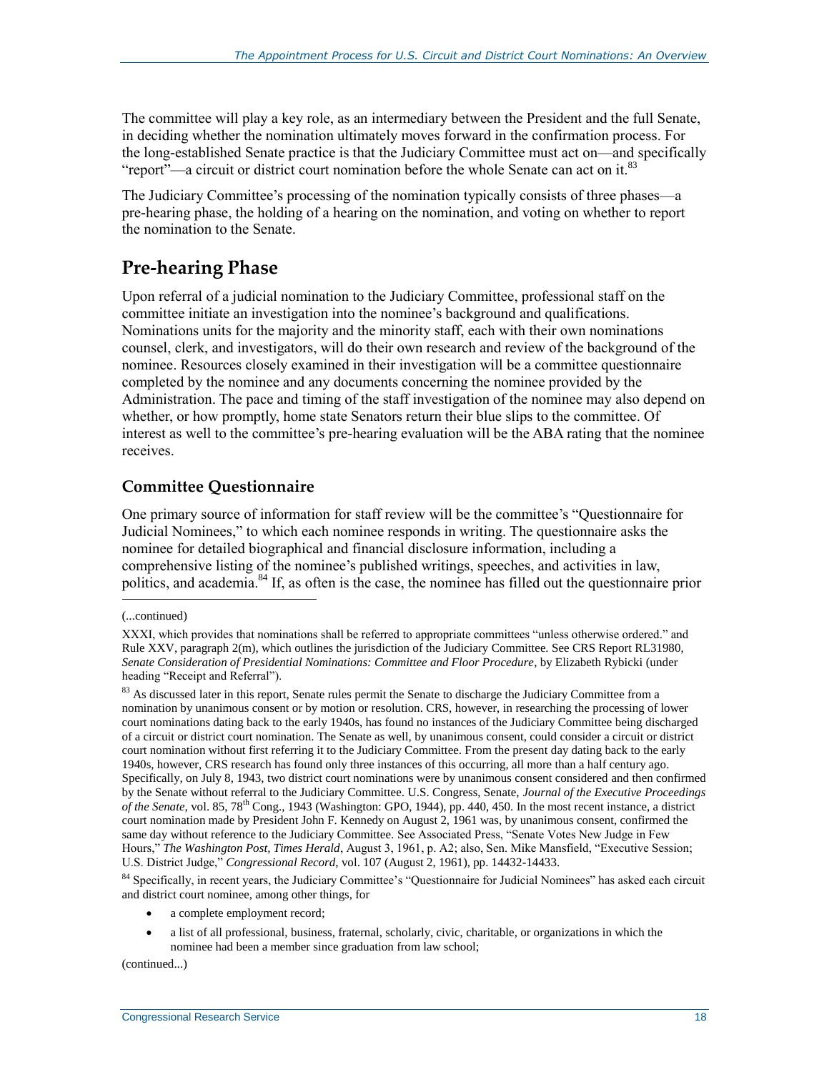The committee will play a key role, as an intermediary between the President and the full Senate, in deciding whether the nomination ultimately moves forward in the confirmation process. For the long-established Senate practice is that the Judiciary Committee must act on—and specifically "report"—a circuit or district court nomination before the whole Senate can act on it.[83]

The Judiciary Committee's processing of the nomination typically consists of three phases—a pre-hearing phase, the holding of a hearing on the nomination, and voting on whether to report the nomination to the Senate.

## Pre-hearing Phase

Upon referral of a judicial nomination to the Judiciary Committee, professional staff on the committee initiate an investigation into the nominee's background and qualifications. Nominations units for the majority and the minority staff, each with their own nominations counsel, clerk, and investigators, will do their own research and review of the background of the nominee. Resources closely examined in their investigation will be a committee questionnaire completed by the nominee and any documents concerning the nominee provided by the Administration. The pace and timing of the staff investigation of the nominee may also depend on whether, or how promptly, home state Senators return their blue slips to the committee. Of interest as well to the committee's pre-hearing evaluation will be the ABA rating that the nominee receives.

### Committee Questionnaire

One primary source of information for staff review will be the committee's "Questionnaire for Judicial Nominees," to which each nominee responds in writing. The questionnaire asks the nominee for detailed biographical and financial disclosure information, including a comprehensive listing of the nominee's published writings, speeches, and activities in law, politics, and academia.[84] If, as often is the case, the nominee has filled out the questionnaire prior

---

(...continued)

XXXI, which provides that nominations shall be referred to appropriate committees "unless otherwise ordered." and Rule XXV, paragraph 2(m), which outlines the jurisdiction of the Judiciary Committee. See CRS Report RL31980, *Senate Consideration of Presidential Nominations: Committee and Floor Procedure*, by Elizabeth Rybicki (under heading "Receipt and Referral").

[83] As discussed later in this report, Senate rules permit the Senate to discharge the Judiciary Committee from a nomination by unanimous consent or by motion or resolution. CRS, however, in researching the processing of lower court nominations dating back to the early 1940s, has found no instances of the Judiciary Committee being discharged of a circuit or district court nomination. The Senate as well, by unanimous consent, could consider a circuit or district court nomination without first referring it to the Judiciary Committee. From the present day dating back to the early 1940s, however, CRS research has found only three instances of this occurring, all more than a half century ago. Specifically, on July 8, 1943, two district court nominations were by unanimous consent considered and then confirmed by the Senate without referral to the Judiciary Committee. U.S. Congress, Senate, *Journal of the Executive Proceedings of the Senate*, vol. 85, 78th Cong., 1943 (Washington: GPO, 1944), pp. 440, 450. In the most recent instance, a district court nomination made by President John F. Kennedy on August 2, 1961 was, by unanimous consent, confirmed the same day without reference to the Judiciary Committee. See Associated Press, "Senate Votes New Judge in Few Hours," *The Washington Post, Times Herald*, August 3, 1961, p. A2; also, Sen. Mike Mansfield, "Executive Session; U.S. District Judge," *Congressional Record*, vol. 107 (August 2, 1961), pp. 14432-14433.

[84] Specifically, in recent years, the Judiciary Committee's "Questionnaire for Judicial Nominees" has asked each circuit and district court nominee, among other things, for

- a complete employment record;
- a list of all professional, business, fraternal, scholarly, civic, charitable, or organizations in which the nominee had been a member since graduation from law school;

(continued...)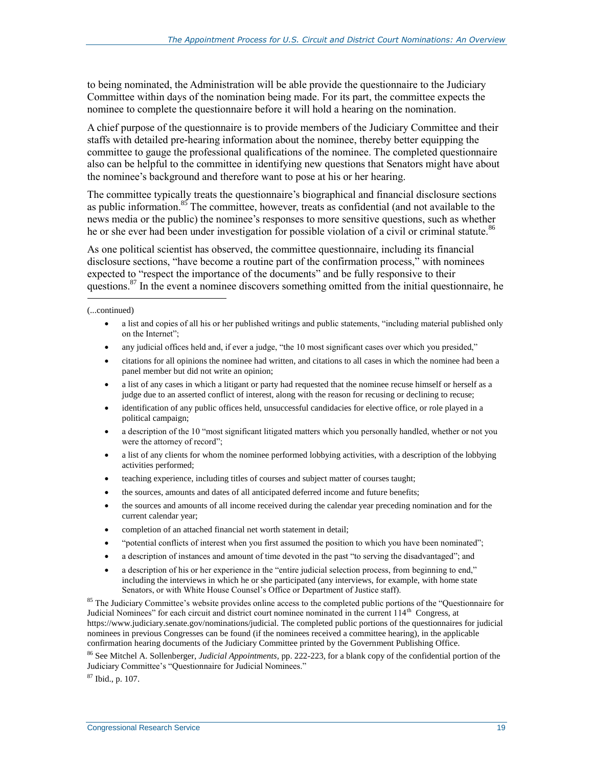to being nominated, the Administration will be able provide the questionnaire to the Judiciary Committee within days of the nomination being made. For its part, the committee expects the nominee to complete the questionnaire before it will hold a hearing on the nomination.

A chief purpose of the questionnaire is to provide members of the Judiciary Committee and their staffs with detailed pre-hearing information about the nominee, thereby better equipping the committee to gauge the professional qualifications of the nominee. The completed questionnaire also can be helpful to the committee in identifying new questions that Senators might have about the nominee's background and therefore want to pose at his or her hearing.

The committee typically treats the questionnaire's biographical and financial disclosure sections as public information.[85] The committee, however, treats as confidential (and not available to the news media or the public) the nominee's responses to more sensitive questions, such as whether he or she ever had been under investigation for possible violation of a civil or criminal statute.[86]

As one political scientist has observed, the committee questionnaire, including its financial disclosure sections, "have become a routine part of the confirmation process," with nominees expected to "respect the importance of the documents" and be fully responsive to their questions.[87] In the event a nominee discovers something omitted from the initial questionnaire, he

---

(...continued)

- a list and copies of all his or her published writings and public statements, "including material published only on the Internet";
- any judicial offices held and, if ever a judge, "the 10 most significant cases over which you presided,"
- citations for all opinions the nominee had written, and citations to all cases in which the nominee had been a panel member but did not write an opinion;
- a list of any cases in which a litigant or party had requested that the nominee recuse himself or herself as a judge due to an asserted conflict of interest, along with the reason for recusing or declining to recuse;
- identification of any public offices held, unsuccessful candidacies for elective office, or role played in a political campaign;
- a description of the 10 "most significant litigated matters which you personally handled, whether or not you were the attorney of record";
- a list of any clients for whom the nominee performed lobbying activities, with a description of the lobbying activities performed;
- teaching experience, including titles of courses and subject matter of courses taught;
- the sources, amounts and dates of all anticipated deferred income and future benefits;
- the sources and amounts of all income received during the calendar year preceding nomination and for the current calendar year;
- completion of an attached financial net worth statement in detail;
- "potential conflicts of interest when you first assumed the position to which you have been nominated";
- a description of instances and amount of time devoted in the past "to serving the disadvantaged"; and
- a description of his or her experience in the "entire judicial selection process, from beginning to end," including the interviews in which he or she participated (any interviews, for example, with home state Senators, or with White House Counsel's Office or Department of Justice staff).

[85] The Judiciary Committee's website provides online access to the completed public portions of the "Questionnaire for Judicial Nominees" for each circuit and district court nominee nominated in the current 114th Congress, at https://www.judiciary.senate.gov/nominations/judicial. The completed public portions of the questionnaires for judicial nominees in previous Congresses can be found (if the nominees received a committee hearing), in the applicable confirmation hearing documents of the Judiciary Committee printed by the Government Publishing Office.

[86] See Mitchel A. Sollenberger, *Judicial Appointments*, pp. 222-223, for a blank copy of the confidential portion of the Judiciary Committee's "Questionnaire for Judicial Nominees."

[87] Ibid., p. 107.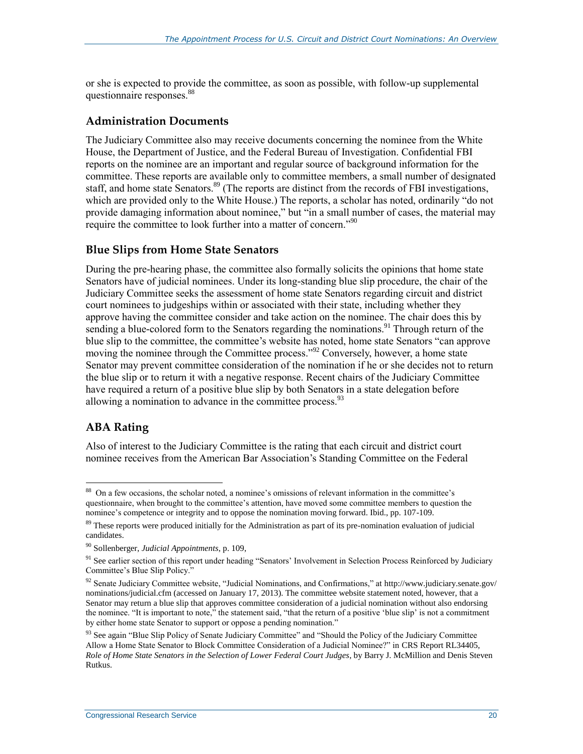or she is expected to provide the committee, as soon as possible, with follow-up supplemental questionnaire responses.[88]

### Administration Documents

The Judiciary Committee also may receive documents concerning the nominee from the White House, the Department of Justice, and the Federal Bureau of Investigation. Confidential FBI reports on the nominee are an important and regular source of background information for the committee. These reports are available only to committee members, a small number of designated staff, and home state Senators.[89] (The reports are distinct from the records of FBI investigations, which are provided only to the White House.) The reports, a scholar has noted, ordinarily "do not provide damaging information about nominee," but "in a small number of cases, the material may require the committee to look further into a matter of concern."[90]

### Blue Slips from Home State Senators

During the pre-hearing phase, the committee also formally solicits the opinions that home state Senators have of judicial nominees. Under its long-standing blue slip procedure, the chair of the Judiciary Committee seeks the assessment of home state Senators regarding circuit and district court nominees to judgeships within or associated with their state, including whether they approve having the committee consider and take action on the nominee. The chair does this by sending a blue-colored form to the Senators regarding the nominations.[91] Through return of the blue slip to the committee, the committee's website has noted, home state Senators "can approve moving the nominee through the Committee process."[92] Conversely, however, a home state Senator may prevent committee consideration of the nomination if he or she decides not to return the blue slip or to return it with a negative response. Recent chairs of the Judiciary Committee have required a return of a positive blue slip by both Senators in a state delegation before allowing a nomination to advance in the committee process.[93]

### ABA Rating

Also of interest to the Judiciary Committee is the rating that each circuit and district court nominee receives from the American Bar Association's Standing Committee on the Federal

---

[88] On a few occasions, the scholar noted, a nominee's omissions of relevant information in the committee's questionnaire, when brought to the committee's attention, have moved some committee members to question the nominee's competence or integrity and to oppose the nomination moving forward. Ibid., pp. 107-109.

[89] These reports were produced initially for the Administration as part of its pre-nomination evaluation of judicial candidates.

[90] Sollenberger, *Judicial Appointments*, p. 109,

[91] See earlier section of this report under heading "Senators' Involvement in Selection Process Reinforced by Judiciary Committee's Blue Slip Policy."

[92] Senate Judiciary Committee website, "Judicial Nominations, and Confirmations," at http://www.judiciary.senate.gov/nominations/judicial.cfm (accessed on January 17, 2013). The committee website statement noted, however, that a Senator may return a blue slip that approves committee consideration of a judicial nomination without also endorsing the nominee. "It is important to note," the statement said, "that the return of a positive 'blue slip' is not a commitment by either home state Senator to support or oppose a pending nomination."

[93] See again "Blue Slip Policy of Senate Judiciary Committee" and "Should the Policy of the Judiciary Committee Allow a Home State Senator to Block Committee Consideration of a Judicial Nominee?" in CRS Report RL34405, *Role of Home State Senators in the Selection of Lower Federal Court Judges*, by Barry J. McMillion and Denis Steven Rutkus.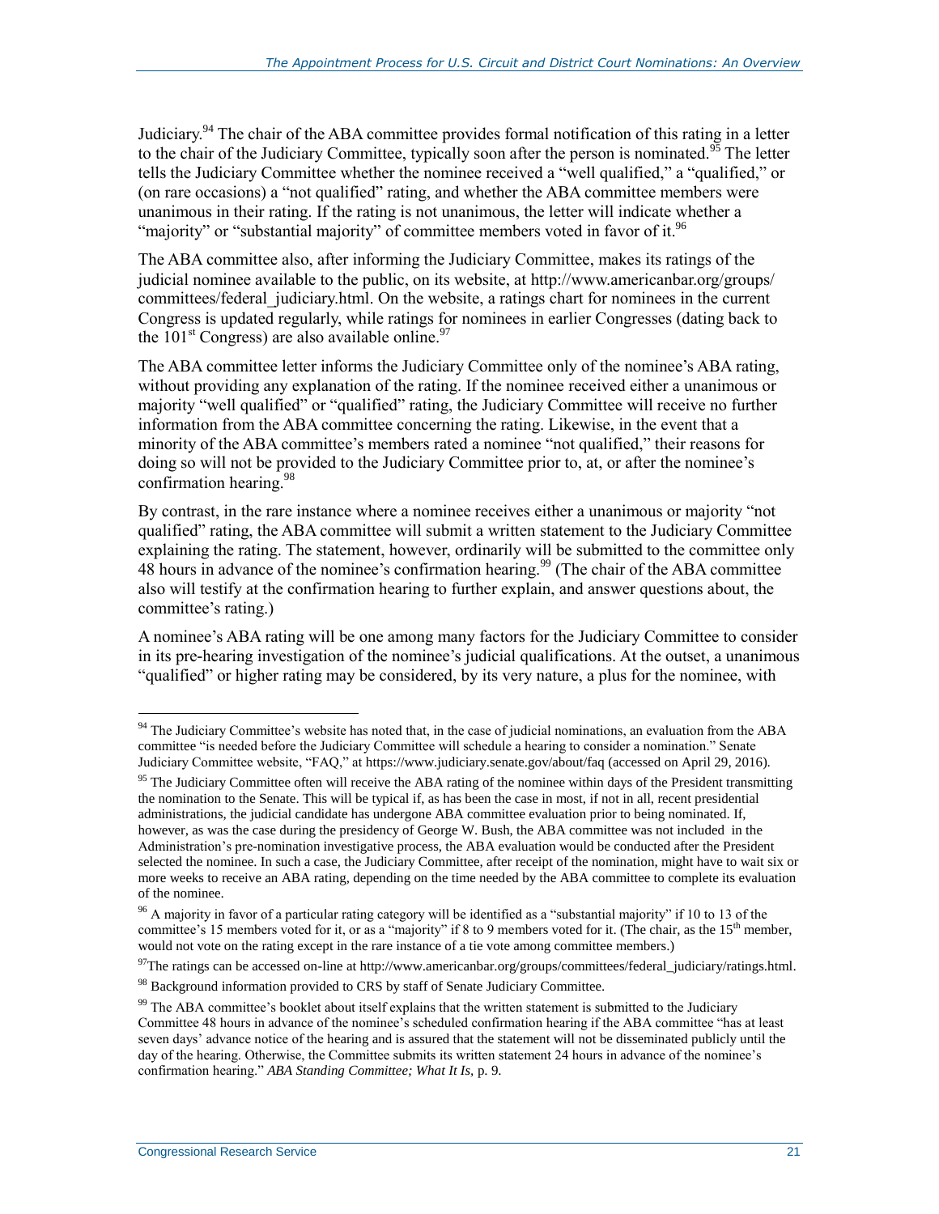Judiciary.[94] The chair of the ABA committee provides formal notification of this rating in a letter to the chair of the Judiciary Committee, typically soon after the person is nominated.[95] The letter tells the Judiciary Committee whether the nominee received a "well qualified," a "qualified," or (on rare occasions) a "not qualified" rating, and whether the ABA committee members were unanimous in their rating. If the rating is not unanimous, the letter will indicate whether a "majority" or "substantial majority" of committee members voted in favor of it.[96]

The ABA committee also, after informing the Judiciary Committee, makes its ratings of the judicial nominee available to the public, on its website, at http://www.americanbar.org/groups/committees/federal_judiciary.html. On the website, a ratings chart for nominees in the current Congress is updated regularly, while ratings for nominees in earlier Congresses (dating back to the 101st Congress) are also available online.[97]

The ABA committee letter informs the Judiciary Committee only of the nominee's ABA rating, without providing any explanation of the rating. If the nominee received either a unanimous or majority "well qualified" or "qualified" rating, the Judiciary Committee will receive no further information from the ABA committee concerning the rating. Likewise, in the event that a minority of the ABA committee's members rated a nominee "not qualified," their reasons for doing so will not be provided to the Judiciary Committee prior to, at, or after the nominee's confirmation hearing.[98]

By contrast, in the rare instance where a nominee receives either a unanimous or majority "not qualified" rating, the ABA committee will submit a written statement to the Judiciary Committee explaining the rating. The statement, however, ordinarily will be submitted to the committee only 48 hours in advance of the nominee's confirmation hearing.[99] (The chair of the ABA committee also will testify at the confirmation hearing to further explain, and answer questions about, the committee's rating.)

A nominee's ABA rating will be one among many factors for the Judiciary Committee to consider in its pre-hearing investigation of the nominee's judicial qualifications. At the outset, a unanimous "qualified" or higher rating may be considered, by its very nature, a plus for the nominee, with

---

[94] The Judiciary Committee's website has noted that, in the case of judicial nominations, an evaluation from the ABA committee "is needed before the Judiciary Committee will schedule a hearing to consider a nomination." Senate Judiciary Committee website, "FAQ," at https://www.judiciary.senate.gov/about/faq (accessed on April 29, 2016).

[95] The Judiciary Committee often will receive the ABA rating of the nominee within days of the President transmitting the nomination to the Senate. This will be typical if, as has been the case in most, if not in all, recent presidential administrations, the judicial candidate has undergone ABA committee evaluation prior to being nominated. If, however, as was the case during the presidency of George W. Bush, the ABA committee was not included in the Administration's pre-nomination investigative process, the ABA evaluation would be conducted after the President selected the nominee. In such a case, the Judiciary Committee, after receipt of the nomination, might have to wait six or more weeks to receive an ABA rating, depending on the time needed by the ABA committee to complete its evaluation of the nominee.

[96] A majority in favor of a particular rating category will be identified as a "substantial majority" if 10 to 13 of the committee's 15 members voted for it, or as a "majority" if 8 to 9 members voted for it. (The chair, as the 15th member, would not vote on the rating except in the rare instance of a tie vote among committee members.)

[97] The ratings can be accessed on-line at http://www.americanbar.org/groups/committees/federal_judiciary/ratings.html.

[98] Background information provided to CRS by staff of Senate Judiciary Committee.

[99] The ABA committee's booklet about itself explains that the written statement is submitted to the Judiciary Committee 48 hours in advance of the nominee's scheduled confirmation hearing if the ABA committee "has at least seven days' advance notice of the hearing and is assured that the statement will not be disseminated publicly until the day of the hearing. Otherwise, the Committee submits its written statement 24 hours in advance of the nominee's confirmation hearing." *ABA Standing Committee; What It Is,* p. 9.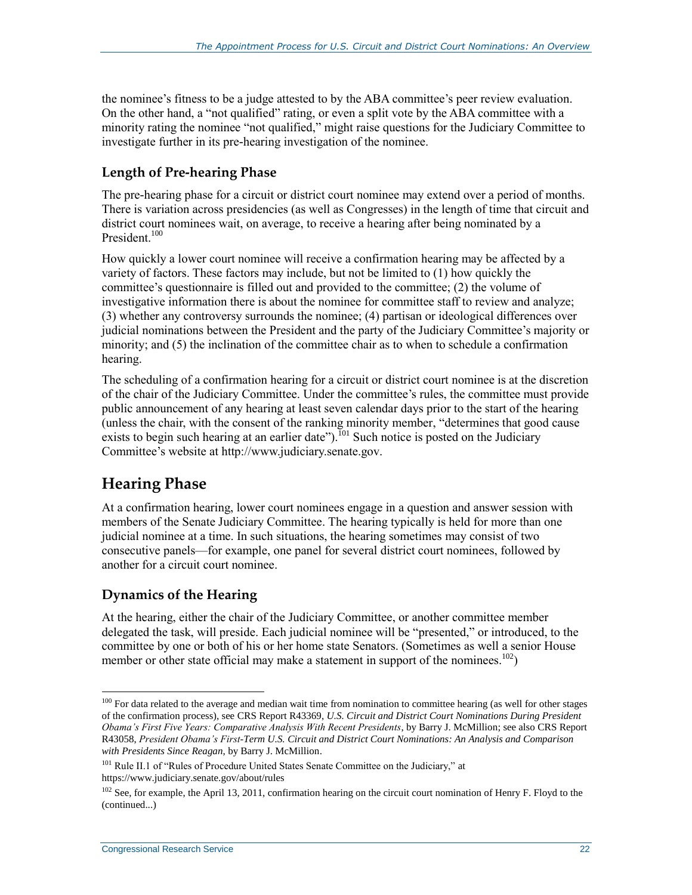the nominee's fitness to be a judge attested to by the ABA committee's peer review evaluation. On the other hand, a "not qualified" rating, or even a split vote by the ABA committee with a minority rating the nominee "not qualified," might raise questions for the Judiciary Committee to investigate further in its pre-hearing investigation of the nominee.

### Length of Pre-hearing Phase

The pre-hearing phase for a circuit or district court nominee may extend over a period of months. There is variation across presidencies (as well as Congresses) in the length of time that circuit and district court nominees wait, on average, to receive a hearing after being nominated by a President.[100]

How quickly a lower court nominee will receive a confirmation hearing may be affected by a variety of factors. These factors may include, but not be limited to (1) how quickly the committee's questionnaire is filled out and provided to the committee; (2) the volume of investigative information there is about the nominee for committee staff to review and analyze; (3) whether any controversy surrounds the nominee; (4) partisan or ideological differences over judicial nominations between the President and the party of the Judiciary Committee's majority or minority; and (5) the inclination of the committee chair as to when to schedule a confirmation hearing.

The scheduling of a confirmation hearing for a circuit or district court nominee is at the discretion of the chair of the Judiciary Committee. Under the committee's rules, the committee must provide public announcement of any hearing at least seven calendar days prior to the start of the hearing (unless the chair, with the consent of the ranking minority member, "determines that good cause exists to begin such hearing at an earlier date").[101] Such notice is posted on the Judiciary Committee's website at http://www.judiciary.senate.gov.

## Hearing Phase

At a confirmation hearing, lower court nominees engage in a question and answer session with members of the Senate Judiciary Committee. The hearing typically is held for more than one judicial nominee at a time. In such situations, the hearing sometimes may consist of two consecutive panels—for example, one panel for several district court nominees, followed by another for a circuit court nominee.

### Dynamics of the Hearing

At the hearing, either the chair of the Judiciary Committee, or another committee member delegated the task, will preside. Each judicial nominee will be "presented," or introduced, to the committee by one or both of his or her home state Senators. (Sometimes as well a senior House member or other state official may make a statement in support of the nominees.[102])

---

[100] For data related to the average and median wait time from nomination to committee hearing (as well for other stages of the confirmation process), see CRS Report R43369, *U.S. Circuit and District Court Nominations During President Obama's First Five Years: Comparative Analysis With Recent Presidents*, by Barry J. McMillion; see also CRS Report R43058, *President Obama's First-Term U.S. Circuit and District Court Nominations: An Analysis and Comparison with Presidents Since Reagan*, by Barry J. McMillion.

[101] Rule II.1 of "Rules of Procedure United States Senate Committee on the Judiciary," at https://www.judiciary.senate.gov/about/rules

[102] See, for example, the April 13, 2011, confirmation hearing on the circuit court nomination of Henry F. Floyd to the (continued...)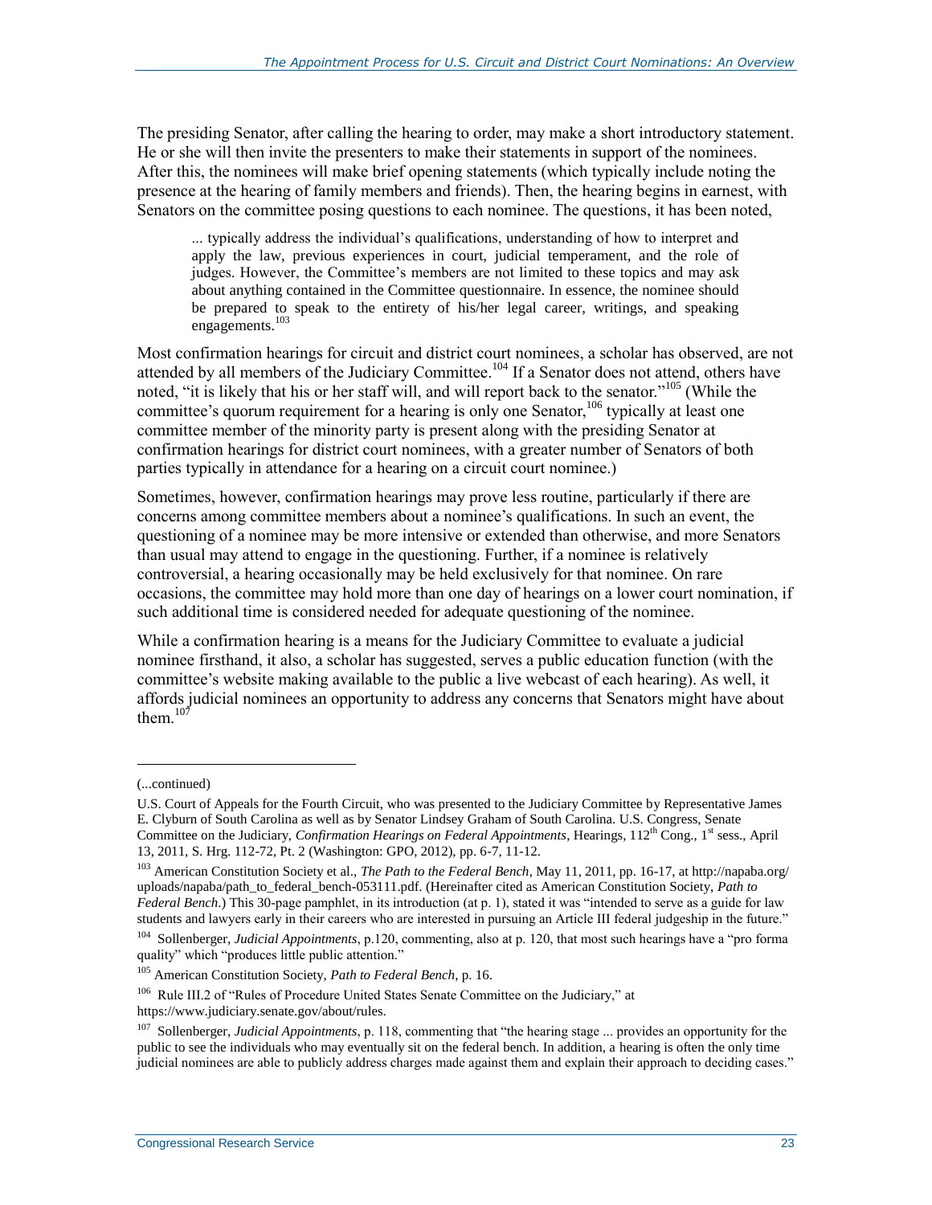The presiding Senator, after calling the hearing to order, may make a short introductory statement. He or she will then invite the presenters to make their statements in support of the nominees. After this, the nominees will make brief opening statements (which typically include noting the presence at the hearing of family members and friends). Then, the hearing begins in earnest, with Senators on the committee posing questions to each nominee. The questions, it has been noted,

> ... typically address the individual's qualifications, understanding of how to interpret and apply the law, previous experiences in court, judicial temperament, and the role of judges. However, the Committee's members are not limited to these topics and may ask about anything contained in the Committee questionnaire. In essence, the nominee should be prepared to speak to the entirety of his/her legal career, writings, and speaking engagements.[103]

Most confirmation hearings for circuit and district court nominees, a scholar has observed, are not attended by all members of the Judiciary Committee.[104] If a Senator does not attend, others have noted, "it is likely that his or her staff will, and will report back to the senator."[105] (While the committee's quorum requirement for a hearing is only one Senator,[106] typically at least one committee member of the minority party is present along with the presiding Senator at confirmation hearings for district court nominees, with a greater number of Senators of both parties typically in attendance for a hearing on a circuit court nominee.)

Sometimes, however, confirmation hearings may prove less routine, particularly if there are concerns among committee members about a nominee's qualifications. In such an event, the questioning of a nominee may be more intensive or extended than otherwise, and more Senators than usual may attend to engage in the questioning. Further, if a nominee is relatively controversial, a hearing occasionally may be held exclusively for that nominee. On rare occasions, the committee may hold more than one day of hearings on a lower court nomination, if such additional time is considered needed for adequate questioning of the nominee.

While a confirmation hearing is a means for the Judiciary Committee to evaluate a judicial nominee firsthand, it also, a scholar has suggested, serves a public education function (with the committee's website making available to the public a live webcast of each hearing). As well, it affords judicial nominees an opportunity to address any concerns that Senators might have about them.[107]

---

(...continued)

U.S. Court of Appeals for the Fourth Circuit, who was presented to the Judiciary Committee by Representative James E. Clyburn of South Carolina as well as by Senator Lindsey Graham of South Carolina. U.S. Congress, Senate Committee on the Judiciary, *Confirmation Hearings on Federal Appointments*, Hearings, 112th Cong., 1st sess., April 13, 2011, S. Hrg. 112-72, Pt. 2 (Washington: GPO, 2012), pp. 6-7, 11-12.

[103] American Constitution Society et al., *The Path to the Federal Bench*, May 11, 2011, pp. 16-17, at http://napaba.org/uploads/napaba/path_to_federal_bench-053111.pdf. (Hereinafter cited as American Constitution Society, *Path to Federal Bench*.) This 30-page pamphlet, in its introduction (at p. 1), stated it was "intended to serve as a guide for law students and lawyers early in their careers who are interested in pursuing an Article III federal judgeship in the future."

[104] Sollenberger, *Judicial Appointments*, p.120, commenting, also at p. 120, that most such hearings have a "pro forma quality" which "produces little public attention."

[105] American Constitution Society, *Path to Federal Bench*, p. 16.

[106] Rule III.2 of "Rules of Procedure United States Senate Committee on the Judiciary," at https://www.judiciary.senate.gov/about/rules.

[107] Sollenberger, *Judicial Appointments*, p. 118, commenting that "the hearing stage ... provides an opportunity for the public to see the individuals who may eventually sit on the federal bench. In addition, a hearing is often the only time judicial nominees are able to publicly address charges made against them and explain their approach to deciding cases."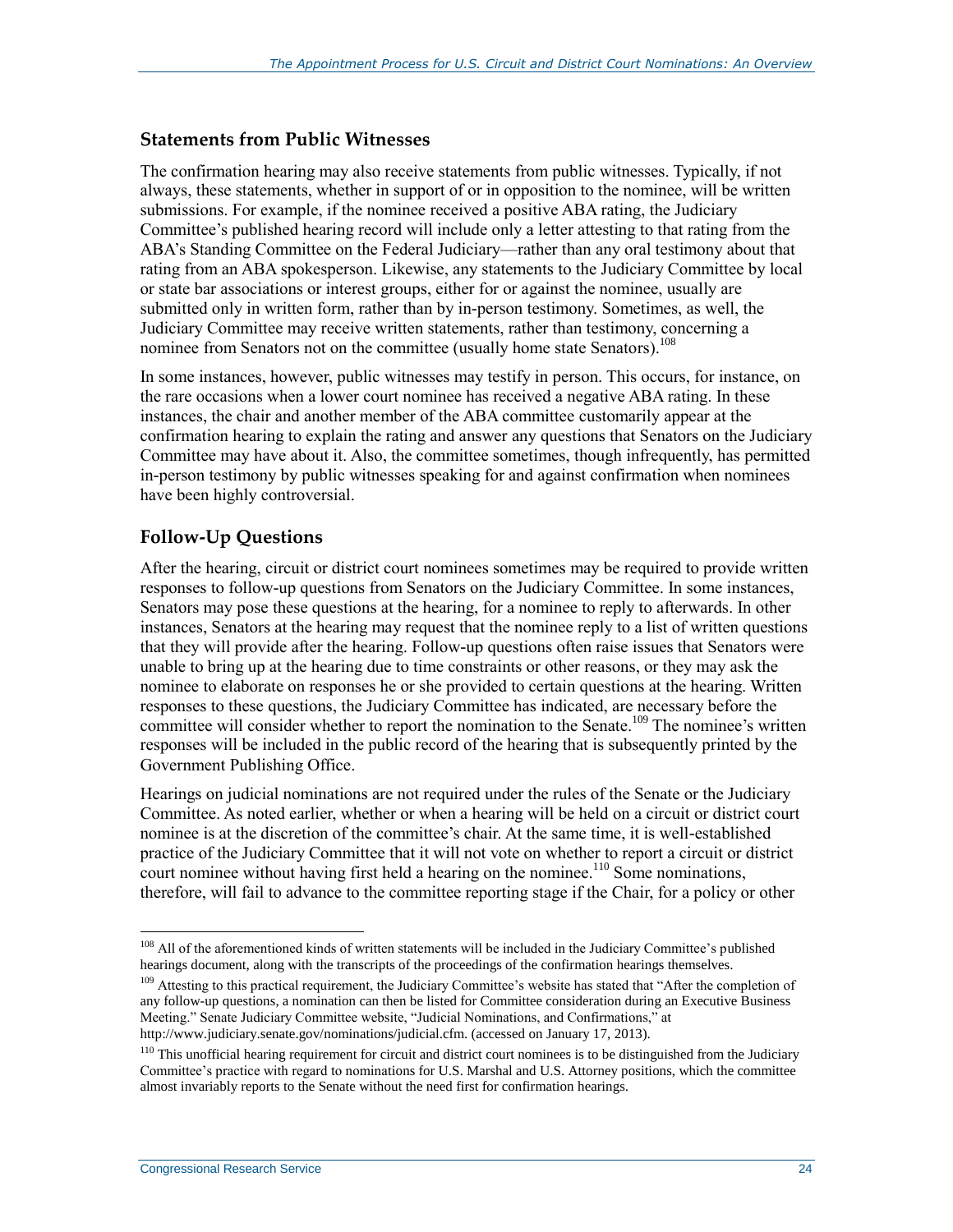### Statements from Public Witnesses

The confirmation hearing may also receive statements from public witnesses. Typically, if not always, these statements, whether in support of or in opposition to the nominee, will be written submissions. For example, if the nominee received a positive ABA rating, the Judiciary Committee's published hearing record will include only a letter attesting to that rating from the ABA's Standing Committee on the Federal Judiciary—rather than any oral testimony about that rating from an ABA spokesperson. Likewise, any statements to the Judiciary Committee by local or state bar associations or interest groups, either for or against the nominee, usually are submitted only in written form, rather than by in-person testimony. Sometimes, as well, the Judiciary Committee may receive written statements, rather than testimony, concerning a nominee from Senators not on the committee (usually home state Senators).[108]

In some instances, however, public witnesses may testify in person. This occurs, for instance, on the rare occasions when a lower court nominee has received a negative ABA rating. In these instances, the chair and another member of the ABA committee customarily appear at the confirmation hearing to explain the rating and answer any questions that Senators on the Judiciary Committee may have about it. Also, the committee sometimes, though infrequently, has permitted in-person testimony by public witnesses speaking for and against confirmation when nominees have been highly controversial.

### Follow-Up Questions

After the hearing, circuit or district court nominees sometimes may be required to provide written responses to follow-up questions from Senators on the Judiciary Committee. In some instances, Senators may pose these questions at the hearing, for a nominee to reply to afterwards. In other instances, Senators at the hearing may request that the nominee reply to a list of written questions that they will provide after the hearing. Follow-up questions often raise issues that Senators were unable to bring up at the hearing due to time constraints or other reasons, or they may ask the nominee to elaborate on responses he or she provided to certain questions at the hearing. Written responses to these questions, the Judiciary Committee has indicated, are necessary before the committee will consider whether to report the nomination to the Senate.[109] The nominee's written responses will be included in the public record of the hearing that is subsequently printed by the Government Publishing Office.

Hearings on judicial nominations are not required under the rules of the Senate or the Judiciary Committee. As noted earlier, whether or when a hearing will be held on a circuit or district court nominee is at the discretion of the committee's chair. At the same time, it is well-established practice of the Judiciary Committee that it will not vote on whether to report a circuit or district court nominee without having first held a hearing on the nominee.[110] Some nominations, therefore, will fail to advance to the committee reporting stage if the Chair, for a policy or other

---

[108] All of the aforementioned kinds of written statements will be included in the Judiciary Committee's published hearings document, along with the transcripts of the proceedings of the confirmation hearings themselves.

[109] Attesting to this practical requirement, the Judiciary Committee's website has stated that "After the completion of any follow-up questions, a nomination can then be listed for Committee consideration during an Executive Business Meeting." Senate Judiciary Committee website, "Judicial Nominations, and Confirmations," at http://www.judiciary.senate.gov/nominations/judicial.cfm. (accessed on January 17, 2013).

[110] This unofficial hearing requirement for circuit and district court nominees is to be distinguished from the Judiciary Committee's practice with regard to nominations for U.S. Marshal and U.S. Attorney positions, which the committee almost invariably reports to the Senate without the need first for confirmation hearings.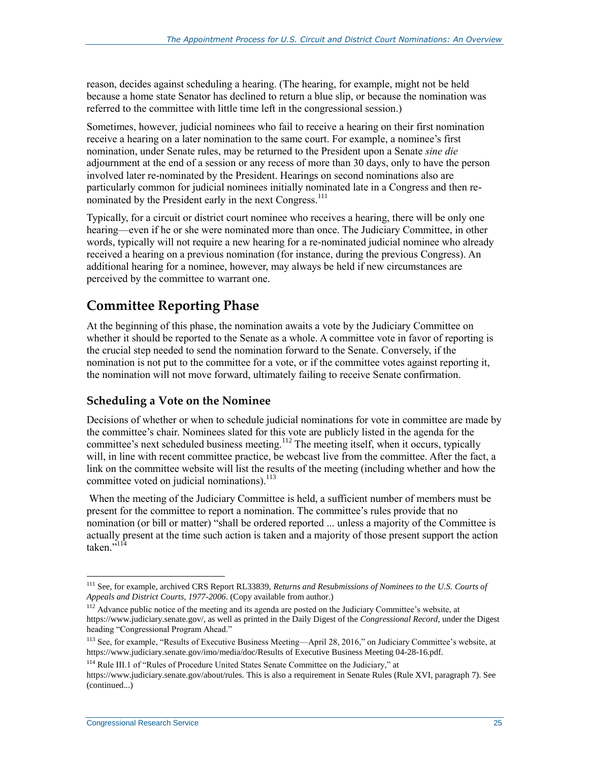reason, decides against scheduling a hearing. (The hearing, for example, might not be held because a home state Senator has declined to return a blue slip, or because the nomination was referred to the committee with little time left in the congressional session.)

Sometimes, however, judicial nominees who fail to receive a hearing on their first nomination receive a hearing on a later nomination to the same court. For example, a nominee's first nomination, under Senate rules, may be returned to the President upon a Senate *sine die* adjournment at the end of a session or any recess of more than 30 days, only to have the person involved later re-nominated by the President. Hearings on second nominations also are particularly common for judicial nominees initially nominated late in a Congress and then re-nominated by the President early in the next Congress.[111]

Typically, for a circuit or district court nominee who receives a hearing, there will be only one hearing—even if he or she were nominated more than once. The Judiciary Committee, in other words, typically will not require a new hearing for a re-nominated judicial nominee who already received a hearing on a previous nomination (for instance, during the previous Congress). An additional hearing for a nominee, however, may always be held if new circumstances are perceived by the committee to warrant one.

## Committee Reporting Phase

At the beginning of this phase, the nomination awaits a vote by the Judiciary Committee on whether it should be reported to the Senate as a whole. A committee vote in favor of reporting is the crucial step needed to send the nomination forward to the Senate. Conversely, if the nomination is not put to the committee for a vote, or if the committee votes against reporting it, the nomination will not move forward, ultimately failing to receive Senate confirmation.

### Scheduling a Vote on the Nominee

Decisions of whether or when to schedule judicial nominations for vote in committee are made by the committee's chair. Nominees slated for this vote are publicly listed in the agenda for the committee's next scheduled business meeting.[112] The meeting itself, when it occurs, typically will, in line with recent committee practice, be webcast live from the committee. After the fact, a link on the committee website will list the results of the meeting (including whether and how the committee voted on judicial nominations).[113]

When the meeting of the Judiciary Committee is held, a sufficient number of members must be present for the committee to report a nomination. The committee's rules provide that no nomination (or bill or matter) "shall be ordered reported ... unless a majority of the Committee is actually present at the time such action is taken and a majority of those present support the action taken."[114]

---

[111] See, for example, archived CRS Report RL33839, *Returns and Resubmissions of Nominees to the U.S. Courts of Appeals and District Courts, 1977-2006*. (Copy available from author.)

[112] Advance public notice of the meeting and its agenda are posted on the Judiciary Committee's website, at https://www.judiciary.senate.gov/, as well as printed in the Daily Digest of the *Congressional Record*, under the Digest heading "Congressional Program Ahead."

[113] See, for example, "Results of Executive Business Meeting—April 28, 2016," on Judiciary Committee's website, at https://www.judiciary.senate.gov/imo/media/doc/Results of Executive Business Meeting 04-28-16.pdf.

[114] Rule III.1 of "Rules of Procedure United States Senate Committee on the Judiciary," at https://www.judiciary.senate.gov/about/rules. This is also a requirement in Senate Rules (Rule XVI, paragraph 7). See (continued...)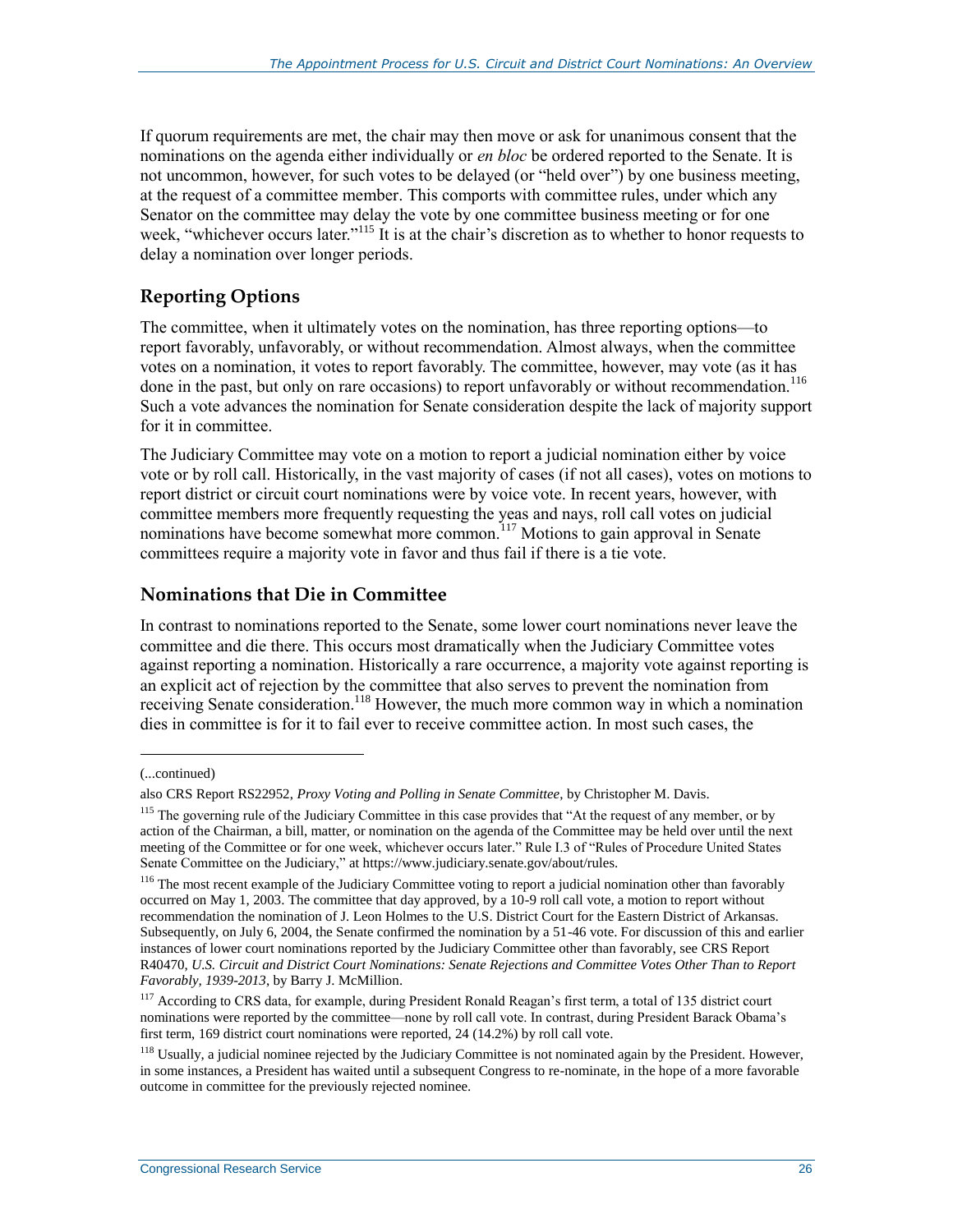If quorum requirements are met, the chair may then move or ask for unanimous consent that the nominations on the agenda either individually or *en bloc* be ordered reported to the Senate. It is not uncommon, however, for such votes to be delayed (or "held over") by one business meeting, at the request of a committee member. This comports with committee rules, under which any Senator on the committee may delay the vote by one committee business meeting or for one week, "whichever occurs later."[115] It is at the chair's discretion as to whether to honor requests to delay a nomination over longer periods.

## Reporting Options

The committee, when it ultimately votes on the nomination, has three reporting options—to report favorably, unfavorably, or without recommendation. Almost always, when the committee votes on a nomination, it votes to report favorably. The committee, however, may vote (as it has done in the past, but only on rare occasions) to report unfavorably or without recommendation.[116] Such a vote advances the nomination for Senate consideration despite the lack of majority support for it in committee.

The Judiciary Committee may vote on a motion to report a judicial nomination either by voice vote or by roll call. Historically, in the vast majority of cases (if not all cases), votes on motions to report district or circuit court nominations were by voice vote. In recent years, however, with committee members more frequently requesting the yeas and nays, roll call votes on judicial nominations have become somewhat more common.[117] Motions to gain approval in Senate committees require a majority vote in favor and thus fail if there is a tie vote.

## Nominations that Die in Committee

In contrast to nominations reported to the Senate, some lower court nominations never leave the committee and die there. This occurs most dramatically when the Judiciary Committee votes against reporting a nomination. Historically a rare occurrence, a majority vote against reporting is an explicit act of rejection by the committee that also serves to prevent the nomination from receiving Senate consideration.[118] However, the much more common way in which a nomination dies in committee is for it to fail ever to receive committee action. In most such cases, the

---

(...continued)

also CRS Report RS22952, *Proxy Voting and Polling in Senate Committee*, by Christopher M. Davis.

[115] The governing rule of the Judiciary Committee in this case provides that "At the request of any member, or by action of the Chairman, a bill, matter, or nomination on the agenda of the Committee may be held over until the next meeting of the Committee or for one week, whichever occurs later." Rule I.3 of "Rules of Procedure United States Senate Committee on the Judiciary," at https://www.judiciary.senate.gov/about/rules.

[116] The most recent example of the Judiciary Committee voting to report a judicial nomination other than favorably occurred on May 1, 2003. The committee that day approved, by a 10-9 roll call vote, a motion to report without recommendation the nomination of J. Leon Holmes to the U.S. District Court for the Eastern District of Arkansas. Subsequently, on July 6, 2004, the Senate confirmed the nomination by a 51-46 vote. For discussion of this and earlier instances of lower court nominations reported by the Judiciary Committee other than favorably, see CRS Report R40470, *U.S. Circuit and District Court Nominations: Senate Rejections and Committee Votes Other Than to Report Favorably, 1939-2013*, by Barry J. McMillion.

[117] According to CRS data, for example, during President Ronald Reagan's first term, a total of 135 district court nominations were reported by the committee—none by roll call vote. In contrast, during President Barack Obama's first term, 169 district court nominations were reported, 24 (14.2%) by roll call vote.

[118] Usually, a judicial nominee rejected by the Judiciary Committee is not nominated again by the President. However, in some instances, a President has waited until a subsequent Congress to re-nominate, in the hope of a more favorable outcome in committee for the previously rejected nominee.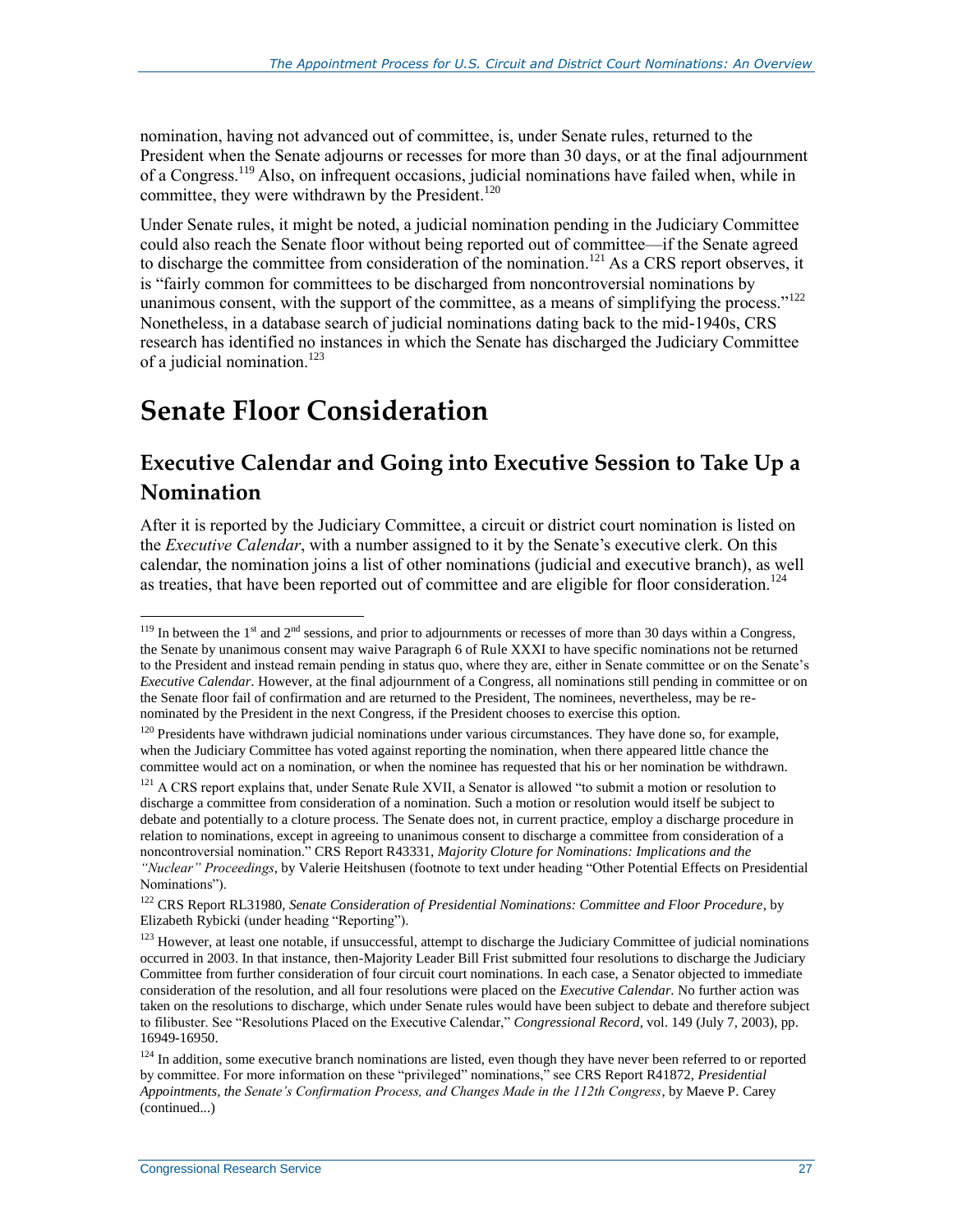nomination, having not advanced out of committee, is, under Senate rules, returned to the President when the Senate adjourns or recesses for more than 30 days, or at the final adjournment of a Congress.[119] Also, on infrequent occasions, judicial nominations have failed when, while in committee, they were withdrawn by the President.[120]

Under Senate rules, it might be noted, a judicial nomination pending in the Judiciary Committee could also reach the Senate floor without being reported out of committee—if the Senate agreed to discharge the committee from consideration of the nomination.[121] As a CRS report observes, it is "fairly common for committees to be discharged from noncontroversial nominations by unanimous consent, with the support of the committee, as a means of simplifying the process."[122] Nonetheless, in a database search of judicial nominations dating back to the mid-1940s, CRS research has identified no instances in which the Senate has discharged the Judiciary Committee of a judicial nomination.[123]

# Senate Floor Consideration

## Executive Calendar and Going into Executive Session to Take Up a Nomination

After it is reported by the Judiciary Committee, a circuit or district court nomination is listed on the *Executive Calendar*, with a number assigned to it by the Senate's executive clerk. On this calendar, the nomination joins a list of other nominations (judicial and executive branch), as well as treaties, that have been reported out of committee and are eligible for floor consideration.[124]

---

[119] In between the 1st and 2nd sessions, and prior to adjournments or recesses of more than 30 days within a Congress, the Senate by unanimous consent may waive Paragraph 6 of Rule XXXI to have specific nominations not be returned to the President and instead remain pending in status quo, where they are, either in Senate committee or on the Senate's *Executive Calendar*. However, at the final adjournment of a Congress, all nominations still pending in committee or on the Senate floor fail of confirmation and are returned to the President, The nominees, nevertheless, may be re-nominated by the President in the next Congress, if the President chooses to exercise this option.

[120] Presidents have withdrawn judicial nominations under various circumstances. They have done so, for example, when the Judiciary Committee has voted against reporting the nomination, when there appeared little chance the committee would act on a nomination, or when the nominee has requested that his or her nomination be withdrawn.

[121] A CRS report explains that, under Senate Rule XVII, a Senator is allowed "to submit a motion or resolution to discharge a committee from consideration of a nomination. Such a motion or resolution would itself be subject to debate and potentially to a cloture process. The Senate does not, in current practice, employ a discharge procedure in relation to nominations, except in agreeing to unanimous consent to discharge a committee from consideration of a noncontroversial nomination." CRS Report R43331, *Majority Cloture for Nominations: Implications and the "Nuclear" Proceedings*, by Valerie Heitshusen (footnote to text under heading "Other Potential Effects on Presidential Nominations").

[122] CRS Report RL31980, *Senate Consideration of Presidential Nominations: Committee and Floor Procedure*, by Elizabeth Rybicki (under heading "Reporting").

[123] However, at least one notable, if unsuccessful, attempt to discharge the Judiciary Committee of judicial nominations occurred in 2003. In that instance, then-Majority Leader Bill Frist submitted four resolutions to discharge the Judiciary Committee from further consideration of four circuit court nominations. In each case, a Senator objected to immediate consideration of the resolution, and all four resolutions were placed on the *Executive Calendar*. No further action was taken on the resolutions to discharge, which under Senate rules would have been subject to debate and therefore subject to filibuster. See "Resolutions Placed on the Executive Calendar," *Congressional Record*, vol. 149 (July 7, 2003), pp. 16949-16950.

[124] In addition, some executive branch nominations are listed, even though they have never been referred to or reported by committee. For more information on these "privileged" nominations," see CRS Report R41872, *Presidential Appointments, the Senate's Confirmation Process, and Changes Made in the 112th Congress*, by Maeve P. Carey (continued...)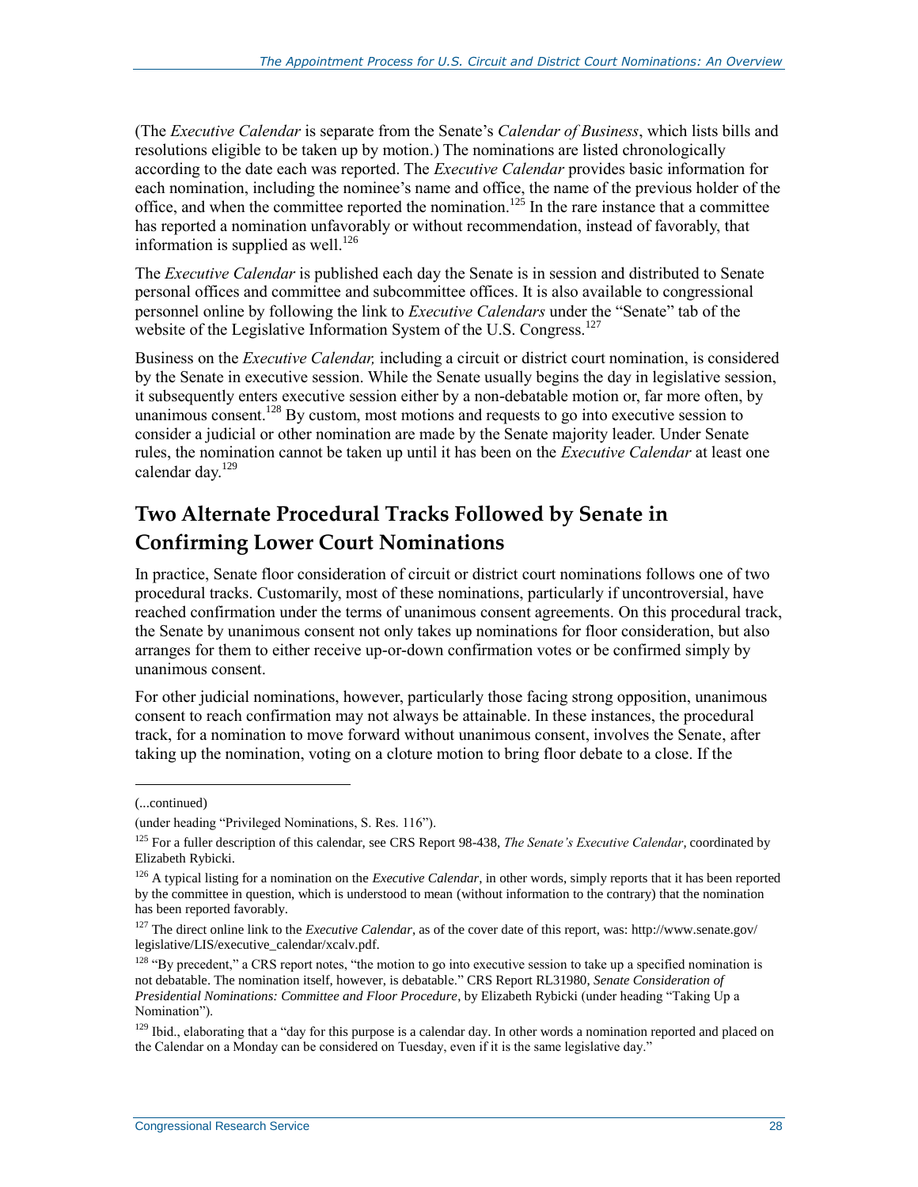(The *Executive Calendar* is separate from the Senate's *Calendar of Business*, which lists bills and resolutions eligible to be taken up by motion.) The nominations are listed chronologically according to the date each was reported. The *Executive Calendar* provides basic information for each nomination, including the nominee's name and office, the name of the previous holder of the office, and when the committee reported the nomination.[125] In the rare instance that a committee has reported a nomination unfavorably or without recommendation, instead of favorably, that information is supplied as well.[126]

The *Executive Calendar* is published each day the Senate is in session and distributed to Senate personal offices and committee and subcommittee offices. It is also available to congressional personnel online by following the link to *Executive Calendars* under the "Senate" tab of the website of the Legislative Information System of the U.S. Congress.[127]

Business on the *Executive Calendar,* including a circuit or district court nomination, is considered by the Senate in executive session. While the Senate usually begins the day in legislative session, it subsequently enters executive session either by a non-debatable motion or, far more often, by unanimous consent.[128] By custom, most motions and requests to go into executive session to consider a judicial or other nomination are made by the Senate majority leader. Under Senate rules, the nomination cannot be taken up until it has been on the *Executive Calendar* at least one calendar day.[129]

## Two Alternate Procedural Tracks Followed by Senate in Confirming Lower Court Nominations

In practice, Senate floor consideration of circuit or district court nominations follows one of two procedural tracks. Customarily, most of these nominations, particularly if uncontroversial, have reached confirmation under the terms of unanimous consent agreements. On this procedural track, the Senate by unanimous consent not only takes up nominations for floor consideration, but also arranges for them to either receive up-or-down confirmation votes or be confirmed simply by unanimous consent.

For other judicial nominations, however, particularly those facing strong opposition, unanimous consent to reach confirmation may not always be attainable. In these instances, the procedural track, for a nomination to move forward without unanimous consent, involves the Senate, after taking up the nomination, voting on a cloture motion to bring floor debate to a close. If the

---

(...continued)

(under heading "Privileged Nominations, S. Res. 116").

[125] For a fuller description of this calendar, see CRS Report 98-438, *The Senate's Executive Calendar*, coordinated by Elizabeth Rybicki.

[126] A typical listing for a nomination on the *Executive Calendar*, in other words, simply reports that it has been reported by the committee in question, which is understood to mean (without information to the contrary) that the nomination has been reported favorably.

[127] The direct online link to the *Executive Calendar*, as of the cover date of this report, was: http://www.senate.gov/legislative/LIS/executive_calendar/xcalv.pdf.

[128] "By precedent," a CRS report notes, "the motion to go into executive session to take up a specified nomination is not debatable. The nomination itself, however, is debatable." CRS Report RL31980, *Senate Consideration of Presidential Nominations: Committee and Floor Procedure*, by Elizabeth Rybicki (under heading "Taking Up a Nomination").

[129] Ibid., elaborating that a "day for this purpose is a calendar day. In other words a nomination reported and placed on the Calendar on a Monday can be considered on Tuesday, even if it is the same legislative day."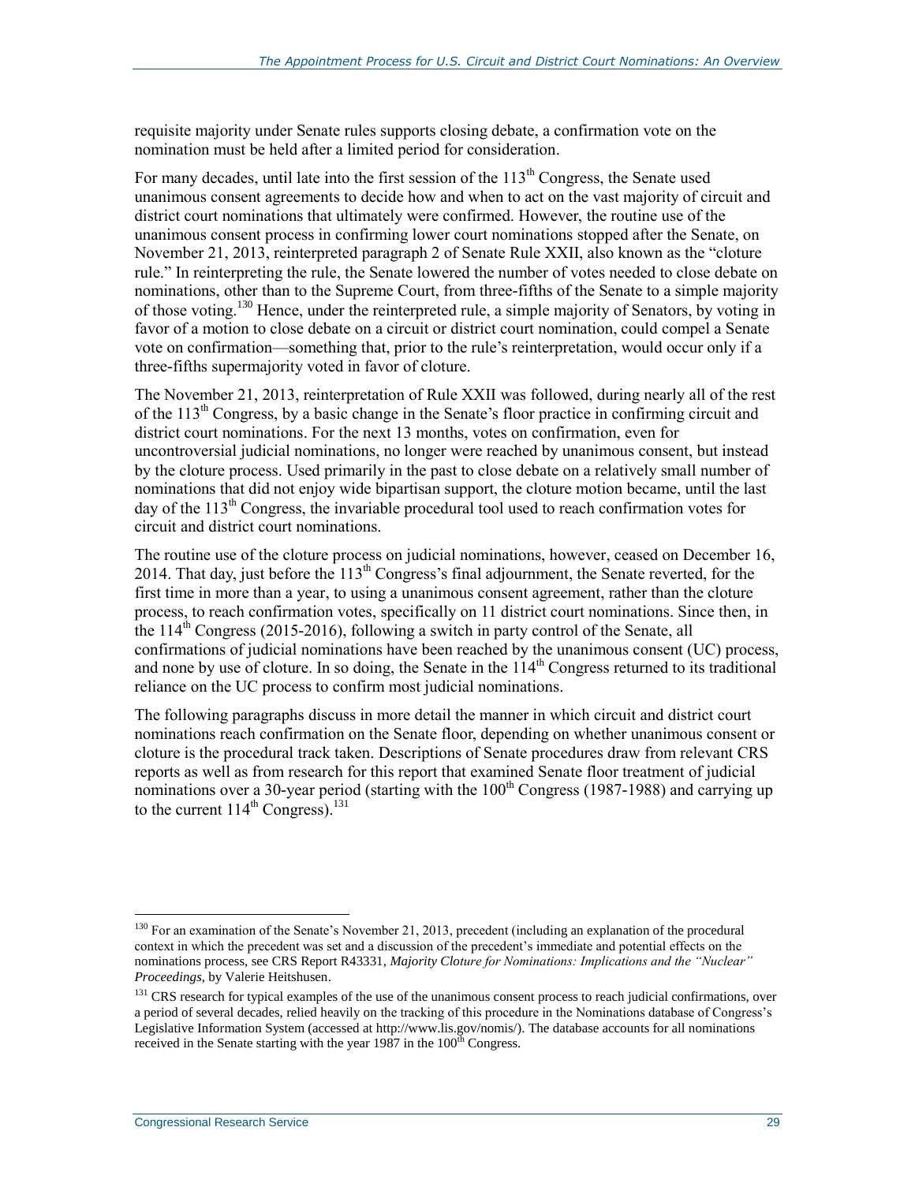requisite majority under Senate rules supports closing debate, a confirmation vote on the nomination must be held after a limited period for consideration.

For many decades, until late into the first session of the 113th Congress, the Senate used unanimous consent agreements to decide how and when to act on the vast majority of circuit and district court nominations that ultimately were confirmed. However, the routine use of the unanimous consent process in confirming lower court nominations stopped after the Senate, on November 21, 2013, reinterpreted paragraph 2 of Senate Rule XXII, also known as the "cloture rule." In reinterpreting the rule, the Senate lowered the number of votes needed to close debate on nominations, other than to the Supreme Court, from three-fifths of the Senate to a simple majority of those voting.[130] Hence, under the reinterpreted rule, a simple majority of Senators, by voting in favor of a motion to close debate on a circuit or district court nomination, could compel a Senate vote on confirmation—something that, prior to the rule's reinterpretation, would occur only if a three-fifths supermajority voted in favor of cloture.

The November 21, 2013, reinterpretation of Rule XXII was followed, during nearly all of the rest of the 113th Congress, by a basic change in the Senate's floor practice in confirming circuit and district court nominations. For the next 13 months, votes on confirmation, even for uncontroversial judicial nominations, no longer were reached by unanimous consent, but instead by the cloture process. Used primarily in the past to close debate on a relatively small number of nominations that did not enjoy wide bipartisan support, the cloture motion became, until the last day of the 113th Congress, the invariable procedural tool used to reach confirmation votes for circuit and district court nominations.

The routine use of the cloture process on judicial nominations, however, ceased on December 16, 2014. That day, just before the 113th Congress's final adjournment, the Senate reverted, for the first time in more than a year, to using a unanimous consent agreement, rather than the cloture process, to reach confirmation votes, specifically on 11 district court nominations. Since then, in the 114th Congress (2015-2016), following a switch in party control of the Senate, all confirmations of judicial nominations have been reached by the unanimous consent (UC) process, and none by use of cloture. In so doing, the Senate in the 114th Congress returned to its traditional reliance on the UC process to confirm most judicial nominations.

The following paragraphs discuss in more detail the manner in which circuit and district court nominations reach confirmation on the Senate floor, depending on whether unanimous consent or cloture is the procedural track taken. Descriptions of Senate procedures draw from relevant CRS reports as well as from research for this report that examined Senate floor treatment of judicial nominations over a 30-year period (starting with the 100th Congress (1987-1988) and carrying up to the current 114th Congress).[131]

---

[130] For an examination of the Senate's November 21, 2013, precedent (including an explanation of the procedural context in which the precedent was set and a discussion of the precedent's immediate and potential effects on the nominations process, see CRS Report R43331, *Majority Cloture for Nominations: Implications and the "Nuclear" Proceedings*, by Valerie Heitshusen.

[131] CRS research for typical examples of the use of the unanimous consent process to reach judicial confirmations, over a period of several decades, relied heavily on the tracking of this procedure in the Nominations database of Congress's Legislative Information System (accessed at http://www.lis.gov/nomis/). The database accounts for all nominations received in the Senate starting with the year 1987 in the 100th Congress.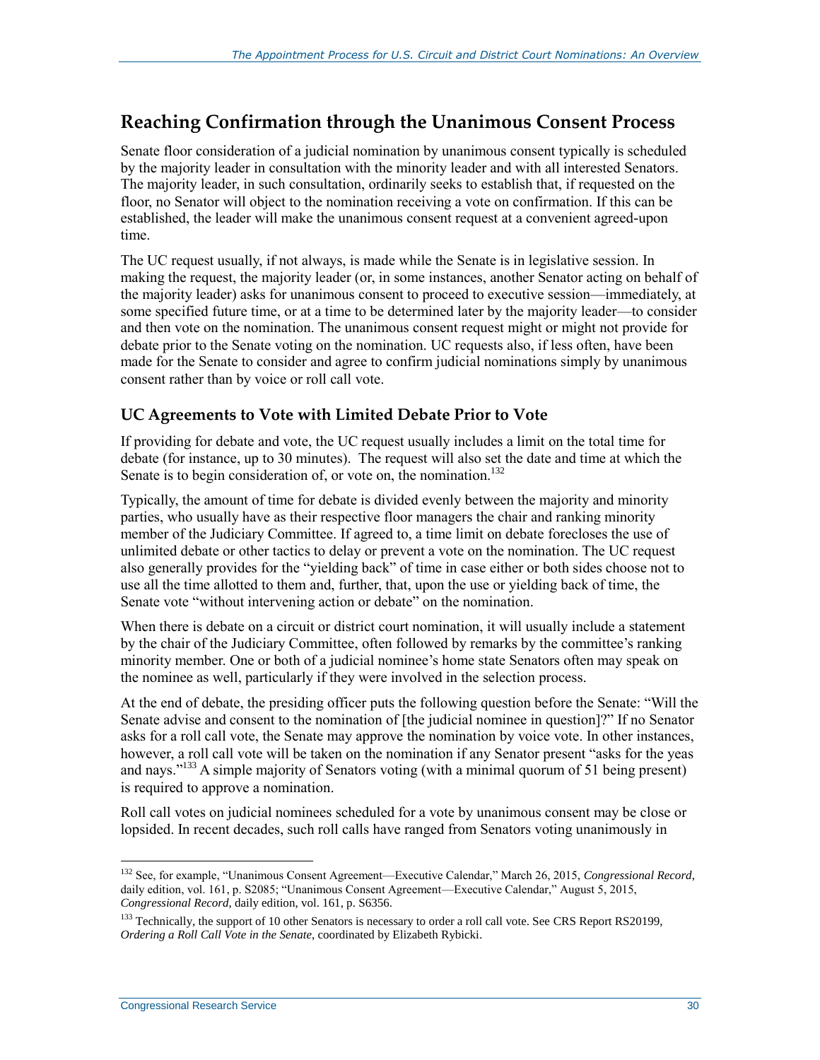## Reaching Confirmation through the Unanimous Consent Process

Senate floor consideration of a judicial nomination by unanimous consent typically is scheduled by the majority leader in consultation with the minority leader and with all interested Senators. The majority leader, in such consultation, ordinarily seeks to establish that, if requested on the floor, no Senator will object to the nomination receiving a vote on confirmation. If this can be established, the leader will make the unanimous consent request at a convenient agreed-upon time.

The UC request usually, if not always, is made while the Senate is in legislative session. In making the request, the majority leader (or, in some instances, another Senator acting on behalf of the majority leader) asks for unanimous consent to proceed to executive session—immediately, at some specified future time, or at a time to be determined later by the majority leader—to consider and then vote on the nomination. The unanimous consent request might or might not provide for debate prior to the Senate voting on the nomination. UC requests also, if less often, have been made for the Senate to consider and agree to confirm judicial nominations simply by unanimous consent rather than by voice or roll call vote.

### UC Agreements to Vote with Limited Debate Prior to Vote

If providing for debate and vote, the UC request usually includes a limit on the total time for debate (for instance, up to 30 minutes). The request will also set the date and time at which the Senate is to begin consideration of, or vote on, the nomination.[132]

Typically, the amount of time for debate is divided evenly between the majority and minority parties, who usually have as their respective floor managers the chair and ranking minority member of the Judiciary Committee. If agreed to, a time limit on debate forecloses the use of unlimited debate or other tactics to delay or prevent a vote on the nomination. The UC request also generally provides for the "yielding back" of time in case either or both sides choose not to use all the time allotted to them and, further, that, upon the use or yielding back of time, the Senate vote "without intervening action or debate" on the nomination.

When there is debate on a circuit or district court nomination, it will usually include a statement by the chair of the Judiciary Committee, often followed by remarks by the committee's ranking minority member. One or both of a judicial nominee's home state Senators often may speak on the nominee as well, particularly if they were involved in the selection process.

At the end of debate, the presiding officer puts the following question before the Senate: "Will the Senate advise and consent to the nomination of [the judicial nominee in question]?" If no Senator asks for a roll call vote, the Senate may approve the nomination by voice vote. In other instances, however, a roll call vote will be taken on the nomination if any Senator present "asks for the yeas and nays."[133] A simple majority of Senators voting (with a minimal quorum of 51 being present) is required to approve a nomination.

Roll call votes on judicial nominees scheduled for a vote by unanimous consent may be close or lopsided. In recent decades, such roll calls have ranged from Senators voting unanimously in

---

[132] See, for example, "Unanimous Consent Agreement—Executive Calendar," March 26, 2015, *Congressional Record*, daily edition, vol. 161, p. S2085; "Unanimous Consent Agreement—Executive Calendar," August 5, 2015, *Congressional Record*, daily edition, vol. 161, p. S6356.

[133] Technically, the support of 10 other Senators is necessary to order a roll call vote. See CRS Report RS20199, *Ordering a Roll Call Vote in the Senate*, coordinated by Elizabeth Rybicki.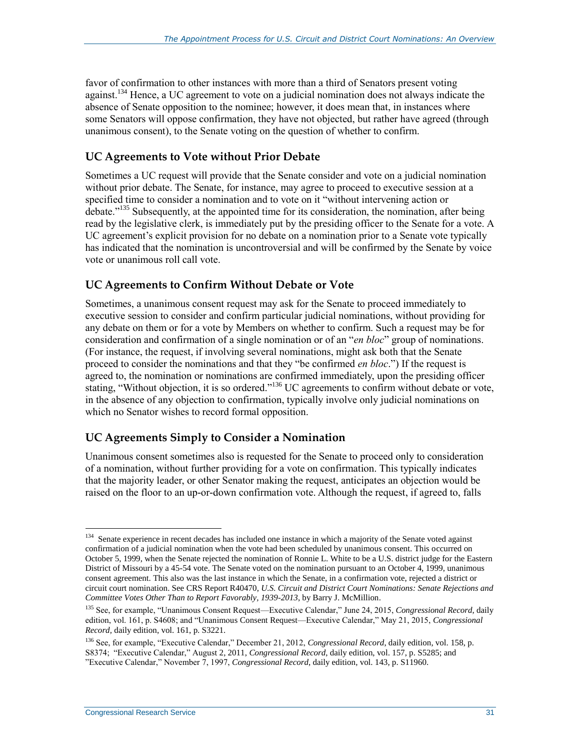favor of confirmation to other instances with more than a third of Senators present voting against.[134] Hence, a UC agreement to vote on a judicial nomination does not always indicate the absence of Senate opposition to the nominee; however, it does mean that, in instances where some Senators will oppose confirmation, they have not objected, but rather have agreed (through unanimous consent), to the Senate voting on the question of whether to confirm.

### UC Agreements to Vote without Prior Debate

Sometimes a UC request will provide that the Senate consider and vote on a judicial nomination without prior debate. The Senate, for instance, may agree to proceed to executive session at a specified time to consider a nomination and to vote on it "without intervening action or debate."[135] Subsequently, at the appointed time for its consideration, the nomination, after being read by the legislative clerk, is immediately put by the presiding officer to the Senate for a vote. A UC agreement's explicit provision for no debate on a nomination prior to a Senate vote typically has indicated that the nomination is uncontroversial and will be confirmed by the Senate by voice vote or unanimous roll call vote.

### UC Agreements to Confirm Without Debate or Vote

Sometimes, a unanimous consent request may ask for the Senate to proceed immediately to executive session to consider and confirm particular judicial nominations, without providing for any debate on them or for a vote by Members on whether to confirm. Such a request may be for consideration and confirmation of a single nomination or of an "*en bloc*" group of nominations. (For instance, the request, if involving several nominations, might ask both that the Senate proceed to consider the nominations and that they "be confirmed *en bloc*.") If the request is agreed to, the nomination or nominations are confirmed immediately, upon the presiding officer stating, "Without objection, it is so ordered."[136] UC agreements to confirm without debate or vote, in the absence of any objection to confirmation, typically involve only judicial nominations on which no Senator wishes to record formal opposition.

### UC Agreements Simply to Consider a Nomination

Unanimous consent sometimes also is requested for the Senate to proceed only to consideration of a nomination, without further providing for a vote on confirmation. This typically indicates that the majority leader, or other Senator making the request, anticipates an objection would be raised on the floor to an up-or-down confirmation vote. Although the request, if agreed to, falls

---

[134] Senate experience in recent decades has included one instance in which a majority of the Senate voted against confirmation of a judicial nomination when the vote had been scheduled by unanimous consent. This occurred on October 5, 1999, when the Senate rejected the nomination of Ronnie L. White to be a U.S. district judge for the Eastern District of Missouri by a 45-54 vote. The Senate voted on the nomination pursuant to an October 4, 1999, unanimous consent agreement. This also was the last instance in which the Senate, in a confirmation vote, rejected a district or circuit court nomination. See CRS Report R40470, *U.S. Circuit and District Court Nominations: Senate Rejections and Committee Votes Other Than to Report Favorably, 1939-2013*, by Barry J. McMillion.

[135] See, for example, "Unanimous Consent Request—Executive Calendar," June 24, 2015, *Congressional Record*, daily edition, vol. 161, p. S4608; and "Unanimous Consent Request—Executive Calendar," May 21, 2015, *Congressional Record*, daily edition, vol. 161, p. S3221.

[136] See, for example, "Executive Calendar," December 21, 2012, *Congressional Record*, daily edition, vol. 158, p. S8374; "Executive Calendar," August 2, 2011, *Congressional Record*, daily edition, vol. 157, p. S5285; and "Executive Calendar," November 7, 1997, *Congressional Record*, daily edition, vol. 143, p. S11960.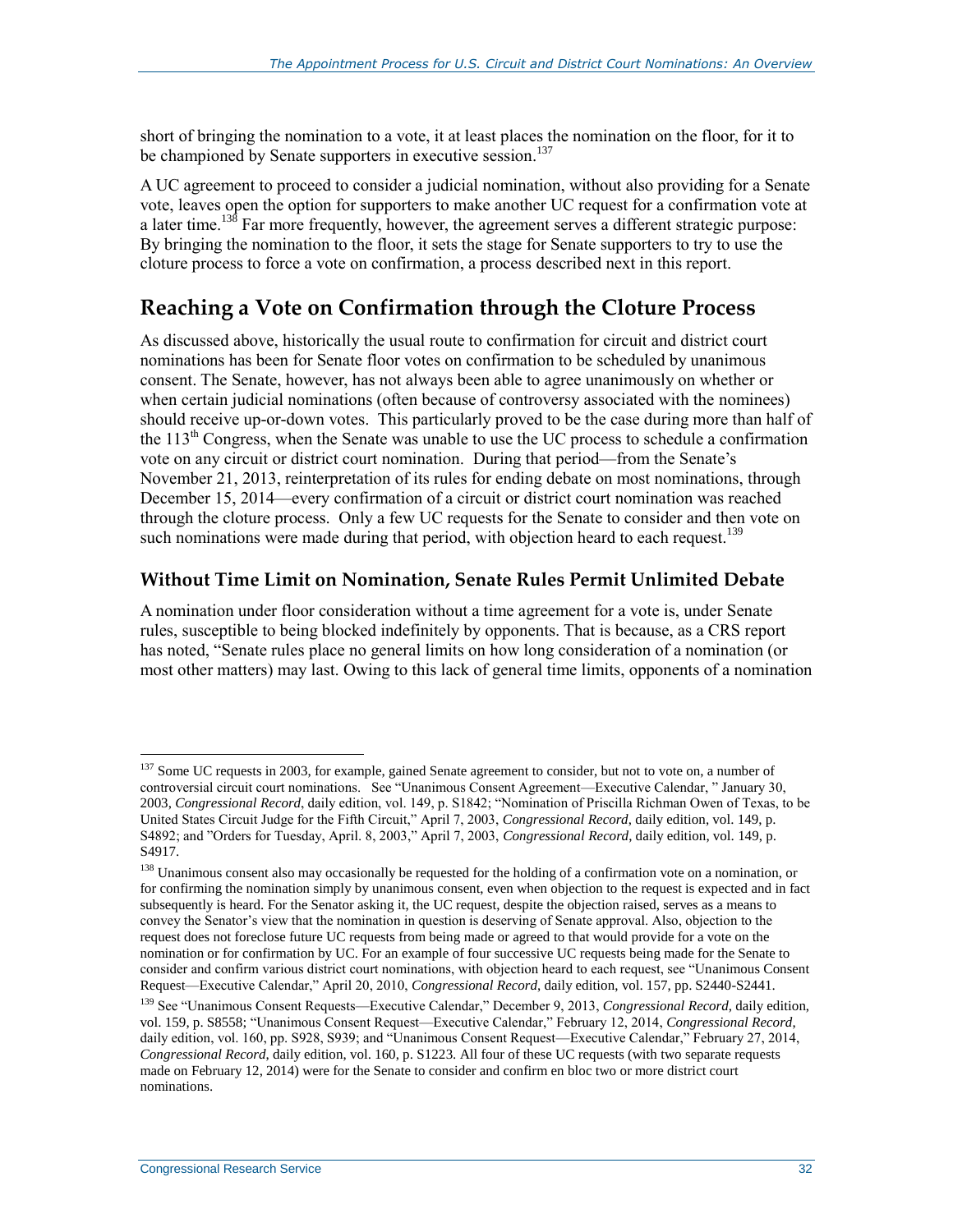short of bringing the nomination to a vote, it at least places the nomination on the floor, for it to be championed by Senate supporters in executive session.[137]

A UC agreement to proceed to consider a judicial nomination, without also providing for a Senate vote, leaves open the option for supporters to make another UC request for a confirmation vote at a later time.[138] Far more frequently, however, the agreement serves a different strategic purpose: By bringing the nomination to the floor, it sets the stage for Senate supporters to try to use the cloture process to force a vote on confirmation, a process described next in this report.

## Reaching a Vote on Confirmation through the Cloture Process

As discussed above, historically the usual route to confirmation for circuit and district court nominations has been for Senate floor votes on confirmation to be scheduled by unanimous consent. The Senate, however, has not always been able to agree unanimously on whether or when certain judicial nominations (often because of controversy associated with the nominees) should receive up-or-down votes. This particularly proved to be the case during more than half of the 113th Congress, when the Senate was unable to use the UC process to schedule a confirmation vote on any circuit or district court nomination. During that period—from the Senate's November 21, 2013, reinterpretation of its rules for ending debate on most nominations, through December 15, 2014—every confirmation of a circuit or district court nomination was reached through the cloture process. Only a few UC requests for the Senate to consider and then vote on such nominations were made during that period, with objection heard to each request.[139]

### Without Time Limit on Nomination, Senate Rules Permit Unlimited Debate

A nomination under floor consideration without a time agreement for a vote is, under Senate rules, susceptible to being blocked indefinitely by opponents. That is because, as a CRS report has noted, "Senate rules place no general limits on how long consideration of a nomination (or most other matters) may last. Owing to this lack of general time limits, opponents of a nomination

---

[137] Some UC requests in 2003, for example, gained Senate agreement to consider, but not to vote on, a number of controversial circuit court nominations. See "Unanimous Consent Agreement—Executive Calendar, " January 30, 2003, *Congressional Record*, daily edition, vol. 149, p. S1842; "Nomination of Priscilla Richman Owen of Texas, to be United States Circuit Judge for the Fifth Circuit," April 7, 2003, *Congressional Record*, daily edition, vol. 149, p. S4892; and "Orders for Tuesday, April. 8, 2003," April 7, 2003, *Congressional Record*, daily edition, vol. 149, p. S4917.

[138] Unanimous consent also may occasionally be requested for the holding of a confirmation vote on a nomination, or for confirming the nomination simply by unanimous consent, even when objection to the request is expected and in fact subsequently is heard. For the Senator asking it, the UC request, despite the objection raised, serves as a means to convey the Senator's view that the nomination in question is deserving of Senate approval. Also, objection to the request does not foreclose future UC requests from being made or agreed to that would provide for a vote on the nomination or for confirmation by UC. For an example of four successive UC requests being made for the Senate to consider and confirm various district court nominations, with objection heard to each request, see "Unanimous Consent Request—Executive Calendar," April 20, 2010, *Congressional Record*, daily edition, vol. 157, pp. S2440-S2441.

[139] See "Unanimous Consent Requests—Executive Calendar," December 9, 2013, *Congressional Record*, daily edition, vol. 159, p. S8558; "Unanimous Consent Request—Executive Calendar," February 12, 2014, *Congressional Record*, daily edition, vol. 160, pp. S928, S939; and "Unanimous Consent Request—Executive Calendar," February 27, 2014, *Congressional Record*, daily edition, vol. 160, p. S1223. All four of these UC requests (with two separate requests made on February 12, 2014) were for the Senate to consider and confirm en bloc two or more district court nominations.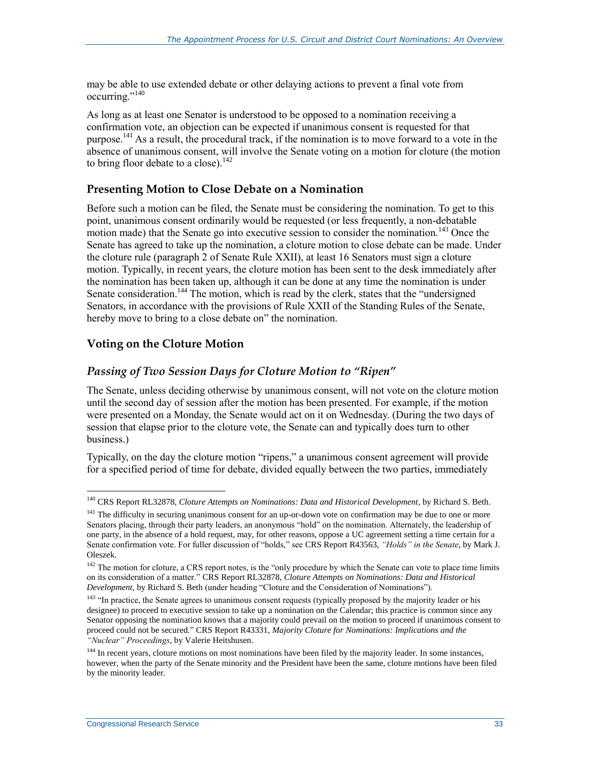may be able to use extended debate or other delaying actions to prevent a final vote from occurring."[140]

As long as at least one Senator is understood to be opposed to a nomination receiving a confirmation vote, an objection can be expected if unanimous consent is requested for that purpose.[141] As a result, the procedural track, if the nomination is to move forward to a vote in the absence of unanimous consent, will involve the Senate voting on a motion for cloture (the motion to bring floor debate to a close).[142]

## Presenting Motion to Close Debate on a Nomination

Before such a motion can be filed, the Senate must be considering the nomination. To get to this point, unanimous consent ordinarily would be requested (or less frequently, a non-debatable motion made) that the Senate go into executive session to consider the nomination.[143] Once the Senate has agreed to take up the nomination, a cloture motion to close debate can be made. Under the cloture rule (paragraph 2 of Senate Rule XXII), at least 16 Senators must sign a cloture motion. Typically, in recent years, the cloture motion has been sent to the desk immediately after the nomination has been taken up, although it can be done at any time the nomination is under Senate consideration.[144] The motion, which is read by the clerk, states that the "undersigned Senators, in accordance with the provisions of Rule XXII of the Standing Rules of the Senate, hereby move to bring to a close debate on" the nomination.

## Voting on the Cloture Motion

### *Passing of Two Session Days for Cloture Motion to "Ripen"*

The Senate, unless deciding otherwise by unanimous consent, will not vote on the cloture motion until the second day of session after the motion has been presented. For example, if the motion were presented on a Monday, the Senate would act on it on Wednesday. (During the two days of session that elapse prior to the cloture vote, the Senate can and typically does turn to other business.)

Typically, on the day the cloture motion "ripens," a unanimous consent agreement will provide for a specified period of time for debate, divided equally between the two parties, immediately

---

[140] CRS Report RL32878, *Cloture Attempts on Nominations: Data and Historical Development*, by Richard S. Beth.

[141] The difficulty in securing unanimous consent for an up-or-down vote on confirmation may be due to one or more Senators placing, through their party leaders, an anonymous "hold" on the nomination. Alternately, the leadership of one party, in the absence of a hold request, may, for other reasons, oppose a UC agreement setting a time certain for a Senate confirmation vote. For fuller discussion of "holds," see CRS Report R43563, *"Holds" in the Senate*, by Mark J. Oleszek.

[142] The motion for cloture, a CRS report notes, is the "only procedure by which the Senate can vote to place time limits on its consideration of a matter." CRS Report RL32878, *Cloture Attempts on Nominations: Data and Historical Development*, by Richard S. Beth (under heading "Cloture and the Consideration of Nominations").

[143] "In practice, the Senate agrees to unanimous consent requests (typically proposed by the majority leader or his designee) to proceed to executive session to take up a nomination on the Calendar; this practice is common since any Senator opposing the nomination knows that a majority could prevail on the motion to proceed if unanimous consent to proceed could not be secured." CRS Report R43331, *Majority Cloture for Nominations: Implications and the "Nuclear" Proceedings*, by Valerie Heitshusen.

[144] In recent years, cloture motions on most nominations have been filed by the majority leader. In some instances, however, when the party of the Senate minority and the President have been the same, cloture motions have been filed by the minority leader.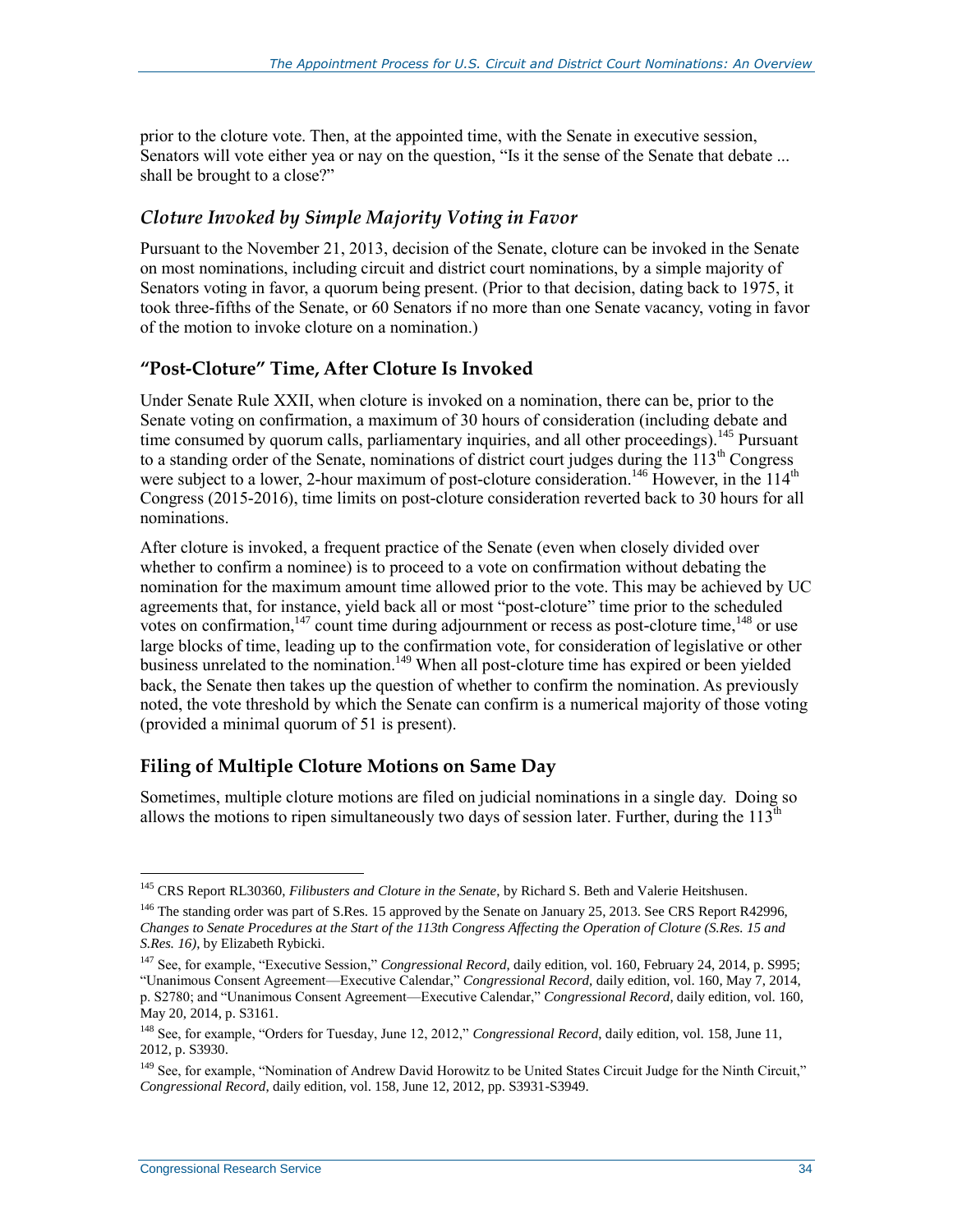prior to the cloture vote. Then, at the appointed time, with the Senate in executive session, Senators will vote either yea or nay on the question, "Is it the sense of the Senate that debate ... shall be brought to a close?"

### *Cloture Invoked by Simple Majority Voting in Favor*

Pursuant to the November 21, 2013, decision of the Senate, cloture can be invoked in the Senate on most nominations, including circuit and district court nominations, by a simple majority of Senators voting in favor, a quorum being present. (Prior to that decision, dating back to 1975, it took three-fifths of the Senate, or 60 Senators if no more than one Senate vacancy, voting in favor of the motion to invoke cloture on a nomination.)

## "Post-Cloture" Time, After Cloture Is Invoked

Under Senate Rule XXII, when cloture is invoked on a nomination, there can be, prior to the Senate voting on confirmation, a maximum of 30 hours of consideration (including debate and time consumed by quorum calls, parliamentary inquiries, and all other proceedings).[145] Pursuant to a standing order of the Senate, nominations of district court judges during the 113th Congress were subject to a lower, 2-hour maximum of post-cloture consideration.[146] However, in the 114th Congress (2015-2016), time limits on post-cloture consideration reverted back to 30 hours for all nominations.

After cloture is invoked, a frequent practice of the Senate (even when closely divided over whether to confirm a nominee) is to proceed to a vote on confirmation without debating the nomination for the maximum amount time allowed prior to the vote. This may be achieved by UC agreements that, for instance, yield back all or most "post-cloture" time prior to the scheduled votes on confirmation,[147] count time during adjournment or recess as post-cloture time,[148] or use large blocks of time, leading up to the confirmation vote, for consideration of legislative or other business unrelated to the nomination.[149] When all post-cloture time has expired or been yielded back, the Senate then takes up the question of whether to confirm the nomination. As previously noted, the vote threshold by which the Senate can confirm is a numerical majority of those voting (provided a minimal quorum of 51 is present).

## Filing of Multiple Cloture Motions on Same Day

Sometimes, multiple cloture motions are filed on judicial nominations in a single day. Doing so allows the motions to ripen simultaneously two days of session later. Further, during the 113th

---

[145] CRS Report RL30360, *Filibusters and Cloture in the Senate*, by Richard S. Beth and Valerie Heitshusen.

[146] The standing order was part of S.Res. 15 approved by the Senate on January 25, 2013. See CRS Report R42996, *Changes to Senate Procedures at the Start of the 113th Congress Affecting the Operation of Cloture (S.Res. 15 and S.Res. 16)*, by Elizabeth Rybicki.

[147] See, for example, "Executive Session," *Congressional Record*, daily edition, vol. 160, February 24, 2014, p. S995; "Unanimous Consent Agreement—Executive Calendar," *Congressional Record*, daily edition, vol. 160, May 7, 2014, p. S2780; and "Unanimous Consent Agreement—Executive Calendar," *Congressional Record*, daily edition, vol. 160, May 20, 2014, p. S3161.

[148] See, for example, "Orders for Tuesday, June 12, 2012," *Congressional Record*, daily edition, vol. 158, June 11, 2012, p. S3930.

[149] See, for example, "Nomination of Andrew David Horowitz to be United States Circuit Judge for the Ninth Circuit," *Congressional Record*, daily edition, vol. 158, June 12, 2012, pp. S3931-S3949.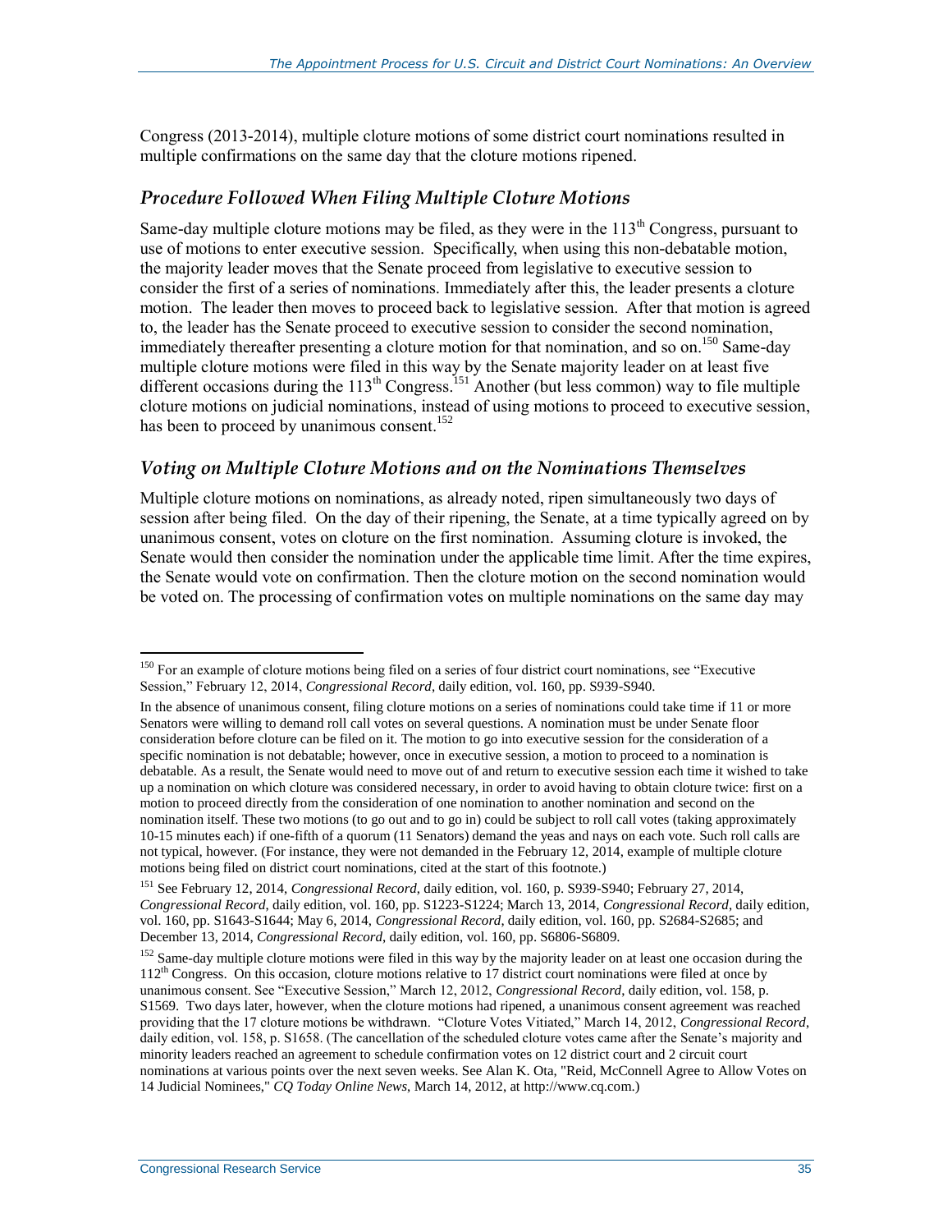Congress (2013-2014), multiple cloture motions of some district court nominations resulted in multiple confirmations on the same day that the cloture motions ripened.

### *Procedure Followed When Filing Multiple Cloture Motions*

Same-day multiple cloture motions may be filed, as they were in the 113th Congress, pursuant to use of motions to enter executive session. Specifically, when using this non-debatable motion, the majority leader moves that the Senate proceed from legislative to executive session to consider the first of a series of nominations. Immediately after this, the leader presents a cloture motion. The leader then moves to proceed back to legislative session. After that motion is agreed to, the leader has the Senate proceed to executive session to consider the second nomination, immediately thereafter presenting a cloture motion for that nomination, and so on.[150] Same-day multiple cloture motions were filed in this way by the Senate majority leader on at least five different occasions during the 113th Congress.[151] Another (but less common) way to file multiple cloture motions on judicial nominations, instead of using motions to proceed to executive session, has been to proceed by unanimous consent.[152]

### *Voting on Multiple Cloture Motions and on the Nominations Themselves*

Multiple cloture motions on nominations, as already noted, ripen simultaneously two days of session after being filed. On the day of their ripening, the Senate, at a time typically agreed on by unanimous consent, votes on cloture on the first nomination. Assuming cloture is invoked, the Senate would then consider the nomination under the applicable time limit. After the time expires, the Senate would vote on confirmation. Then the cloture motion on the second nomination would be voted on. The processing of confirmation votes on multiple nominations on the same day may

---

[150] For an example of cloture motions being filed on a series of four district court nominations, see "Executive Session," February 12, 2014, *Congressional Record*, daily edition, vol. 160, pp. S939-S940.

In the absence of unanimous consent, filing cloture motions on a series of nominations could take time if 11 or more Senators were willing to demand roll call votes on several questions. A nomination must be under Senate floor consideration before cloture can be filed on it. The motion to go into executive session for the consideration of a specific nomination is not debatable; however, once in executive session, a motion to proceed to a nomination is debatable. As a result, the Senate would need to move out of and return to executive session each time it wished to take up a nomination on which cloture was considered necessary, in order to avoid having to obtain cloture twice: first on a motion to proceed directly from the consideration of one nomination to another nomination and second on the nomination itself. These two motions (to go out and to go in) could be subject to roll call votes (taking approximately 10-15 minutes each) if one-fifth of a quorum (11 Senators) demand the yeas and nays on each vote. Such roll calls are not typical, however. (For instance, they were not demanded in the February 12, 2014, example of multiple cloture motions being filed on district court nominations, cited at the start of this footnote.)

[151] See February 12, 2014, *Congressional Record*, daily edition, vol. 160, p. S939-S940; February 27, 2014, *Congressional Record*, daily edition, vol. 160, pp. S1223-S1224; March 13, 2014, *Congressional Record*, daily edition, vol. 160, pp. S1643-S1644; May 6, 2014, *Congressional Record*, daily edition, vol. 160, pp. S2684-S2685; and December 13, 2014, *Congressional Record*, daily edition, vol. 160, pp. S6806-S6809.

[152] Same-day multiple cloture motions were filed in this way by the majority leader on at least one occasion during the 112th Congress. On this occasion, cloture motions relative to 17 district court nominations were filed at once by unanimous consent. See "Executive Session," March 12, 2012, *Congressional Record*, daily edition, vol. 158, p. S1569. Two days later, however, when the cloture motions had ripened, a unanimous consent agreement was reached providing that the 17 cloture motions be withdrawn. "Cloture Votes Vitiated," March 14, 2012, *Congressional Record*, daily edition, vol. 158, p. S1658. (The cancellation of the scheduled cloture votes came after the Senate's majority and minority leaders reached an agreement to schedule confirmation votes on 12 district court and 2 circuit court nominations at various points over the next seven weeks. See Alan K. Ota, "Reid, McConnell Agree to Allow Votes on 14 Judicial Nominees," *CQ Today Online News*, March 14, 2012, at http://www.cq.com.)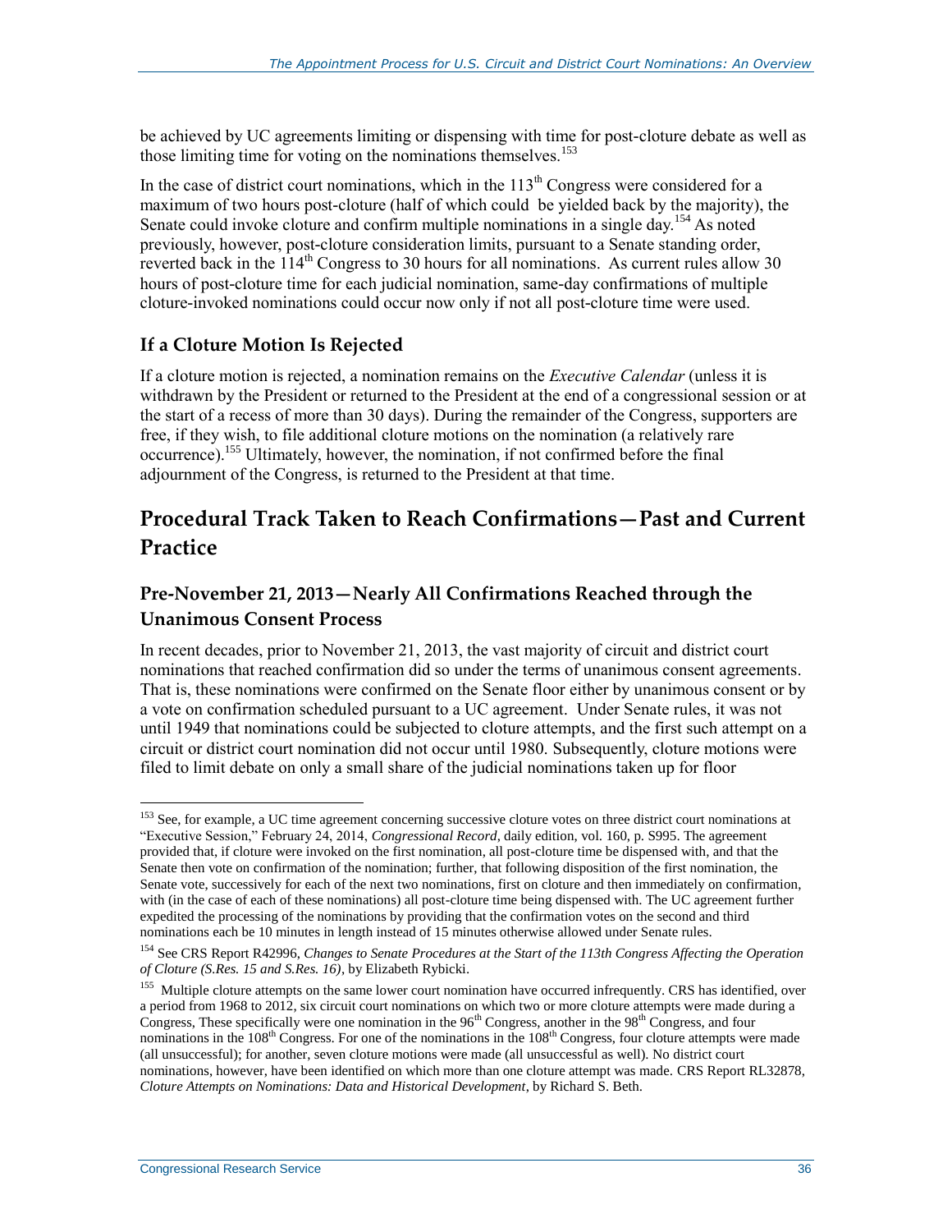be achieved by UC agreements limiting or dispensing with time for post-cloture debate as well as those limiting time for voting on the nominations themselves.[153]

In the case of district court nominations, which in the 113th Congress were considered for a maximum of two hours post-cloture (half of which could be yielded back by the majority), the Senate could invoke cloture and confirm multiple nominations in a single day.[154] As noted previously, however, post-cloture consideration limits, pursuant to a Senate standing order, reverted back in the 114th Congress to 30 hours for all nominations. As current rules allow 30 hours of post-cloture time for each judicial nomination, same-day confirmations of multiple cloture-invoked nominations could occur now only if not all post-cloture time were used.

### If a Cloture Motion Is Rejected

If a cloture motion is rejected, a nomination remains on the *Executive Calendar* (unless it is withdrawn by the President or returned to the President at the end of a congressional session or at the start of a recess of more than 30 days). During the remainder of the Congress, supporters are free, if they wish, to file additional cloture motions on the nomination (a relatively rare occurrence).[155] Ultimately, however, the nomination, if not confirmed before the final adjournment of the Congress, is returned to the President at that time.

## Procedural Track Taken to Reach Confirmations—Past and Current Practice

### Pre-November 21, 2013—Nearly All Confirmations Reached through the Unanimous Consent Process

In recent decades, prior to November 21, 2013, the vast majority of circuit and district court nominations that reached confirmation did so under the terms of unanimous consent agreements. That is, these nominations were confirmed on the Senate floor either by unanimous consent or by a vote on confirmation scheduled pursuant to a UC agreement. Under Senate rules, it was not until 1949 that nominations could be subjected to cloture attempts, and the first such attempt on a circuit or district court nomination did not occur until 1980. Subsequently, cloture motions were filed to limit debate on only a small share of the judicial nominations taken up for floor

---

[153] See, for example, a UC time agreement concerning successive cloture votes on three district court nominations at "Executive Session," February 24, 2014, *Congressional Record*, daily edition, vol. 160, p. S995. The agreement provided that, if cloture were invoked on the first nomination, all post-cloture time be dispensed with, and that the Senate then vote on confirmation of the nomination; further, that following disposition of the first nomination, the Senate vote, successively for each of the next two nominations, first on cloture and then immediately on confirmation, with (in the case of each of these nominations) all post-cloture time being dispensed with. The UC agreement further expedited the processing of the nominations by providing that the confirmation votes on the second and third nominations each be 10 minutes in length instead of 15 minutes otherwise allowed under Senate rules.

[154] See CRS Report R42996, *Changes to Senate Procedures at the Start of the 113th Congress Affecting the Operation of Cloture (S.Res. 15 and S.Res. 16)*, by Elizabeth Rybicki.

[155] Multiple cloture attempts on the same lower court nomination have occurred infrequently. CRS has identified, over a period from 1968 to 2012, six circuit court nominations on which two or more cloture attempts were made during a Congress, These specifically were one nomination in the 96th Congress, another in the 98th Congress, and four nominations in the 108th Congress. For one of the nominations in the 108th Congress, four cloture attempts were made (all unsuccessful); for another, seven cloture motions were made (all unsuccessful as well). No district court nominations, however, have been identified on which more than one cloture attempt was made. CRS Report RL32878, *Cloture Attempts on Nominations: Data and Historical Development*, by Richard S. Beth.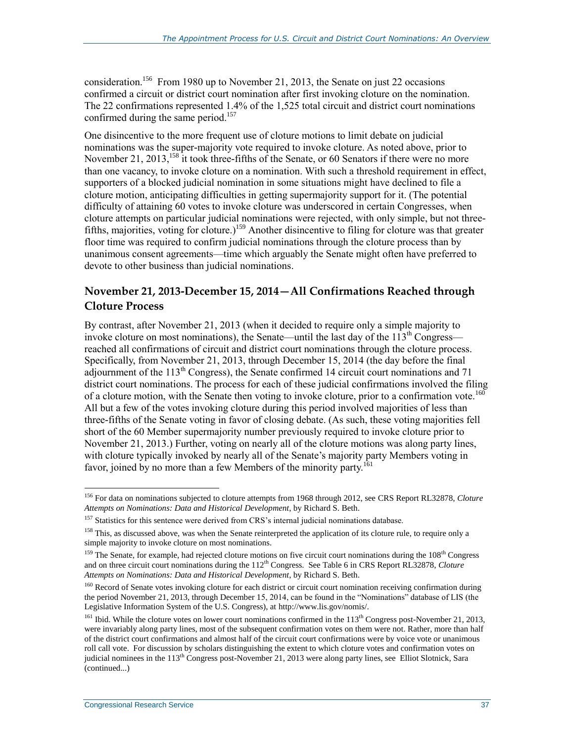consideration.[156] From 1980 up to November 21, 2013, the Senate on just 22 occasions confirmed a circuit or district court nomination after first invoking cloture on the nomination. The 22 confirmations represented 1.4% of the 1,525 total circuit and district court nominations confirmed during the same period.[157]

One disincentive to the more frequent use of cloture motions to limit debate on judicial nominations was the super-majority vote required to invoke cloture. As noted above, prior to November 21, 2013,[158] it took three-fifths of the Senate, or 60 Senators if there were no more than one vacancy, to invoke cloture on a nomination. With such a threshold requirement in effect, supporters of a blocked judicial nomination in some situations might have declined to file a cloture motion, anticipating difficulties in getting supermajority support for it. (The potential difficulty of attaining 60 votes to invoke cloture was underscored in certain Congresses, when cloture attempts on particular judicial nominations were rejected, with only simple, but not three-fifths, majorities, voting for cloture.)[159] Another disincentive to filing for cloture was that greater floor time was required to confirm judicial nominations through the cloture process than by unanimous consent agreements—time which arguably the Senate might often have preferred to devote to other business than judicial nominations.

## November 21, 2013-December 15, 2014—All Confirmations Reached through Cloture Process

By contrast, after November 21, 2013 (when it decided to require only a simple majority to invoke cloture on most nominations), the Senate—until the last day of the 113th Congress—reached all confirmations of circuit and district court nominations through the cloture process. Specifically, from November 21, 2013, through December 15, 2014 (the day before the final adjournment of the 113th Congress), the Senate confirmed 14 circuit court nominations and 71 district court nominations. The process for each of these judicial confirmations involved the filing of a cloture motion, with the Senate then voting to invoke cloture, prior to a confirmation vote.[160] All but a few of the votes invoking cloture during this period involved majorities of less than three-fifths of the Senate voting in favor of closing debate. (As such, these voting majorities fell short of the 60 Member supermajority number previously required to invoke cloture prior to November 21, 2013.) Further, voting on nearly all of the cloture motions was along party lines, with cloture typically invoked by nearly all of the Senate's majority party Members voting in favor, joined by no more than a few Members of the minority party.[161]

---

[156] For data on nominations subjected to cloture attempts from 1968 through 2012, see CRS Report RL32878, *Cloture Attempts on Nominations: Data and Historical Development*, by Richard S. Beth.

[157] Statistics for this sentence were derived from CRS's internal judicial nominations database.

[158] This, as discussed above, was when the Senate reinterpreted the application of its cloture rule, to require only a simple majority to invoke cloture on most nominations.

[159] The Senate, for example, had rejected cloture motions on five circuit court nominations during the 108th Congress and on three circuit court nominations during the 112th Congress. See Table 6 in CRS Report RL32878, *Cloture Attempts on Nominations: Data and Historical Development*, by Richard S. Beth.

[160] Record of Senate votes invoking cloture for each district or circuit court nomination receiving confirmation during the period November 21, 2013, through December 15, 2014, can be found in the "Nominations" database of LIS (the Legislative Information System of the U.S. Congress), at http://www.lis.gov/nomis/.

[161] Ibid. While the cloture votes on lower court nominations confirmed in the 113th Congress post-November 21, 2013, were invariably along party lines, most of the subsequent confirmation votes on them were not. Rather, more than half of the district court confirmations and almost half of the circuit court confirmations were by voice vote or unanimous roll call vote. For discussion by scholars distinguishing the extent to which cloture votes and confirmation votes on judicial nominees in the 113th Congress post-November 21, 2013 were along party lines, see Elliot Slotnick, Sara (continued...)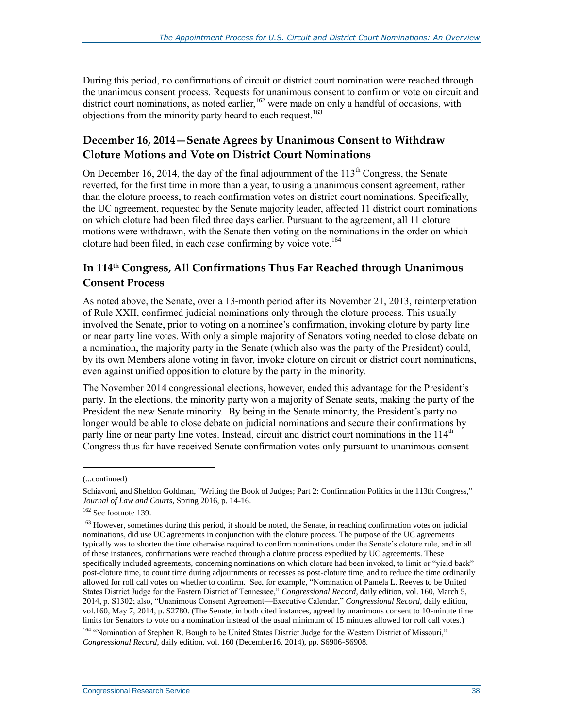During this period, no confirmations of circuit or district court nomination were reached through the unanimous consent process. Requests for unanimous consent to confirm or vote on circuit and district court nominations, as noted earlier,[162] were made on only a handful of occasions, with objections from the minority party heard to each request.[163]

### December 16, 2014—Senate Agrees by Unanimous Consent to Withdraw Cloture Motions and Vote on District Court Nominations

On December 16, 2014, the day of the final adjournment of the 113th Congress, the Senate reverted, for the first time in more than a year, to using a unanimous consent agreement, rather than the cloture process, to reach confirmation votes on district court nominations. Specifically, the UC agreement, requested by the Senate majority leader, affected 11 district court nominations on which cloture had been filed three days earlier. Pursuant to the agreement, all 11 cloture motions were withdrawn, with the Senate then voting on the nominations in the order on which cloture had been filed, in each case confirming by voice vote.[164]

### In 114th Congress, All Confirmations Thus Far Reached through Unanimous Consent Process

As noted above, the Senate, over a 13-month period after its November 21, 2013, reinterpretation of Rule XXII, confirmed judicial nominations only through the cloture process. This usually involved the Senate, prior to voting on a nominee's confirmation, invoking cloture by party line or near party line votes. With only a simple majority of Senators voting needed to close debate on a nomination, the majority party in the Senate (which also was the party of the President) could, by its own Members alone voting in favor, invoke cloture on circuit or district court nominations, even against unified opposition to cloture by the party in the minority.

The November 2014 congressional elections, however, ended this advantage for the President's party. In the elections, the minority party won a majority of Senate seats, making the party of the President the new Senate minority. By being in the Senate minority, the President's party no longer would be able to close debate on judicial nominations and secure their confirmations by party line or near party line votes. Instead, circuit and district court nominations in the 114th Congress thus far have received Senate confirmation votes only pursuant to unanimous consent

---

(...continued)

Schiavoni, and Sheldon Goldman, "Writing the Book of Judges; Part 2: Confirmation Politics in the 113th Congress," *Journal of Law and Courts*, Spring 2016, p. 14-16.

[162] See footnote 139.

[163] However, sometimes during this period, it should be noted, the Senate, in reaching confirmation votes on judicial nominations, did use UC agreements in conjunction with the cloture process. The purpose of the UC agreements typically was to shorten the time otherwise required to confirm nominations under the Senate's cloture rule, and in all of these instances, confirmations were reached through a cloture process expedited by UC agreements. These specifically included agreements, concerning nominations on which cloture had been invoked, to limit or "yield back" post-cloture time, to count time during adjournments or recesses as post-cloture time, and to reduce the time ordinarily allowed for roll call votes on whether to confirm. See, for example, "Nomination of Pamela L. Reeves to be United States District Judge for the Eastern District of Tennessee," *Congressional Record*, daily edition, vol. 160, March 5, 2014, p. S1302; also, "Unanimous Consent Agreement—Executive Calendar," *Congressional Record*, daily edition, vol.160, May 7, 2014, p. S2780. (The Senate, in both cited instances, agreed by unanimous consent to 10-minute time limits for Senators to vote on a nomination instead of the usual minimum of 15 minutes allowed for roll call votes.)

[164] "Nomination of Stephen R. Bough to be United States District Judge for the Western District of Missouri," *Congressional Record*, daily edition, vol. 160 (December16, 2014), pp. S6906-S6908.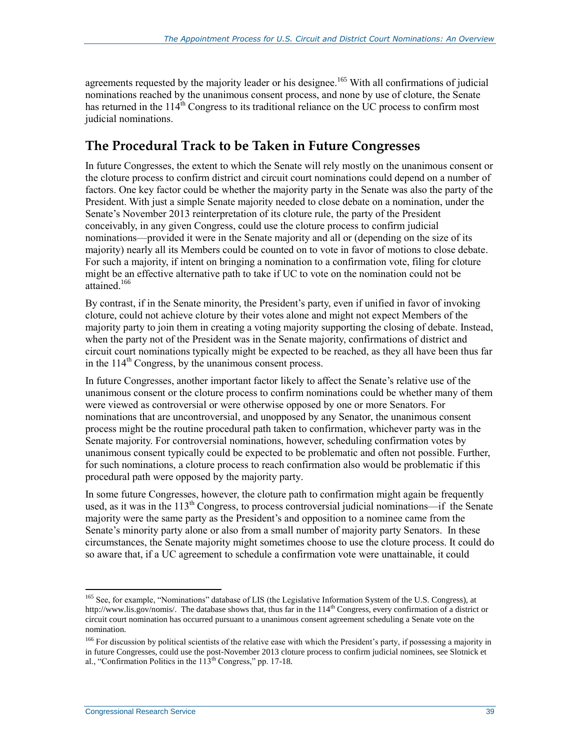agreements requested by the majority leader or his designee.[165] With all confirmations of judicial nominations reached by the unanimous consent process, and none by use of cloture, the Senate has returned in the 114th Congress to its traditional reliance on the UC process to confirm most judicial nominations.

## The Procedural Track to be Taken in Future Congresses

In future Congresses, the extent to which the Senate will rely mostly on the unanimous consent or the cloture process to confirm district and circuit court nominations could depend on a number of factors. One key factor could be whether the majority party in the Senate was also the party of the President. With just a simple Senate majority needed to close debate on a nomination, under the Senate's November 2013 reinterpretation of its cloture rule, the party of the President conceivably, in any given Congress, could use the cloture process to confirm judicial nominations—provided it were in the Senate majority and all or (depending on the size of its majority) nearly all its Members could be counted on to vote in favor of motions to close debate. For such a majority, if intent on bringing a nomination to a confirmation vote, filing for cloture might be an effective alternative path to take if UC to vote on the nomination could not be attained.[166]

By contrast, if in the Senate minority, the President's party, even if unified in favor of invoking cloture, could not achieve cloture by their votes alone and might not expect Members of the majority party to join them in creating a voting majority supporting the closing of debate. Instead, when the party not of the President was in the Senate majority, confirmations of district and circuit court nominations typically might be expected to be reached, as they all have been thus far in the 114th Congress, by the unanimous consent process.

In future Congresses, another important factor likely to affect the Senate's relative use of the unanimous consent or the cloture process to confirm nominations could be whether many of them were viewed as controversial or were otherwise opposed by one or more Senators. For nominations that are uncontroversial, and unopposed by any Senator, the unanimous consent process might be the routine procedural path taken to confirmation, whichever party was in the Senate majority. For controversial nominations, however, scheduling confirmation votes by unanimous consent typically could be expected to be problematic and often not possible. Further, for such nominations, a cloture process to reach confirmation also would be problematic if this procedural path were opposed by the majority party.

In some future Congresses, however, the cloture path to confirmation might again be frequently used, as it was in the 113th Congress, to process controversial judicial nominations—if the Senate majority were the same party as the President's and opposition to a nominee came from the Senate's minority party alone or also from a small number of majority party Senators. In these circumstances, the Senate majority might sometimes choose to use the cloture process. It could do so aware that, if a UC agreement to schedule a confirmation vote were unattainable, it could

---

[165] See, for example, "Nominations" database of LIS (the Legislative Information System of the U.S. Congress), at http://www.lis.gov/nomis/. The database shows that, thus far in the 114th Congress, every confirmation of a district or circuit court nomination has occurred pursuant to a unanimous consent agreement scheduling a Senate vote on the nomination.

[166] For discussion by political scientists of the relative ease with which the President's party, if possessing a majority in in future Congresses, could use the post-November 2013 cloture process to confirm judicial nominees, see Slotnick et al., "Confirmation Politics in the 113th Congress," pp. 17-18.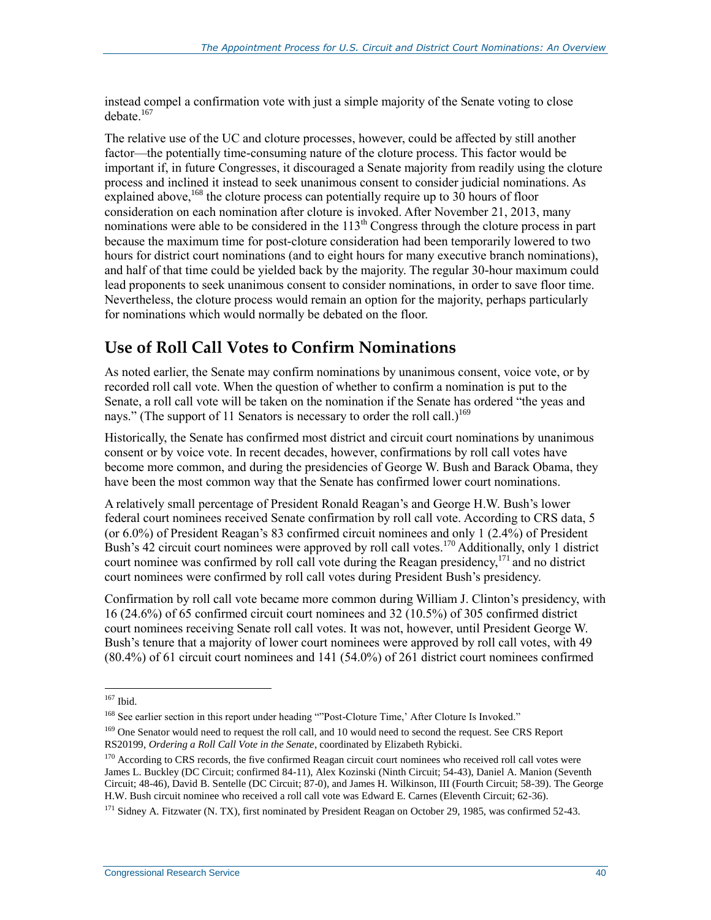instead compel a confirmation vote with just a simple majority of the Senate voting to close debate.[167]

The relative use of the UC and cloture processes, however, could be affected by still another factor—the potentially time-consuming nature of the cloture process. This factor would be important if, in future Congresses, it discouraged a Senate majority from readily using the cloture process and inclined it instead to seek unanimous consent to consider judicial nominations. As explained above,[168] the cloture process can potentially require up to 30 hours of floor consideration on each nomination after cloture is invoked. After November 21, 2013, many nominations were able to be considered in the 113th Congress through the cloture process in part because the maximum time for post-cloture consideration had been temporarily lowered to two hours for district court nominations (and to eight hours for many executive branch nominations), and half of that time could be yielded back by the majority. The regular 30-hour maximum could lead proponents to seek unanimous consent to consider nominations, in order to save floor time. Nevertheless, the cloture process would remain an option for the majority, perhaps particularly for nominations which would normally be debated on the floor.

## Use of Roll Call Votes to Confirm Nominations

As noted earlier, the Senate may confirm nominations by unanimous consent, voice vote, or by recorded roll call vote. When the question of whether to confirm a nomination is put to the Senate, a roll call vote will be taken on the nomination if the Senate has ordered "the yeas and nays." (The support of 11 Senators is necessary to order the roll call.)[169]

Historically, the Senate has confirmed most district and circuit court nominations by unanimous consent or by voice vote. In recent decades, however, confirmations by roll call votes have become more common, and during the presidencies of George W. Bush and Barack Obama, they have been the most common way that the Senate has confirmed lower court nominations.

A relatively small percentage of President Ronald Reagan's and George H.W. Bush's lower federal court nominees received Senate confirmation by roll call vote. According to CRS data, 5 (or 6.0%) of President Reagan's 83 confirmed circuit nominees and only 1 (2.4%) of President Bush's 42 circuit court nominees were approved by roll call votes.[170] Additionally, only 1 district court nominee was confirmed by roll call vote during the Reagan presidency,[171] and no district court nominees were confirmed by roll call votes during President Bush's presidency.

Confirmation by roll call vote became more common during William J. Clinton's presidency, with 16 (24.6%) of 65 confirmed circuit court nominees and 32 (10.5%) of 305 confirmed district court nominees receiving Senate roll call votes. It was not, however, until President George W. Bush's tenure that a majority of lower court nominees were approved by roll call votes, with 49 (80.4%) of 61 circuit court nominees and 141 (54.0%) of 261 district court nominees confirmed

---

[167] Ibid.

[168] See earlier section in this report under heading ""Post-Cloture Time,' After Cloture Is Invoked."

[169] One Senator would need to request the roll call, and 10 would need to second the request. See CRS Report RS20199, *Ordering a Roll Call Vote in the Senate*, coordinated by Elizabeth Rybicki.

[170] According to CRS records, the five confirmed Reagan circuit court nominees who received roll call votes were James L. Buckley (DC Circuit; confirmed 84-11), Alex Kozinski (Ninth Circuit; 54-43), Daniel A. Manion (Seventh Circuit; 48-46), David B. Sentelle (DC Circuit; 87-0), and James H. Wilkinson, III (Fourth Circuit; 58-39). The George H.W. Bush circuit nominee who received a roll call vote was Edward E. Carnes (Eleventh Circuit; 62-36).

[171] Sidney A. Fitzwater (N. TX), first nominated by President Reagan on October 29, 1985, was confirmed 52-43.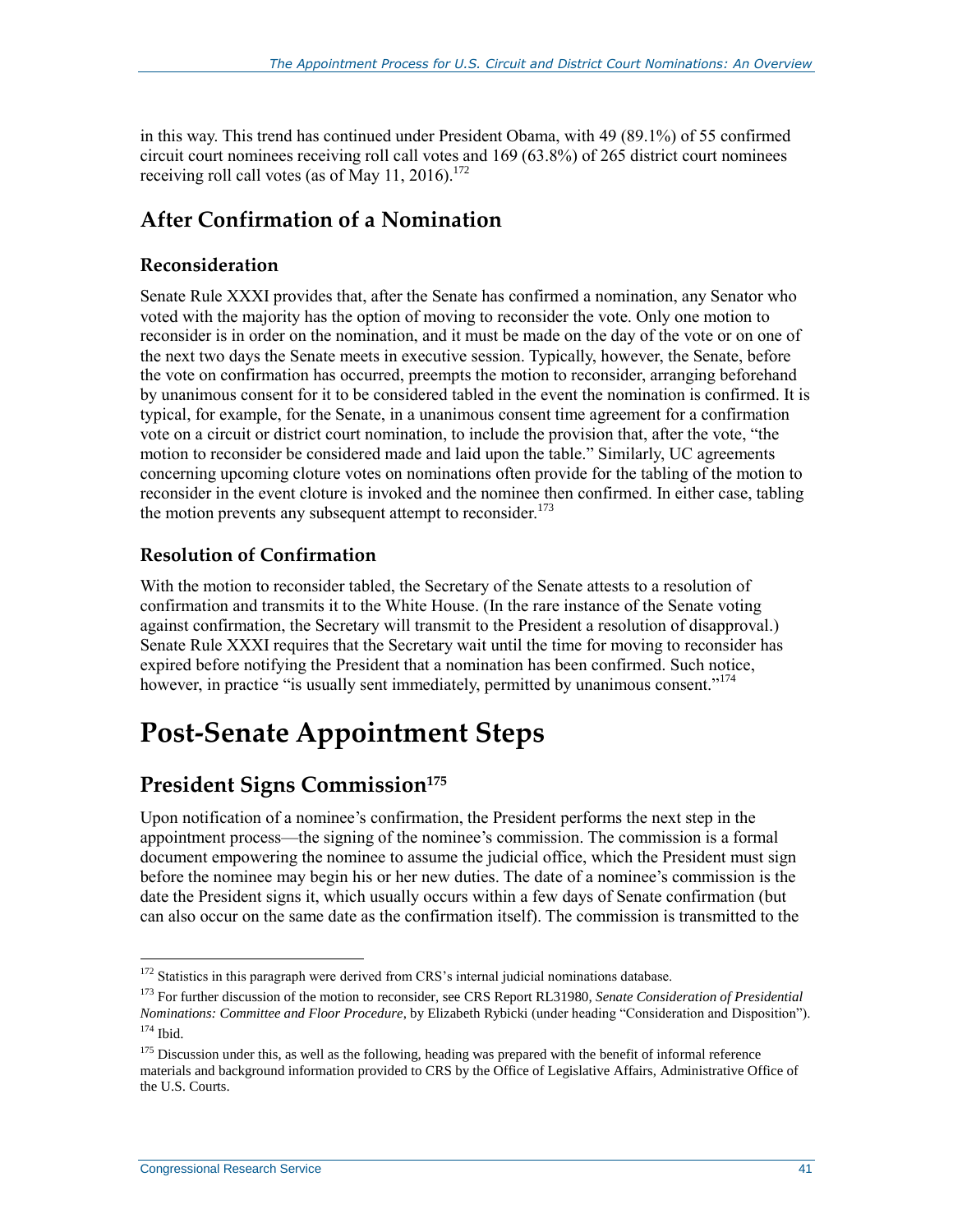in this way. This trend has continued under President Obama, with 49 (89.1%) of 55 confirmed circuit court nominees receiving roll call votes and 169 (63.8%) of 265 district court nominees receiving roll call votes (as of May 11, 2016).[172]

## After Confirmation of a Nomination

### Reconsideration

Senate Rule XXXI provides that, after the Senate has confirmed a nomination, any Senator who voted with the majority has the option of moving to reconsider the vote. Only one motion to reconsider is in order on the nomination, and it must be made on the day of the vote or on one of the next two days the Senate meets in executive session. Typically, however, the Senate, before the vote on confirmation has occurred, preempts the motion to reconsider, arranging beforehand by unanimous consent for it to be considered tabled in the event the nomination is confirmed. It is typical, for example, for the Senate, in a unanimous consent time agreement for a confirmation vote on a circuit or district court nomination, to include the provision that, after the vote, "the motion to reconsider be considered made and laid upon the table." Similarly, UC agreements concerning upcoming cloture votes on nominations often provide for the tabling of the motion to reconsider in the event cloture is invoked and the nominee then confirmed. In either case, tabling the motion prevents any subsequent attempt to reconsider.[173]

### Resolution of Confirmation

With the motion to reconsider tabled, the Secretary of the Senate attests to a resolution of confirmation and transmits it to the White House. (In the rare instance of the Senate voting against confirmation, the Secretary will transmit to the President a resolution of disapproval.) Senate Rule XXXI requires that the Secretary wait until the time for moving to reconsider has expired before notifying the President that a nomination has been confirmed. Such notice, however, in practice "is usually sent immediately, permitted by unanimous consent."[174]

# Post-Senate Appointment Steps

## President Signs Commission[175]

Upon notification of a nominee's confirmation, the President performs the next step in the appointment process—the signing of the nominee's commission. The commission is a formal document empowering the nominee to assume the judicial office, which the President must sign before the nominee may begin his or her new duties. The date of a nominee's commission is the date the President signs it, which usually occurs within a few days of Senate confirmation (but can also occur on the same date as the confirmation itself). The commission is transmitted to the

---

[172] Statistics in this paragraph were derived from CRS's internal judicial nominations database.

[173] For further discussion of the motion to reconsider, see CRS Report RL31980, *Senate Consideration of Presidential Nominations: Committee and Floor Procedure*, by Elizabeth Rybicki (under heading "Consideration and Disposition").

[174] Ibid.

[175] Discussion under this, as well as the following, heading was prepared with the benefit of informal reference materials and background information provided to CRS by the Office of Legislative Affairs, Administrative Office of the U.S. Courts.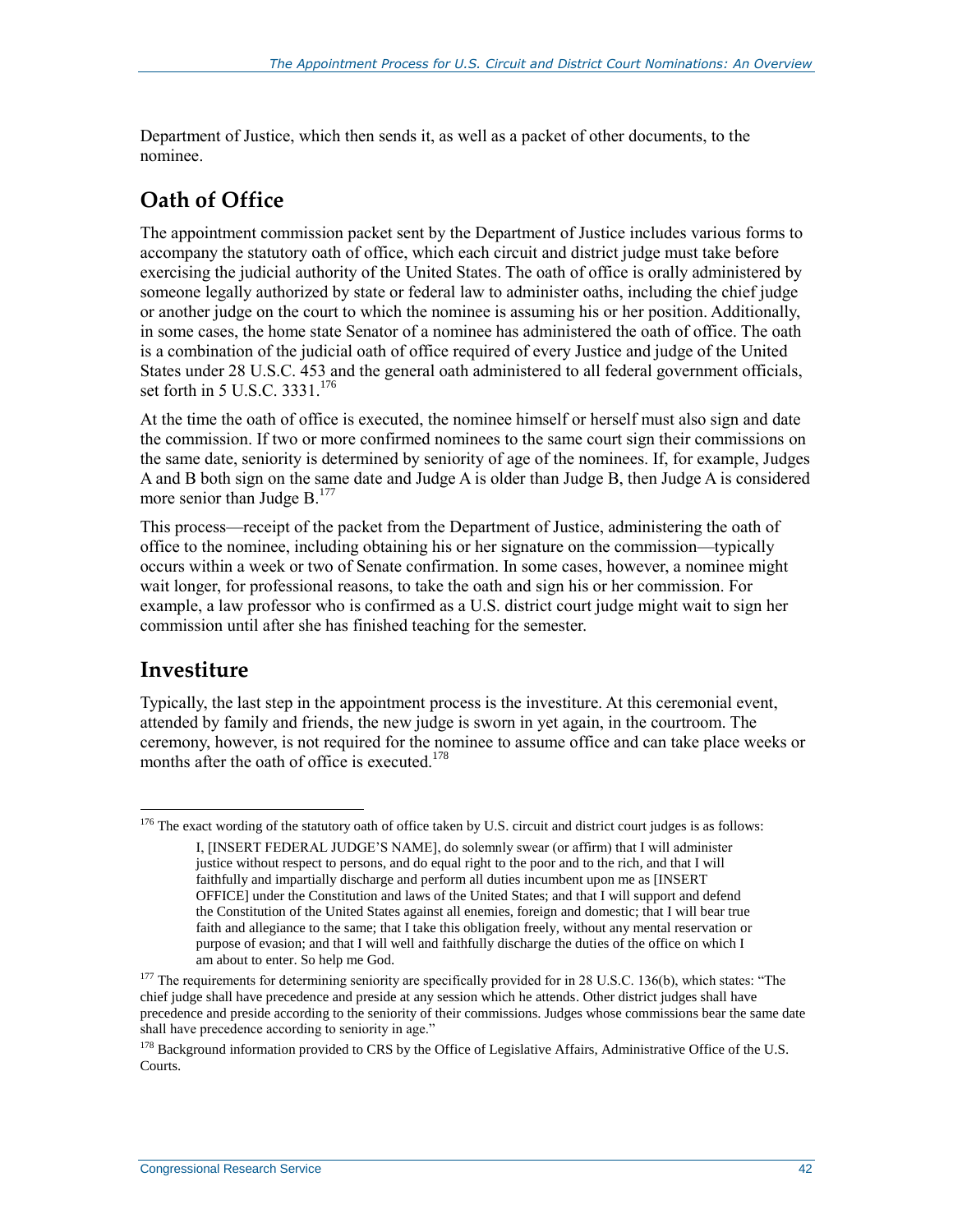Department of Justice, which then sends it, as well as a packet of other documents, to the nominee.

## Oath of Office

The appointment commission packet sent by the Department of Justice includes various forms to accompany the statutory oath of office, which each circuit and district judge must take before exercising the judicial authority of the United States. The oath of office is orally administered by someone legally authorized by state or federal law to administer oaths, including the chief judge or another judge on the court to which the nominee is assuming his or her position. Additionally, in some cases, the home state Senator of a nominee has administered the oath of office. The oath is a combination of the judicial oath of office required of every Justice and judge of the United States under 28 U.S.C. 453 and the general oath administered to all federal government officials, set forth in 5 U.S.C. 3331.[176]

At the time the oath of office is executed, the nominee himself or herself must also sign and date the commission. If two or more confirmed nominees to the same court sign their commissions on the same date, seniority is determined by seniority of age of the nominees. If, for example, Judges A and B both sign on the same date and Judge A is older than Judge B, then Judge A is considered more senior than Judge B.[177]

This process—receipt of the packet from the Department of Justice, administering the oath of office to the nominee, including obtaining his or her signature on the commission—typically occurs within a week or two of Senate confirmation. In some cases, however, a nominee might wait longer, for professional reasons, to take the oath and sign his or her commission. For example, a law professor who is confirmed as a U.S. district court judge might wait to sign her commission until after she has finished teaching for the semester.

## Investiture

Typically, the last step in the appointment process is the investiture. At this ceremonial event, attended by family and friends, the new judge is sworn in yet again, in the courtroom. The ceremony, however, is not required for the nominee to assume office and can take place weeks or months after the oath of office is executed.[178]

---

[176] The exact wording of the statutory oath of office taken by U.S. circuit and district court judges is as follows:

> I, [INSERT FEDERAL JUDGE'S NAME], do solemnly swear (or affirm) that I will administer justice without respect to persons, and do equal right to the poor and to the rich, and that I will faithfully and impartially discharge and perform all duties incumbent upon me as [INSERT OFFICE] under the Constitution and laws of the United States; and that I will support and defend the Constitution of the United States against all enemies, foreign and domestic; that I will bear true faith and allegiance to the same; that I take this obligation freely, without any mental reservation or purpose of evasion; and that I will well and faithfully discharge the duties of the office on which I am about to enter. So help me God.

[177] The requirements for determining seniority are specifically provided for in 28 U.S.C. 136(b), which states: "The chief judge shall have precedence and preside at any session which he attends. Other district judges shall have precedence and preside according to the seniority of their commissions. Judges whose commissions bear the same date shall have precedence according to seniority in age."

[178] Background information provided to CRS by the Office of Legislative Affairs, Administrative Office of the U.S. Courts.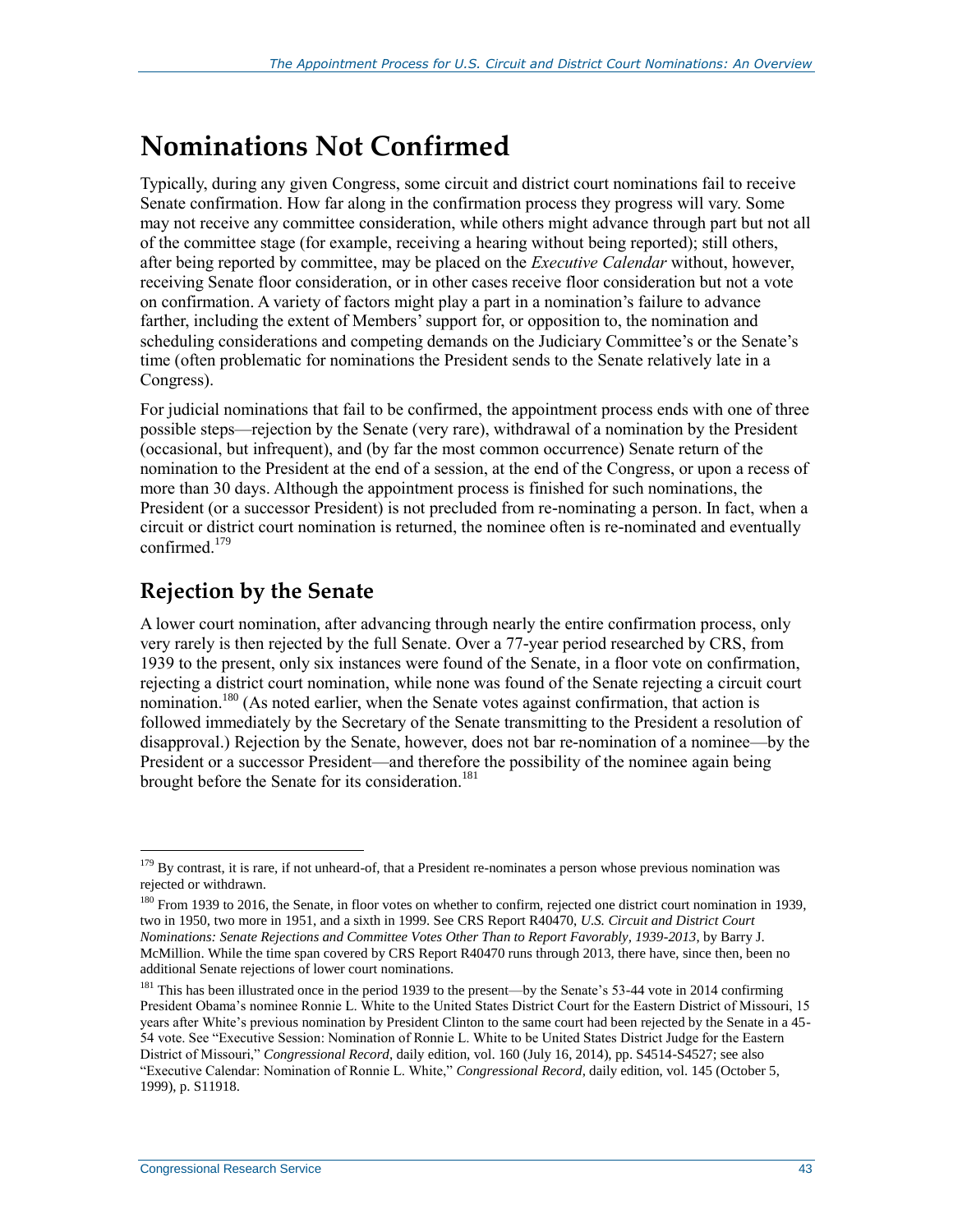# Nominations Not Confirmed

Typically, during any given Congress, some circuit and district court nominations fail to receive Senate confirmation. How far along in the confirmation process they progress will vary. Some may not receive any committee consideration, while others might advance through part but not all of the committee stage (for example, receiving a hearing without being reported); still others, after being reported by committee, may be placed on the *Executive Calendar* without, however, receiving Senate floor consideration, or in other cases receive floor consideration but not a vote on confirmation. A variety of factors might play a part in a nomination's failure to advance farther, including the extent of Members' support for, or opposition to, the nomination and scheduling considerations and competing demands on the Judiciary Committee's or the Senate's time (often problematic for nominations the President sends to the Senate relatively late in a Congress).

For judicial nominations that fail to be confirmed, the appointment process ends with one of three possible steps—rejection by the Senate (very rare), withdrawal of a nomination by the President (occasional, but infrequent), and (by far the most common occurrence) Senate return of the nomination to the President at the end of a session, at the end of the Congress, or upon a recess of more than 30 days. Although the appointment process is finished for such nominations, the President (or a successor President) is not precluded from re-nominating a person. In fact, when a circuit or district court nomination is returned, the nominee often is re-nominated and eventually confirmed.[179]

## Rejection by the Senate

A lower court nomination, after advancing through nearly the entire confirmation process, only very rarely is then rejected by the full Senate. Over a 77-year period researched by CRS, from 1939 to the present, only six instances were found of the Senate, in a floor vote on confirmation, rejecting a district court nomination, while none was found of the Senate rejecting a circuit court nomination.[180] (As noted earlier, when the Senate votes against confirmation, that action is followed immediately by the Secretary of the Senate transmitting to the President a resolution of disapproval.) Rejection by the Senate, however, does not bar re-nomination of a nominee—by the President or a successor President—and therefore the possibility of the nominee again being brought before the Senate for its consideration.[181]

---

[179] By contrast, it is rare, if not unheard-of, that a President re-nominates a person whose previous nomination was rejected or withdrawn.

[180] From 1939 to 2016, the Senate, in floor votes on whether to confirm, rejected one district court nomination in 1939, two in 1950, two more in 1951, and a sixth in 1999. See CRS Report R40470, *U.S. Circuit and District Court Nominations: Senate Rejections and Committee Votes Other Than to Report Favorably, 1939-2013*, by Barry J. McMillion. While the time span covered by CRS Report R40470 runs through 2013, there have, since then, been no additional Senate rejections of lower court nominations.

[181] This has been illustrated once in the period 1939 to the present—by the Senate's 53-44 vote in 2014 confirming President Obama's nominee Ronnie L. White to the United States District Court for the Eastern District of Missouri, 15 years after White's previous nomination by President Clinton to the same court had been rejected by the Senate in a 45-54 vote. See "Executive Session: Nomination of Ronnie L. White to be United States District Judge for the Eastern District of Missouri," *Congressional Record*, daily edition, vol. 160 (July 16, 2014), pp. S4514-S4527; see also "Executive Calendar: Nomination of Ronnie L. White," *Congressional Record*, daily edition, vol. 145 (October 5, 1999), p. S11918.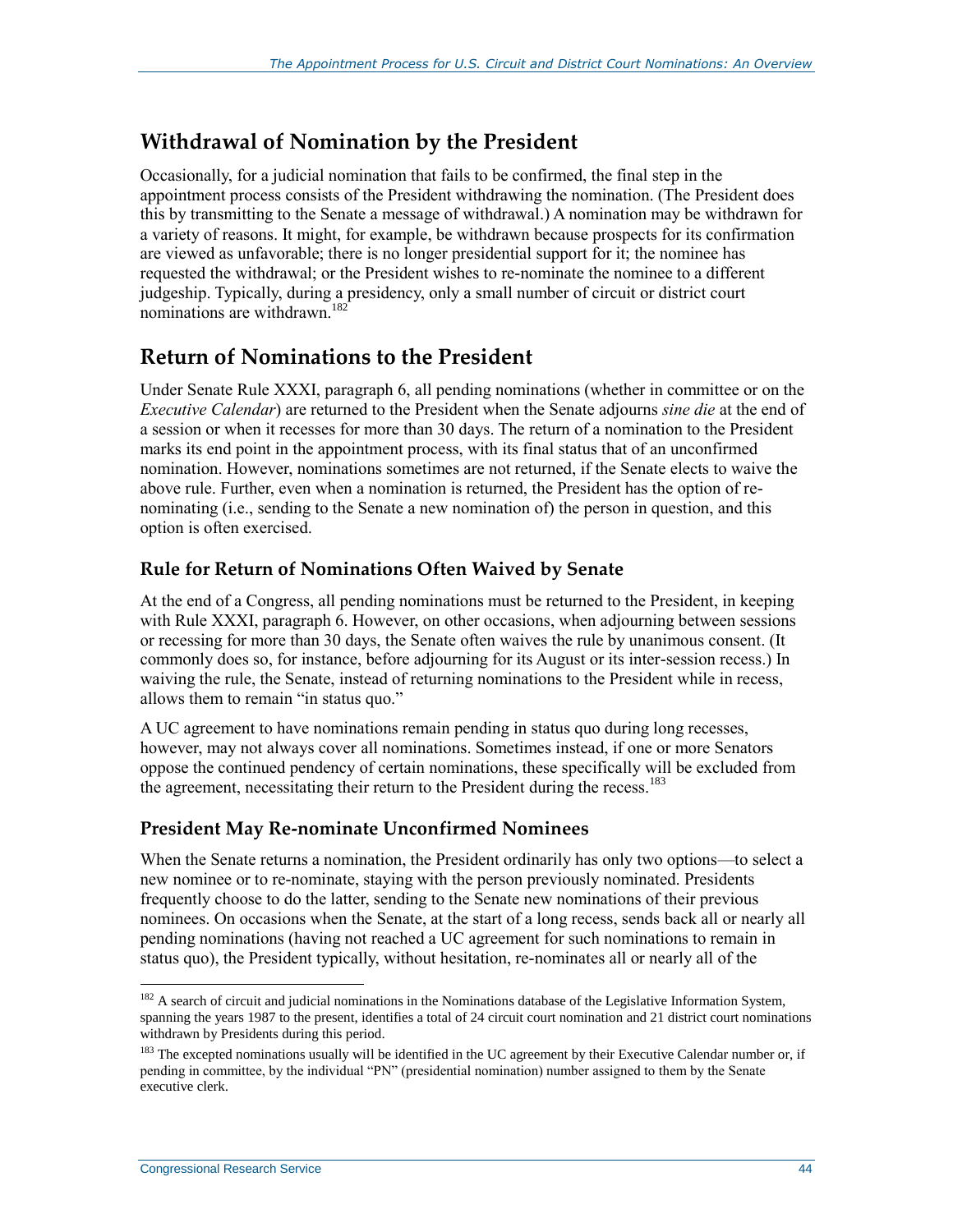## Withdrawal of Nomination by the President

Occasionally, for a judicial nomination that fails to be confirmed, the final step in the appointment process consists of the President withdrawing the nomination. (The President does this by transmitting to the Senate a message of withdrawal.) A nomination may be withdrawn for a variety of reasons. It might, for example, be withdrawn because prospects for its confirmation are viewed as unfavorable; there is no longer presidential support for it; the nominee has requested the withdrawal; or the President wishes to re-nominate the nominee to a different judgeship. Typically, during a presidency, only a small number of circuit or district court nominations are withdrawn.[182]

## Return of Nominations to the President

Under Senate Rule XXXI, paragraph 6, all pending nominations (whether in committee or on the *Executive Calendar*) are returned to the President when the Senate adjourns *sine die* at the end of a session or when it recesses for more than 30 days. The return of a nomination to the President marks its end point in the appointment process, with its final status that of an unconfirmed nomination. However, nominations sometimes are not returned, if the Senate elects to waive the above rule. Further, even when a nomination is returned, the President has the option of re-nominating (i.e., sending to the Senate a new nomination of) the person in question, and this option is often exercised.

### Rule for Return of Nominations Often Waived by Senate

At the end of a Congress, all pending nominations must be returned to the President, in keeping with Rule XXXI, paragraph 6. However, on other occasions, when adjourning between sessions or recessing for more than 30 days, the Senate often waives the rule by unanimous consent. (It commonly does so, for instance, before adjourning for its August or its inter-session recess.) In waiving the rule, the Senate, instead of returning nominations to the President while in recess, allows them to remain "in status quo."

A UC agreement to have nominations remain pending in status quo during long recesses, however, may not always cover all nominations. Sometimes instead, if one or more Senators oppose the continued pendency of certain nominations, these specifically will be excluded from the agreement, necessitating their return to the President during the recess.[183]

### President May Re-nominate Unconfirmed Nominees

When the Senate returns a nomination, the President ordinarily has only two options—to select a new nominee or to re-nominate, staying with the person previously nominated. Presidents frequently choose to do the latter, sending to the Senate new nominations of their previous nominees. On occasions when the Senate, at the start of a long recess, sends back all or nearly all pending nominations (having not reached a UC agreement for such nominations to remain in status quo), the President typically, without hesitation, re-nominates all or nearly all of the

---

[182] A search of circuit and judicial nominations in the Nominations database of the Legislative Information System, spanning the years 1987 to the present, identifies a total of 24 circuit court nomination and 21 district court nominations withdrawn by Presidents during this period.

[183] The excepted nominations usually will be identified in the UC agreement by their Executive Calendar number or, if pending in committee, by the individual "PN" (presidential nomination) number assigned to them by the Senate executive clerk.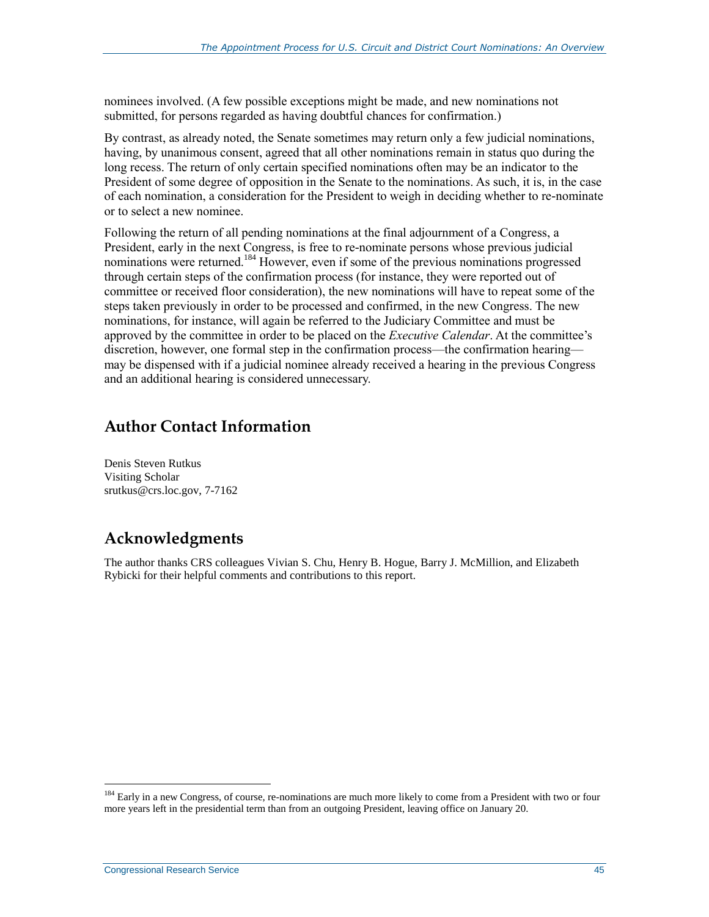nominees involved. (A few possible exceptions might be made, and new nominations not submitted, for persons regarded as having doubtful chances for confirmation.)

By contrast, as already noted, the Senate sometimes may return only a few judicial nominations, having, by unanimous consent, agreed that all other nominations remain in status quo during the long recess. The return of only certain specified nominations often may be an indicator to the President of some degree of opposition in the Senate to the nominations. As such, it is, in the case of each nomination, a consideration for the President to weigh in deciding whether to re-nominate or to select a new nominee.

Following the return of all pending nominations at the final adjournment of a Congress, a President, early in the next Congress, is free to re-nominate persons whose previous judicial nominations were returned.[184] However, even if some of the previous nominations progressed through certain steps of the confirmation process (for instance, they were reported out of committee or received floor consideration), the new nominations will have to repeat some of the steps taken previously in order to be processed and confirmed, in the new Congress. The new nominations, for instance, will again be referred to the Judiciary Committee and must be approved by the committee in order to be placed on the *Executive Calendar*. At the committee's discretion, however, one formal step in the confirmation process—the confirmation hearing—may be dispensed with if a judicial nominee already received a hearing in the previous Congress and an additional hearing is considered unnecessary.

## Author Contact Information

Denis Steven Rutkus
Visiting Scholar
srutkus@crs.loc.gov, 7-7162

## Acknowledgments

The author thanks CRS colleagues Vivian S. Chu, Henry B. Hogue, Barry J. McMillion, and Elizabeth Rybicki for their helpful comments and contributions to this report.

[184] Early in a new Congress, of course, re-nominations are much more likely to come from a President with two or four more years left in the presidential term than from an outgoing President, leaving office on January 20.